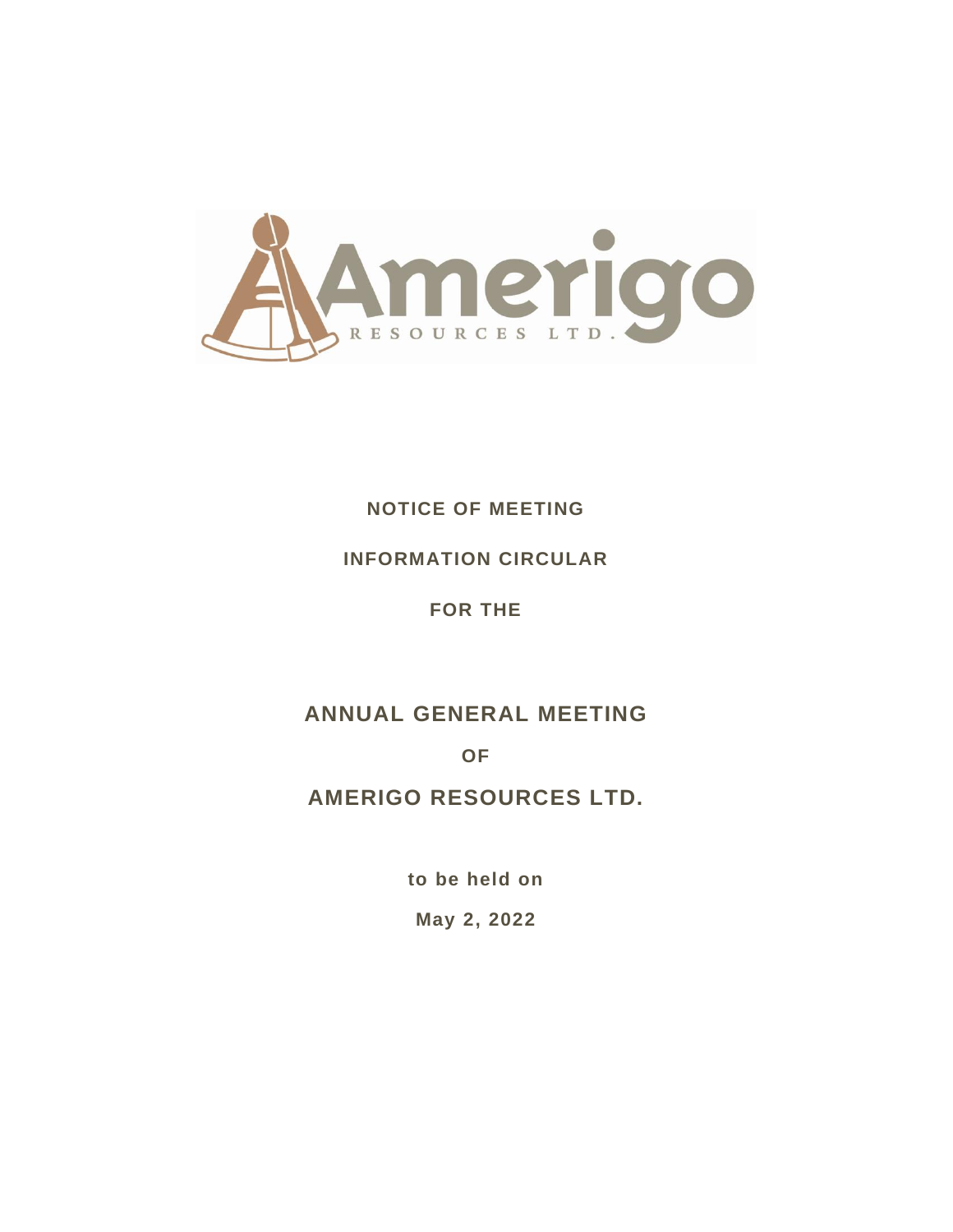NOTICE OF MEETING

INFORMATION CIRCULAR

FOR THE

# ANNUAL GENERAL MEETING

OF

# AMERIGO RESOURCES LTD.

to be held on

May 2, 2022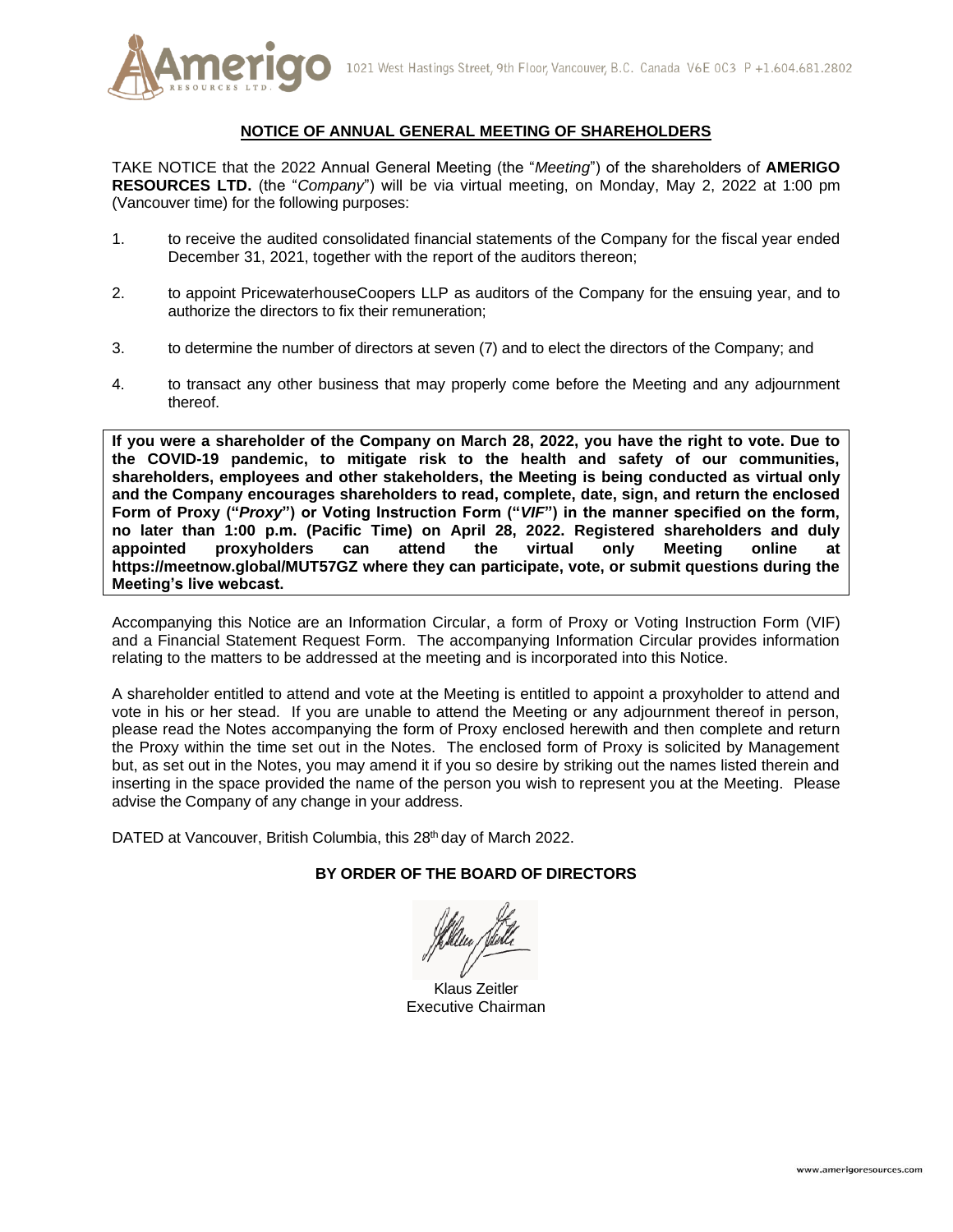# NOTICE OF ANNUAL GENERAL MEETING OF SHAREHOLDERS

TAKE NOTICE that the 2022 Annual General Meeting (the "*Meeting*") of the shareholders of **AMERIGO RESOURCES LTD.** (the "*Company*") will be via virtual meeting, on Monday, May 2, 2022 at 1:00 pm (Vancouver time) for the following purposes:

1. to receive the audited consolidated financial statements of the Company for the fiscal year ended December 31, 2021, together with the report of the auditors thereon;
2. to appoint PricewaterhouseCoopers LLP as auditors of the Company for the ensuing year, and to authorize the directors to fix their remuneration;
3. to determine the number of directors at seven (7) and to elect the directors of the Company; and
4. to transact any other business that may properly come before the Meeting and any adjournment thereof.

**If you were a shareholder of the Company on March 28, 2022, you have the right to vote. Due to the COVID-19 pandemic, to mitigate risk to the health and safety of our communities, shareholders, employees and other stakeholders, the Meeting is being conducted as virtual only and the Company encourages shareholders to read, complete, date, sign, and return the enclosed Form of Proxy ("*Proxy*") or Voting Instruction Form ("*VIF*") in the manner specified on the form, no later than 1:00 p.m. (Pacific Time) on April 28, 2022. Registered shareholders and duly appointed proxyholders can attend the virtual only Meeting online at https://meetnow.global/MUT57GZ where they can participate, vote, or submit questions during the Meeting's live webcast.**

Accompanying this Notice are an Information Circular, a form of Proxy or Voting Instruction Form (VIF) and a Financial Statement Request Form. The accompanying Information Circular provides information relating to the matters to be addressed at the meeting and is incorporated into this Notice.

A shareholder entitled to attend and vote at the Meeting is entitled to appoint a proxyholder to attend and vote in his or her stead. If you are unable to attend the Meeting or any adjournment thereof in person, please read the Notes accompanying the form of Proxy enclosed herewith and then complete and return the Proxy within the time set out in the Notes. The enclosed form of Proxy is solicited by Management but, as set out in the Notes, you may amend it if you so desire by striking out the names listed therein and inserting in the space provided the name of the person you wish to represent you at the Meeting. Please advise the Company of any change in your address.

DATED at Vancouver, British Columbia, this 28th day of March 2022.

**BY ORDER OF THE BOARD OF DIRECTORS**

Klaus Zeitler
Executive Chairman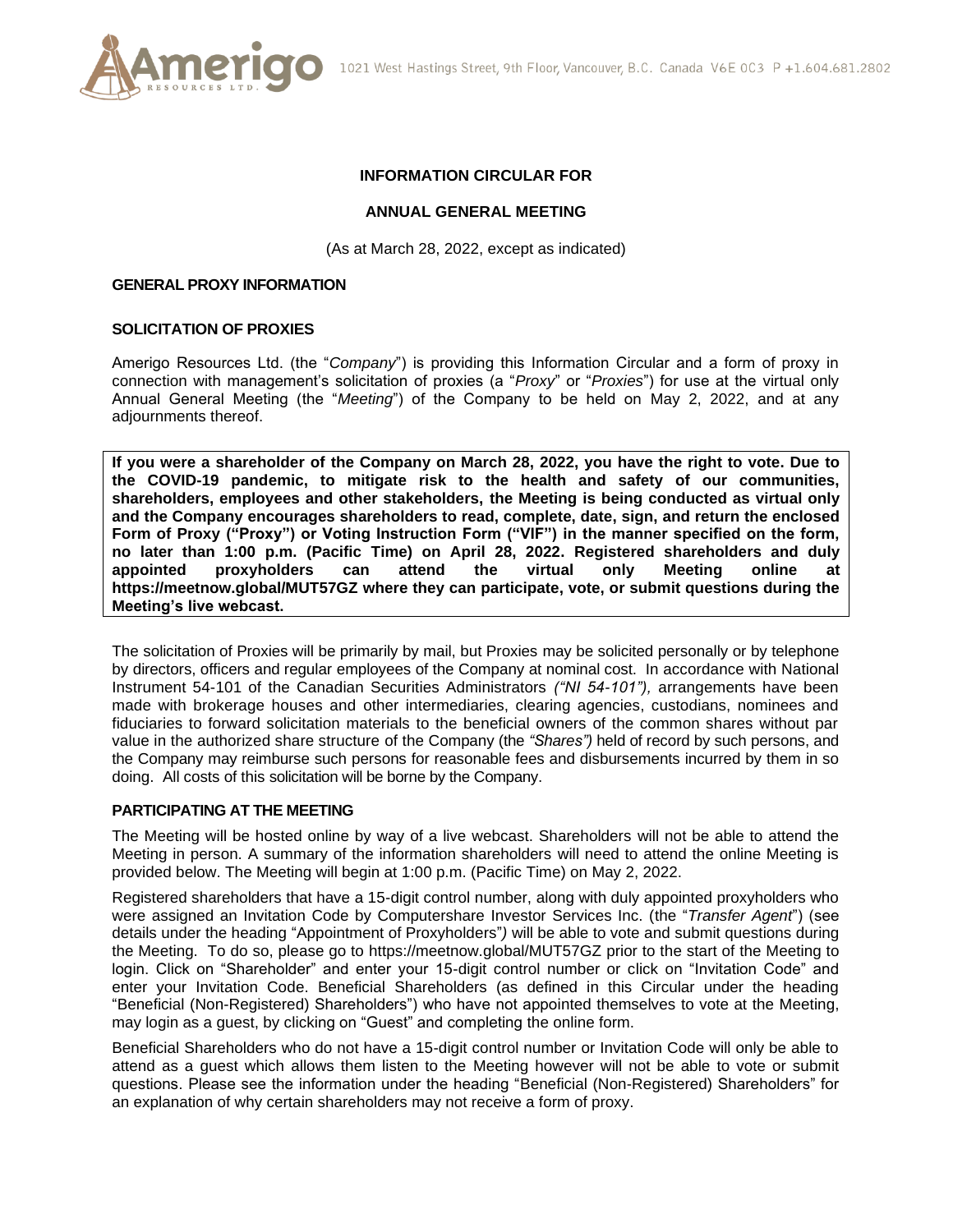# INFORMATION CIRCULAR FOR

## ANNUAL GENERAL MEETING

(As at March 28, 2022, except as indicated)

### GENERAL PROXY INFORMATION

### SOLICITATION OF PROXIES

Amerigo Resources Ltd. (the "*Company*") is providing this Information Circular and a form of proxy in connection with management's solicitation of proxies (a "*Proxy*" or "*Proxies*") for use at the virtual only Annual General Meeting (the "*Meeting*") of the Company to be held on May 2, 2022, and at any adjournments thereof.

**If you were a shareholder of the Company on March 28, 2022, you have the right to vote. Due to the COVID-19 pandemic, to mitigate risk to the health and safety of our communities, shareholders, employees and other stakeholders, the Meeting is being conducted as virtual only and the Company encourages shareholders to read, complete, date, sign, and return the enclosed Form of Proxy ("Proxy") or Voting Instruction Form ("VIF") in the manner specified on the form, no later than 1:00 p.m. (Pacific Time) on April 28, 2022. Registered shareholders and duly appointed proxyholders can attend the virtual only Meeting online at https://meetnow.global/MUT57GZ where they can participate, vote, or submit questions during the Meeting's live webcast.**

The solicitation of Proxies will be primarily by mail, but Proxies may be solicited personally or by telephone by directors, officers and regular employees of the Company at nominal cost. In accordance with National Instrument 54-101 of the Canadian Securities Administrators *("NI 54-101"),* arrangements have been made with brokerage houses and other intermediaries, clearing agencies, custodians, nominees and fiduciaries to forward solicitation materials to the beneficial owners of the common shares without par value in the authorized share structure of the Company (the *"Shares")* held of record by such persons, and the Company may reimburse such persons for reasonable fees and disbursements incurred by them in so doing. All costs of this solicitation will be borne by the Company.

### PARTICIPATING AT THE MEETING

The Meeting will be hosted online by way of a live webcast. Shareholders will not be able to attend the Meeting in person. A summary of the information shareholders will need to attend the online Meeting is provided below. The Meeting will begin at 1:00 p.m. (Pacific Time) on May 2, 2022.

Registered shareholders that have a 15-digit control number, along with duly appointed proxyholders who were assigned an Invitation Code by Computershare Investor Services Inc. (the "*Transfer Agent*") (see details under the heading "Appointment of Proxyholders"*)* will be able to vote and submit questions during the Meeting. To do so, please go to https://meetnow.global/MUT57GZ prior to the start of the Meeting to login. Click on "Shareholder" and enter your 15-digit control number or click on "Invitation Code" and enter your Invitation Code. Beneficial Shareholders (as defined in this Circular under the heading "Beneficial (Non-Registered) Shareholders") who have not appointed themselves to vote at the Meeting, may login as a guest, by clicking on "Guest" and completing the online form.

Beneficial Shareholders who do not have a 15-digit control number or Invitation Code will only be able to attend as a guest which allows them listen to the Meeting however will not be able to vote or submit questions. Please see the information under the heading "Beneficial (Non-Registered) Shareholders" for an explanation of why certain shareholders may not receive a form of proxy.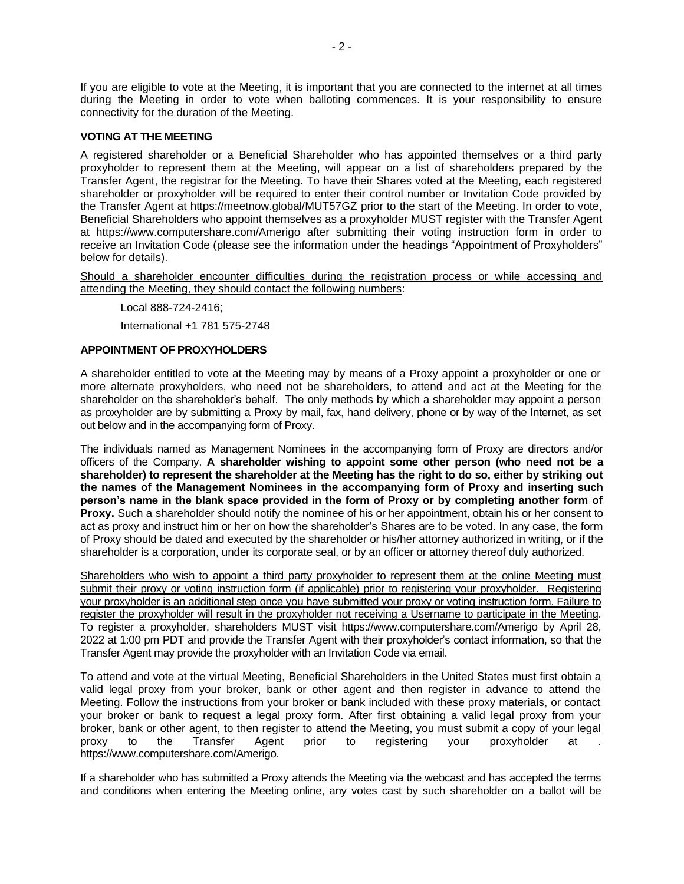If you are eligible to vote at the Meeting, it is important that you are connected to the internet at all times during the Meeting in order to vote when balloting commences. It is your responsibility to ensure connectivity for the duration of the Meeting.

**VOTING AT THE MEETING**

A registered shareholder or a Beneficial Shareholder who has appointed themselves or a third party proxyholder to represent them at the Meeting, will appear on a list of shareholders prepared by the Transfer Agent, the registrar for the Meeting. To have their Shares voted at the Meeting, each registered shareholder or proxyholder will be required to enter their control number or Invitation Code provided by the Transfer Agent at https://meetnow.global/MUT57GZ prior to the start of the Meeting. In order to vote, Beneficial Shareholders who appoint themselves as a proxyholder MUST register with the Transfer Agent at https://www.computershare.com/Amerigo after submitting their voting instruction form in order to receive an Invitation Code (please see the information under the headings "Appointment of Proxyholders" below for details).

Should a shareholder encounter difficulties during the registration process or while accessing and attending the Meeting, they should contact the following numbers:

Local 888-724-2416;

International +1 781 575-2748

**APPOINTMENT OF PROXYHOLDERS**

A shareholder entitled to vote at the Meeting may by means of a Proxy appoint a proxyholder or one or more alternate proxyholders, who need not be shareholders, to attend and act at the Meeting for the shareholder on the shareholder's behalf. The only methods by which a shareholder may appoint a person as proxyholder are by submitting a Proxy by mail, fax, hand delivery, phone or by way of the Internet, as set out below and in the accompanying form of Proxy.

The individuals named as Management Nominees in the accompanying form of Proxy are directors and/or officers of the Company. **A shareholder wishing to appoint some other person (who need not be a shareholder) to represent the shareholder at the Meeting has the right to do so, either by striking out the names of the Management Nominees in the accompanying form of Proxy and inserting such person's name in the blank space provided in the form of Proxy or by completing another form of Proxy.** Such a shareholder should notify the nominee of his or her appointment, obtain his or her consent to act as proxy and instruct him or her on how the shareholder's Shares are to be voted. In any case, the form of Proxy should be dated and executed by the shareholder or his/her attorney authorized in writing, or if the shareholder is a corporation, under its corporate seal, or by an officer or attorney thereof duly authorized.

Shareholders who wish to appoint a third party proxyholder to represent them at the online Meeting must submit their proxy or voting instruction form (if applicable) prior to registering your proxyholder. Registering your proxyholder is an additional step once you have submitted your proxy or voting instruction form. Failure to register the proxyholder will result in the proxyholder not receiving a Username to participate in the Meeting. To register a proxyholder, shareholders MUST visit https://www.computershare.com/Amerigo by April 28, 2022 at 1:00 pm PDT and provide the Transfer Agent with their proxyholder's contact information, so that the Transfer Agent may provide the proxyholder with an Invitation Code via email.

To attend and vote at the virtual Meeting, Beneficial Shareholders in the United States must first obtain a valid legal proxy from your broker, bank or other agent and then register in advance to attend the Meeting. Follow the instructions from your broker or bank included with these proxy materials, or contact your broker or bank to request a legal proxy form. After first obtaining a valid legal proxy from your broker, bank or other agent, to then register to attend the Meeting, you must submit a copy of your legal proxy to the Transfer Agent prior to registering your proxyholder at . https://www.computershare.com/Amerigo.

If a shareholder who has submitted a Proxy attends the Meeting via the webcast and has accepted the terms and conditions when entering the Meeting online, any votes cast by such shareholder on a ballot will be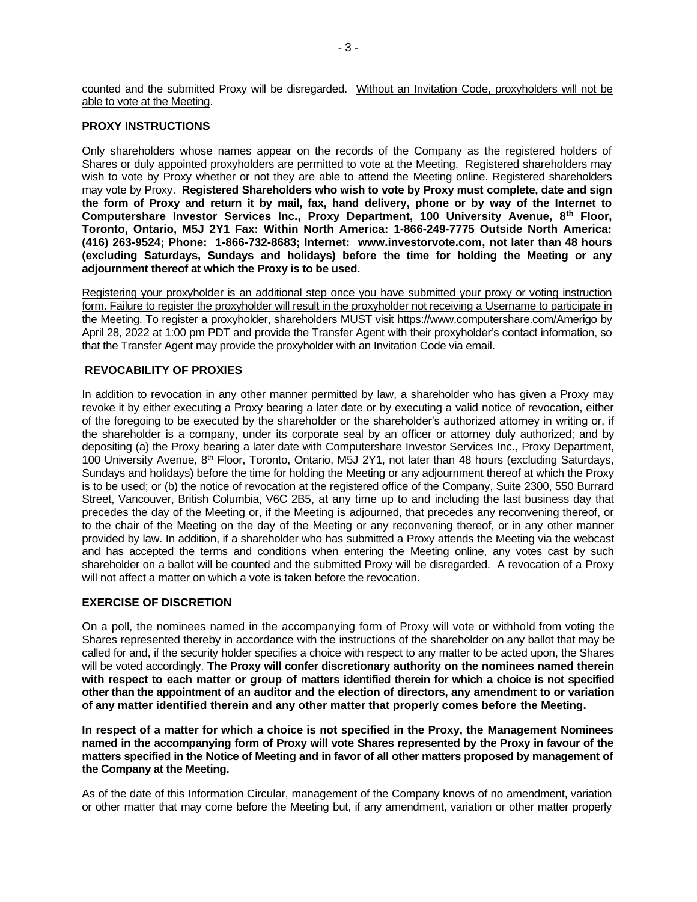counted and the submitted Proxy will be disregarded. Without an Invitation Code, proxyholders will not be able to vote at the Meeting.

**PROXY INSTRUCTIONS**

Only shareholders whose names appear on the records of the Company as the registered holders of Shares or duly appointed proxyholders are permitted to vote at the Meeting. Registered shareholders may wish to vote by Proxy whether or not they are able to attend the Meeting online. Registered shareholders may vote by Proxy. **Registered Shareholders who wish to vote by Proxy must complete, date and sign the form of Proxy and return it by mail, fax, hand delivery, phone or by way of the Internet to Computershare Investor Services Inc., Proxy Department, 100 University Avenue, 8th Floor, Toronto, Ontario, M5J 2Y1 Fax: Within North America: 1-866-249-7775 Outside North America: (416) 263-9524; Phone: 1-866-732-8683; Internet: www.investorvote.com, not later than 48 hours (excluding Saturdays, Sundays and holidays) before the time for holding the Meeting or any adjournment thereof at which the Proxy is to be used.**

Registering your proxyholder is an additional step once you have submitted your proxy or voting instruction form. Failure to register the proxyholder will result in the proxyholder not receiving a Username to participate in the Meeting. To register a proxyholder, shareholders MUST visit https://www.computershare.com/Amerigo by April 28, 2022 at 1:00 pm PDT and provide the Transfer Agent with their proxyholder's contact information, so that the Transfer Agent may provide the proxyholder with an Invitation Code via email.

**REVOCABILITY OF PROXIES**

In addition to revocation in any other manner permitted by law, a shareholder who has given a Proxy may revoke it by either executing a Proxy bearing a later date or by executing a valid notice of revocation, either of the foregoing to be executed by the shareholder or the shareholder's authorized attorney in writing or, if the shareholder is a company, under its corporate seal by an officer or attorney duly authorized; and by depositing (a) the Proxy bearing a later date with Computershare Investor Services Inc., Proxy Department, 100 University Avenue, 8th Floor, Toronto, Ontario, M5J 2Y1, not later than 48 hours (excluding Saturdays, Sundays and holidays) before the time for holding the Meeting or any adjournment thereof at which the Proxy is to be used; or (b) the notice of revocation at the registered office of the Company, Suite 2300, 550 Burrard Street, Vancouver, British Columbia, V6C 2B5, at any time up to and including the last business day that precedes the day of the Meeting or, if the Meeting is adjourned, that precedes any reconvening thereof, or to the chair of the Meeting on the day of the Meeting or any reconvening thereof, or in any other manner provided by law. In addition, if a shareholder who has submitted a Proxy attends the Meeting via the webcast and has accepted the terms and conditions when entering the Meeting online, any votes cast by such shareholder on a ballot will be counted and the submitted Proxy will be disregarded. A revocation of a Proxy will not affect a matter on which a vote is taken before the revocation.

**EXERCISE OF DISCRETION**

On a poll, the nominees named in the accompanying form of Proxy will vote or withhold from voting the Shares represented thereby in accordance with the instructions of the shareholder on any ballot that may be called for and, if the security holder specifies a choice with respect to any matter to be acted upon, the Shares will be voted accordingly. **The Proxy will confer discretionary authority on the nominees named therein with respect to each matter or group of matters identified therein for which a choice is not specified other than the appointment of an auditor and the election of directors, any amendment to or variation of any matter identified therein and any other matter that properly comes before the Meeting.**

**In respect of a matter for which a choice is not specified in the Proxy, the Management Nominees named in the accompanying form of Proxy will vote Shares represented by the Proxy in favour of the matters specified in the Notice of Meeting and in favor of all other matters proposed by management of the Company at the Meeting.**

As of the date of this Information Circular, management of the Company knows of no amendment, variation or other matter that may come before the Meeting but, if any amendment, variation or other matter properly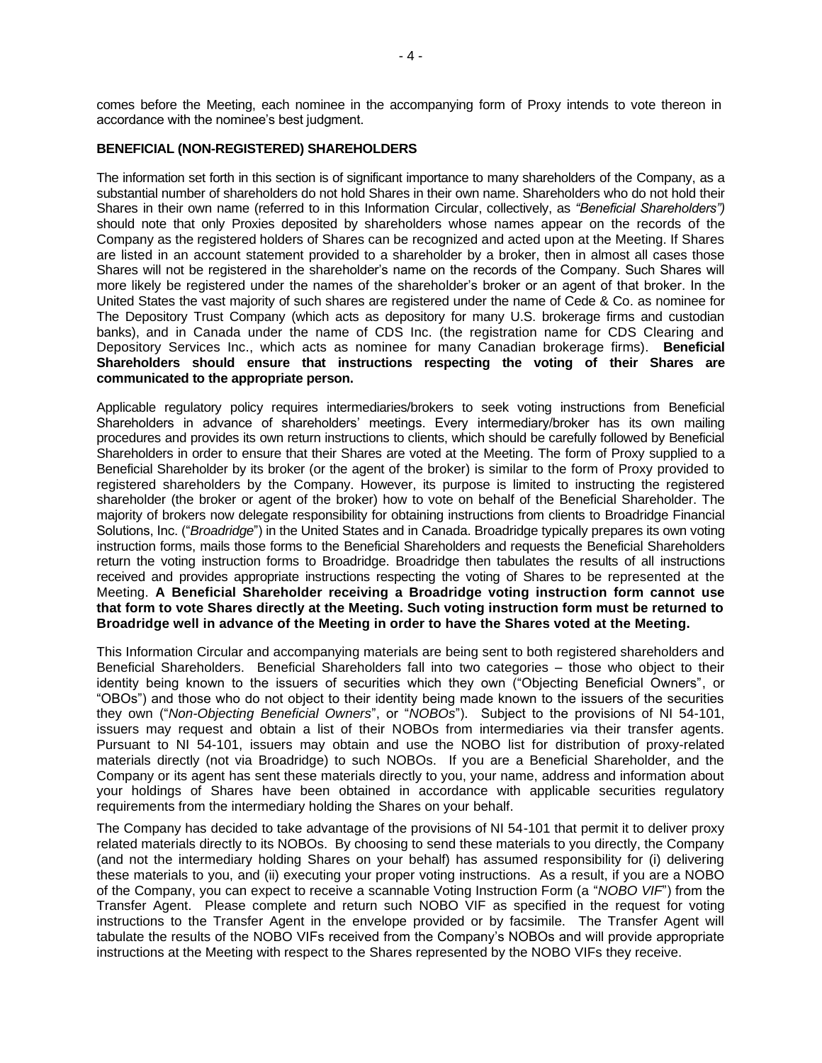comes before the Meeting, each nominee in the accompanying form of Proxy intends to vote thereon in accordance with the nominee's best judgment.

## BENEFICIAL (NON-REGISTERED) SHAREHOLDERS

The information set forth in this section is of significant importance to many shareholders of the Company, as a substantial number of shareholders do not hold Shares in their own name. Shareholders who do not hold their Shares in their own name (referred to in this Information Circular, collectively, as *"Beneficial Shareholders")* should note that only Proxies deposited by shareholders whose names appear on the records of the Company as the registered holders of Shares can be recognized and acted upon at the Meeting. If Shares are listed in an account statement provided to a shareholder by a broker, then in almost all cases those Shares will not be registered in the shareholder's name on the records of the Company. Such Shares will more likely be registered under the names of the shareholder's broker or an agent of that broker. In the United States the vast majority of such shares are registered under the name of Cede & Co. as nominee for The Depository Trust Company (which acts as depository for many U.S. brokerage firms and custodian banks), and in Canada under the name of CDS Inc. (the registration name for CDS Clearing and Depository Services Inc., which acts as nominee for many Canadian brokerage firms). **Beneficial Shareholders should ensure that instructions respecting the voting of their Shares are communicated to the appropriate person.**

Applicable regulatory policy requires intermediaries/brokers to seek voting instructions from Beneficial Shareholders in advance of shareholders' meetings. Every intermediary/broker has its own mailing procedures and provides its own return instructions to clients, which should be carefully followed by Beneficial Shareholders in order to ensure that their Shares are voted at the Meeting. The form of Proxy supplied to a Beneficial Shareholder by its broker (or the agent of the broker) is similar to the form of Proxy provided to registered shareholders by the Company. However, its purpose is limited to instructing the registered shareholder (the broker or agent of the broker) how to vote on behalf of the Beneficial Shareholder. The majority of brokers now delegate responsibility for obtaining instructions from clients to Broadridge Financial Solutions, Inc. ("*Broadridge*") in the United States and in Canada. Broadridge typically prepares its own voting instruction forms, mails those forms to the Beneficial Shareholders and requests the Beneficial Shareholders return the voting instruction forms to Broadridge. Broadridge then tabulates the results of all instructions received and provides appropriate instructions respecting the voting of Shares to be represented at the Meeting. **A Beneficial Shareholder receiving a Broadridge voting instruction form cannot use that form to vote Shares directly at the Meeting. Such voting instruction form must be returned to Broadridge well in advance of the Meeting in order to have the Shares voted at the Meeting.**

This Information Circular and accompanying materials are being sent to both registered shareholders and Beneficial Shareholders. Beneficial Shareholders fall into two categories – those who object to their identity being known to the issuers of securities which they own ("Objecting Beneficial Owners", or "OBOs") and those who do not object to their identity being made known to the issuers of the securities they own ("*Non-Objecting Beneficial Owners*", or "*NOBOs*"). Subject to the provisions of NI 54-101, issuers may request and obtain a list of their NOBOs from intermediaries via their transfer agents. Pursuant to NI 54-101, issuers may obtain and use the NOBO list for distribution of proxy-related materials directly (not via Broadridge) to such NOBOs. If you are a Beneficial Shareholder, and the Company or its agent has sent these materials directly to you, your name, address and information about your holdings of Shares have been obtained in accordance with applicable securities regulatory requirements from the intermediary holding the Shares on your behalf.

The Company has decided to take advantage of the provisions of NI 54-101 that permit it to deliver proxy related materials directly to its NOBOs. By choosing to send these materials to you directly, the Company (and not the intermediary holding Shares on your behalf) has assumed responsibility for (i) delivering these materials to you, and (ii) executing your proper voting instructions. As a result, if you are a NOBO of the Company, you can expect to receive a scannable Voting Instruction Form (a "*NOBO VIF*") from the Transfer Agent. Please complete and return such NOBO VIF as specified in the request for voting instructions to the Transfer Agent in the envelope provided or by facsimile. The Transfer Agent will tabulate the results of the NOBO VIFs received from the Company's NOBOs and will provide appropriate instructions at the Meeting with respect to the Shares represented by the NOBO VIFs they receive.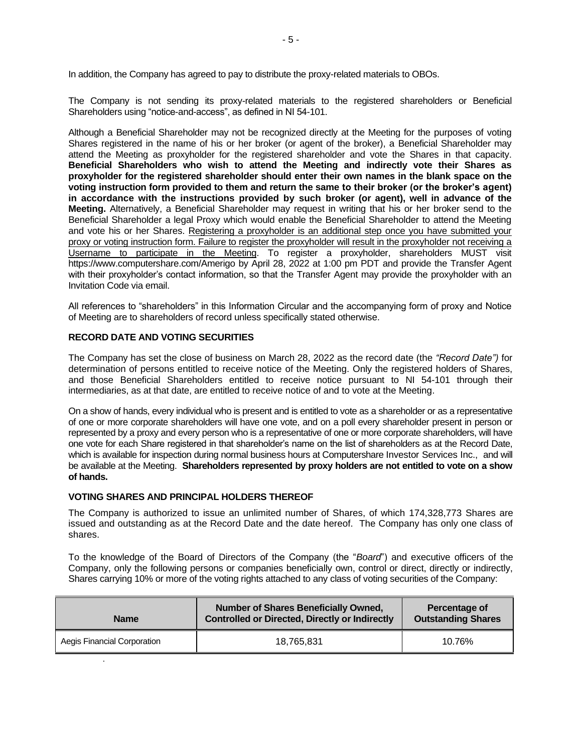In addition, the Company has agreed to pay to distribute the proxy-related materials to OBOs.

The Company is not sending its proxy-related materials to the registered shareholders or Beneficial Shareholders using "notice-and-access", as defined in NI 54-101.

Although a Beneficial Shareholder may not be recognized directly at the Meeting for the purposes of voting Shares registered in the name of his or her broker (or agent of the broker), a Beneficial Shareholder may attend the Meeting as proxyholder for the registered shareholder and vote the Shares in that capacity. **Beneficial Shareholders who wish to attend the Meeting and indirectly vote their Shares as proxyholder for the registered shareholder should enter their own names in the blank space on the voting instruction form provided to them and return the same to their broker (or the broker's agent) in accordance with the instructions provided by such broker (or agent), well in advance of the Meeting.** Alternatively, a Beneficial Shareholder may request in writing that his or her broker send to the Beneficial Shareholder a legal Proxy which would enable the Beneficial Shareholder to attend the Meeting and vote his or her Shares. Registering a proxyholder is an additional step once you have submitted your proxy or voting instruction form. Failure to register the proxyholder will result in the proxyholder not receiving a Username to participate in the Meeting. To register a proxyholder, shareholders MUST visit https://www.computershare.com/Amerigo by April 28, 2022 at 1:00 pm PDT and provide the Transfer Agent with their proxyholder's contact information, so that the Transfer Agent may provide the proxyholder with an Invitation Code via email.

All references to "shareholders" in this Information Circular and the accompanying form of proxy and Notice of Meeting are to shareholders of record unless specifically stated otherwise.

## RECORD DATE AND VOTING SECURITIES

The Company has set the close of business on March 28, 2022 as the record date (the *"Record Date")* for determination of persons entitled to receive notice of the Meeting. Only the registered holders of Shares, and those Beneficial Shareholders entitled to receive notice pursuant to NI 54-101 through their intermediaries, as at that date, are entitled to receive notice of and to vote at the Meeting.

On a show of hands, every individual who is present and is entitled to vote as a shareholder or as a representative of one or more corporate shareholders will have one vote, and on a poll every shareholder present in person or represented by a proxy and every person who is a representative of one or more corporate shareholders, will have one vote for each Share registered in that shareholder's name on the list of shareholders as at the Record Date, which is available for inspection during normal business hours at Computershare Investor Services Inc., and will be available at the Meeting. **Shareholders represented by proxy holders are not entitled to vote on a show of hands.**

## VOTING SHARES AND PRINCIPAL HOLDERS THEREOF

The Company is authorized to issue an unlimited number of Shares, of which 174,328,773 Shares are issued and outstanding as at the Record Date and the date hereof. The Company has only one class of shares.

To the knowledge of the Board of Directors of the Company (the "*Board*") and executive officers of the Company, only the following persons or companies beneficially own, control or direct, directly or indirectly, Shares carrying 10% or more of the voting rights attached to any class of voting securities of the Company:

| Name | Number of Shares Beneficially Owned, Controlled or Directed, Directly or Indirectly | Percentage of Outstanding Shares |
|---|---|---|
| Aegis Financial Corporation | 18,765,831 | 10.76% |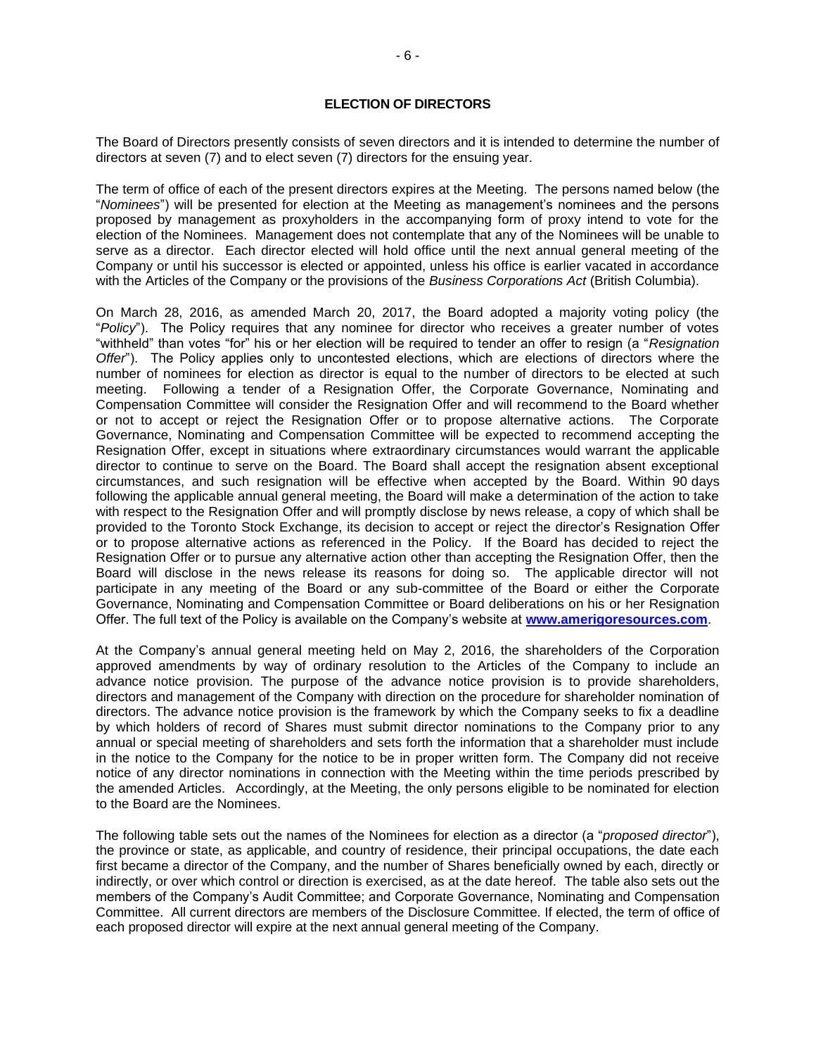## ELECTION OF DIRECTORS

The Board of Directors presently consists of seven directors and it is intended to determine the number of directors at seven (7) and to elect seven (7) directors for the ensuing year.

The term of office of each of the present directors expires at the Meeting. The persons named below (the "*Nominees*") will be presented for election at the Meeting as management's nominees and the persons proposed by management as proxyholders in the accompanying form of proxy intend to vote for the election of the Nominees. Management does not contemplate that any of the Nominees will be unable to serve as a director. Each director elected will hold office until the next annual general meeting of the Company or until his successor is elected or appointed, unless his office is earlier vacated in accordance with the Articles of the Company or the provisions of the *Business Corporations Act* (British Columbia).

On March 28, 2016, as amended March 20, 2017, the Board adopted a majority voting policy (the "*Policy*"). The Policy requires that any nominee for director who receives a greater number of votes "withheld" than votes "for" his or her election will be required to tender an offer to resign (a "*Resignation Offer*"). The Policy applies only to uncontested elections, which are elections of directors where the number of nominees for election as director is equal to the number of directors to be elected at such meeting. Following a tender of a Resignation Offer, the Corporate Governance, Nominating and Compensation Committee will consider the Resignation Offer and will recommend to the Board whether or not to accept or reject the Resignation Offer or to propose alternative actions. The Corporate Governance, Nominating and Compensation Committee will be expected to recommend accepting the Resignation Offer, except in situations where extraordinary circumstances would warrant the applicable director to continue to serve on the Board. The Board shall accept the resignation absent exceptional circumstances, and such resignation will be effective when accepted by the Board. Within 90 days following the applicable annual general meeting, the Board will make a determination of the action to take with respect to the Resignation Offer and will promptly disclose by news release, a copy of which shall be provided to the Toronto Stock Exchange, its decision to accept or reject the director's Resignation Offer or to propose alternative actions as referenced in the Policy. If the Board has decided to reject the Resignation Offer or to pursue any alternative action other than accepting the Resignation Offer, then the Board will disclose in the news release its reasons for doing so. The applicable director will not participate in any meeting of the Board or any sub-committee of the Board or either the Corporate Governance, Nominating and Compensation Committee or Board deliberations on his or her Resignation Offer. The full text of the Policy is available on the Company's website at **www.amerigoresources.com**.

At the Company's annual general meeting held on May 2, 2016, the shareholders of the Corporation approved amendments by way of ordinary resolution to the Articles of the Company to include an advance notice provision. The purpose of the advance notice provision is to provide shareholders, directors and management of the Company with direction on the procedure for shareholder nomination of directors. The advance notice provision is the framework by which the Company seeks to fix a deadline by which holders of record of Shares must submit director nominations to the Company prior to any annual or special meeting of shareholders and sets forth the information that a shareholder must include in the notice to the Company for the notice to be in proper written form. The Company did not receive notice of any director nominations in connection with the Meeting within the time periods prescribed by the amended Articles. Accordingly, at the Meeting, the only persons eligible to be nominated for election to the Board are the Nominees.

The following table sets out the names of the Nominees for election as a director (a "*proposed director*"), the province or state, as applicable, and country of residence, their principal occupations, the date each first became a director of the Company, and the number of Shares beneficially owned by each, directly or indirectly, or over which control or direction is exercised, as at the date hereof. The table also sets out the members of the Company's Audit Committee; and Corporate Governance, Nominating and Compensation Committee. All current directors are members of the Disclosure Committee. If elected, the term of office of each proposed director will expire at the next annual general meeting of the Company.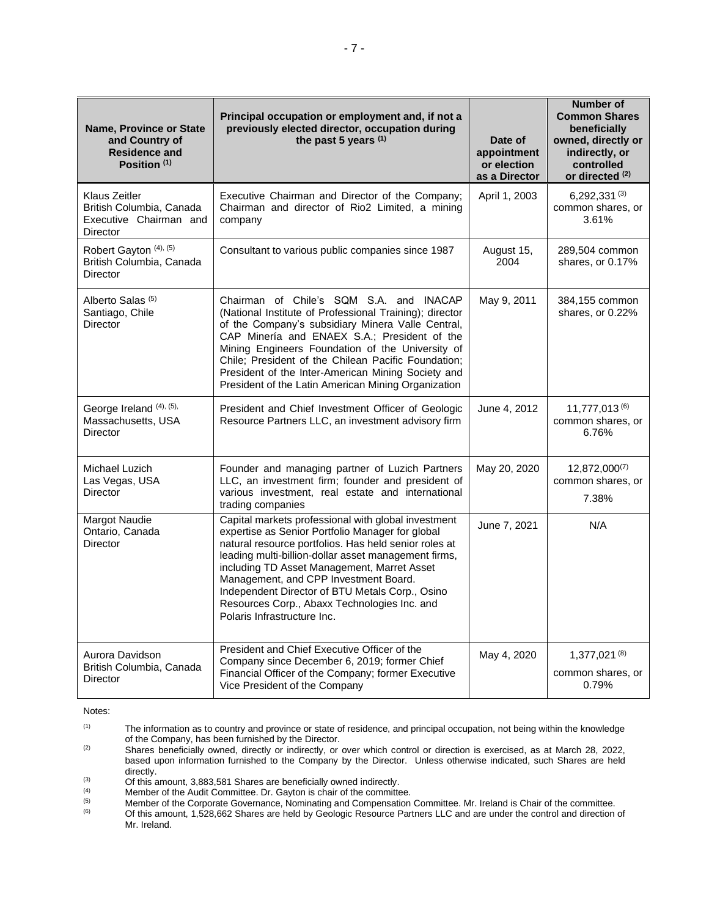| Name, Province or State and Country of Residence and Position [(1)] | Principal occupation or employment and, if not a previously elected director, occupation during the past 5 years [(1)] | Date of appointment or election as a Director | Number of Common Shares beneficially owned, directly or indirectly, or controlled or directed [(2)] |
|---|---|---|---|
| Klaus Zeitler<br>British Columbia, Canada<br>Executive Chairman and Director | Executive Chairman and Director of the Company; Chairman and director of Rio2 Limited, a mining company | April 1, 2003 | 6,292,331 [(3)] common shares, or 3.61% |
| Robert Gayton [(4), (5)]<br>British Columbia, Canada<br>Director | Consultant to various public companies since 1987 | August 15, 2004 | 289,504 common shares, or 0.17% |
| Alberto Salas [(5)]<br>Santiago, Chile<br>Director | Chairman of Chile's SQM S.A. and INACAP (National Institute of Professional Training); director of the Company's subsidiary Minera Valle Central, CAP Minería and ENAEX S.A.; President of the Mining Engineers Foundation of the University of Chile; President of the Chilean Pacific Foundation; President of the Inter-American Mining Society and President of the Latin American Mining Organization | May 9, 2011 | 384,155 common shares, or 0.22% |
| George Ireland [(4), (5),]<br>Massachusetts, USA<br>Director | President and Chief Investment Officer of Geologic Resource Partners LLC, an investment advisory firm | June 4, 2012 | 11,777,013 [(6)] common shares, or 6.76% |
| Michael Luzich<br>Las Vegas, USA<br>Director | Founder and managing partner of Luzich Partners LLC, an investment firm; founder and president of various investment, real estate and international trading companies | May 20, 2020 | 12,872,000[(7)] common shares, or 7.38% |
| Margot Naudie<br>Ontario, Canada<br>Director | Capital markets professional with global investment expertise as Senior Portfolio Manager for global natural resource portfolios. Has held senior roles at leading multi-billion-dollar asset management firms, including TD Asset Management, Marret Asset Management, and CPP Investment Board. Independent Director of BTU Metals Corp., Osino Resources Corp., Abaxx Technologies Inc. and Polaris Infrastructure Inc. | June 7, 2021 | N/A |
| Aurora Davidson<br>British Columbia, Canada<br>Director | President and Chief Executive Officer of the Company since December 6, 2019; former Chief Financial Officer of the Company; former Executive Vice President of the Company | May 4, 2020 | 1,377,021 [(8)] common shares, or 0.79% |

Notes:

(1) The information as to country and province or state of residence, and principal occupation, not being within the knowledge of the Company, has been furnished by the Director.

(2) Shares beneficially owned, directly or indirectly, or over which control or direction is exercised, as at March 28, 2022, based upon information furnished to the Company by the Director. Unless otherwise indicated, such Shares are held directly.

(3) Of this amount, 3,883,581 Shares are beneficially owned indirectly.

(4) Member of the Audit Committee. Dr. Gayton is chair of the committee.

(5) Member of the Corporate Governance, Nominating and Compensation Committee. Mr. Ireland is Chair of the committee.

(6) Of this amount, 1,528,662 Shares are held by Geologic Resource Partners LLC and are under the control and direction of Mr. Ireland.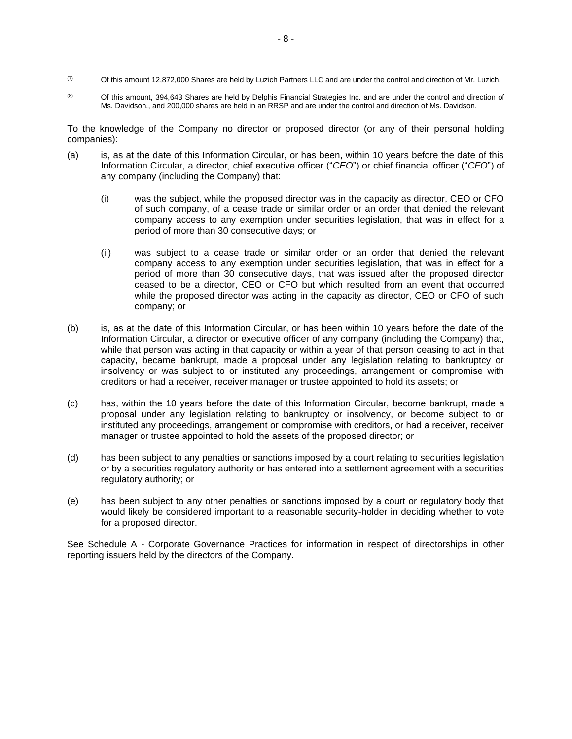[7] Of this amount 12,872,000 Shares are held by Luzich Partners LLC and are under the control and direction of Mr. Luzich.

[8] Of this amount, 394,643 Shares are held by Delphis Financial Strategies Inc. and are under the control and direction of Ms. Davidson., and 200,000 shares are held in an RRSP and are under the control and direction of Ms. Davidson.

To the knowledge of the Company no director or proposed director (or any of their personal holding companies):

(a) is, as at the date of this Information Circular, or has been, within 10 years before the date of this Information Circular, a director, chief executive officer ("*CEO*") or chief financial officer ("*CFO*") of any company (including the Company) that:

   (i) was the subject, while the proposed director was in the capacity as director, CEO or CFO of such company, of a cease trade or similar order or an order that denied the relevant company access to any exemption under securities legislation, that was in effect for a period of more than 30 consecutive days; or

   (ii) was subject to a cease trade or similar order or an order that denied the relevant company access to any exemption under securities legislation, that was in effect for a period of more than 30 consecutive days, that was issued after the proposed director ceased to be a director, CEO or CFO but which resulted from an event that occurred while the proposed director was acting in the capacity as director, CEO or CFO of such company; or

(b) is, as at the date of this Information Circular, or has been within 10 years before the date of the Information Circular, a director or executive officer of any company (including the Company) that, while that person was acting in that capacity or within a year of that person ceasing to act in that capacity, became bankrupt, made a proposal under any legislation relating to bankruptcy or insolvency or was subject to or instituted any proceedings, arrangement or compromise with creditors or had a receiver, receiver manager or trustee appointed to hold its assets; or

(c) has, within the 10 years before the date of this Information Circular, become bankrupt, made a proposal under any legislation relating to bankruptcy or insolvency, or become subject to or instituted any proceedings, arrangement or compromise with creditors, or had a receiver, receiver manager or trustee appointed to hold the assets of the proposed director; or

(d) has been subject to any penalties or sanctions imposed by a court relating to securities legislation or by a securities regulatory authority or has entered into a settlement agreement with a securities regulatory authority; or

(e) has been subject to any other penalties or sanctions imposed by a court or regulatory body that would likely be considered important to a reasonable security-holder in deciding whether to vote for a proposed director.

See Schedule A - Corporate Governance Practices for information in respect of directorships in other reporting issuers held by the directors of the Company.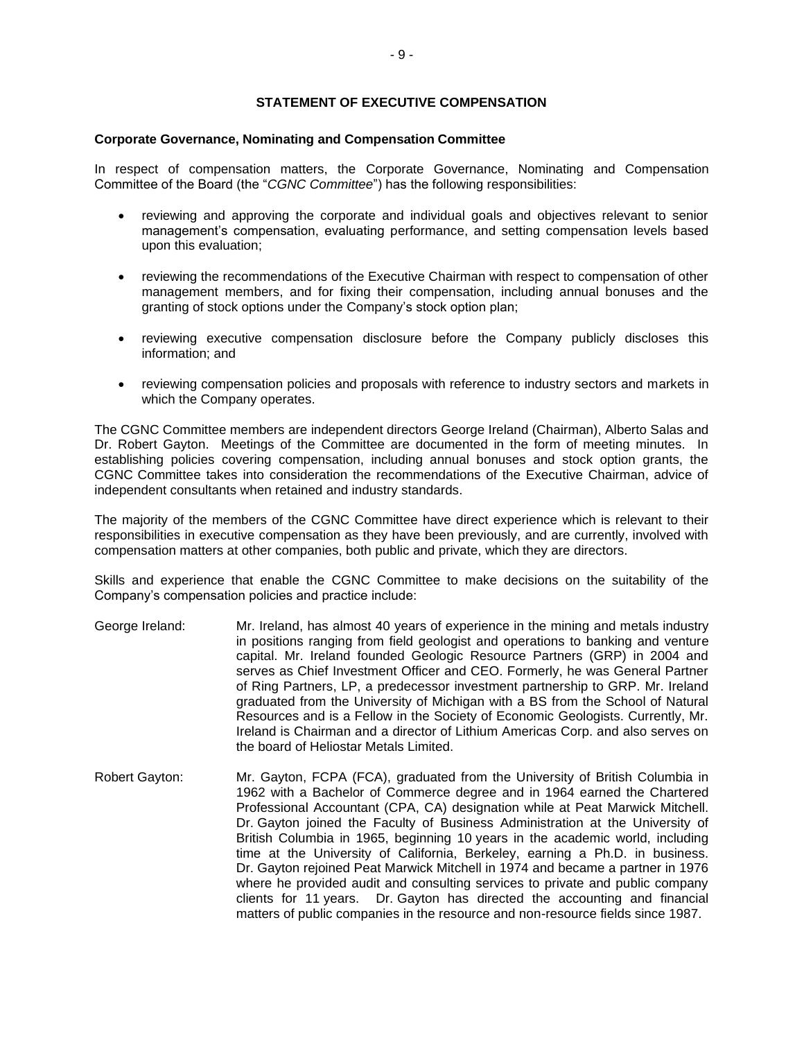## STATEMENT OF EXECUTIVE COMPENSATION

### Corporate Governance, Nominating and Compensation Committee

In respect of compensation matters, the Corporate Governance, Nominating and Compensation Committee of the Board (the "*CGNC Committee*") has the following responsibilities:

- reviewing and approving the corporate and individual goals and objectives relevant to senior management's compensation, evaluating performance, and setting compensation levels based upon this evaluation;
- reviewing the recommendations of the Executive Chairman with respect to compensation of other management members, and for fixing their compensation, including annual bonuses and the granting of stock options under the Company's stock option plan;
- reviewing executive compensation disclosure before the Company publicly discloses this information; and
- reviewing compensation policies and proposals with reference to industry sectors and markets in which the Company operates.

The CGNC Committee members are independent directors George Ireland (Chairman), Alberto Salas and Dr. Robert Gayton. Meetings of the Committee are documented in the form of meeting minutes. In establishing policies covering compensation, including annual bonuses and stock option grants, the CGNC Committee takes into consideration the recommendations of the Executive Chairman, advice of independent consultants when retained and industry standards.

The majority of the members of the CGNC Committee have direct experience which is relevant to their responsibilities in executive compensation as they have been previously, and are currently, involved with compensation matters at other companies, both public and private, which they are directors.

Skills and experience that enable the CGNC Committee to make decisions on the suitability of the Company's compensation policies and practice include:

George Ireland: Mr. Ireland, has almost 40 years of experience in the mining and metals industry in positions ranging from field geologist and operations to banking and venture capital. Mr. Ireland founded Geologic Resource Partners (GRP) in 2004 and serves as Chief Investment Officer and CEO. Formerly, he was General Partner of Ring Partners, LP, a predecessor investment partnership to GRP. Mr. Ireland graduated from the University of Michigan with a BS from the School of Natural Resources and is a Fellow in the Society of Economic Geologists. Currently, Mr. Ireland is Chairman and a director of Lithium Americas Corp. and also serves on the board of Heliostar Metals Limited.

Robert Gayton: Mr. Gayton, FCPA (FCA), graduated from the University of British Columbia in 1962 with a Bachelor of Commerce degree and in 1964 earned the Chartered Professional Accountant (CPA, CA) designation while at Peat Marwick Mitchell. Dr. Gayton joined the Faculty of Business Administration at the University of British Columbia in 1965, beginning 10 years in the academic world, including time at the University of California, Berkeley, earning a Ph.D. in business. Dr. Gayton rejoined Peat Marwick Mitchell in 1974 and became a partner in 1976 where he provided audit and consulting services to private and public company clients for 11 years. Dr. Gayton has directed the accounting and financial matters of public companies in the resource and non-resource fields since 1987.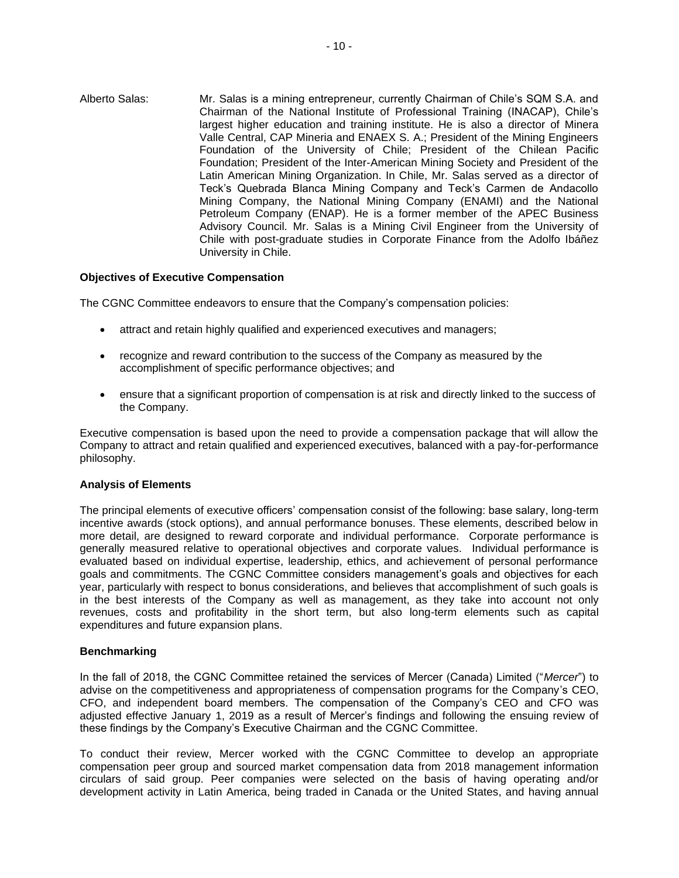Alberto Salas: Mr. Salas is a mining entrepreneur, currently Chairman of Chile's SQM S.A. and Chairman of the National Institute of Professional Training (INACAP), Chile's largest higher education and training institute. He is also a director of Minera Valle Central, CAP Mineria and ENAEX S. A.; President of the Mining Engineers Foundation of the University of Chile; President of the Chilean Pacific Foundation; President of the Inter-American Mining Society and President of the Latin American Mining Organization. In Chile, Mr. Salas served as a director of Teck's Quebrada Blanca Mining Company and Teck's Carmen de Andacollo Mining Company, the National Mining Company (ENAMI) and the National Petroleum Company (ENAP). He is a former member of the APEC Business Advisory Council. Mr. Salas is a Mining Civil Engineer from the University of Chile with post-graduate studies in Corporate Finance from the Adolfo Ibáñez University in Chile.

**Objectives of Executive Compensation**

The CGNC Committee endeavors to ensure that the Company's compensation policies:

- attract and retain highly qualified and experienced executives and managers;
- recognize and reward contribution to the success of the Company as measured by the accomplishment of specific performance objectives; and
- ensure that a significant proportion of compensation is at risk and directly linked to the success of the Company.

Executive compensation is based upon the need to provide a compensation package that will allow the Company to attract and retain qualified and experienced executives, balanced with a pay-for-performance philosophy.

**Analysis of Elements**

The principal elements of executive officers' compensation consist of the following: base salary, long-term incentive awards (stock options), and annual performance bonuses. These elements, described below in more detail, are designed to reward corporate and individual performance. Corporate performance is generally measured relative to operational objectives and corporate values. Individual performance is evaluated based on individual expertise, leadership, ethics, and achievement of personal performance goals and commitments. The CGNC Committee considers management's goals and objectives for each year, particularly with respect to bonus considerations, and believes that accomplishment of such goals is in the best interests of the Company as well as management, as they take into account not only revenues, costs and profitability in the short term, but also long-term elements such as capital expenditures and future expansion plans.

**Benchmarking**

In the fall of 2018, the CGNC Committee retained the services of Mercer (Canada) Limited ("*Mercer*") to advise on the competitiveness and appropriateness of compensation programs for the Company's CEO, CFO, and independent board members. The compensation of the Company's CEO and CFO was adjusted effective January 1, 2019 as a result of Mercer's findings and following the ensuing review of these findings by the Company's Executive Chairman and the CGNC Committee.

To conduct their review, Mercer worked with the CGNC Committee to develop an appropriate compensation peer group and sourced market compensation data from 2018 management information circulars of said group. Peer companies were selected on the basis of having operating and/or development activity in Latin America, being traded in Canada or the United States, and having annual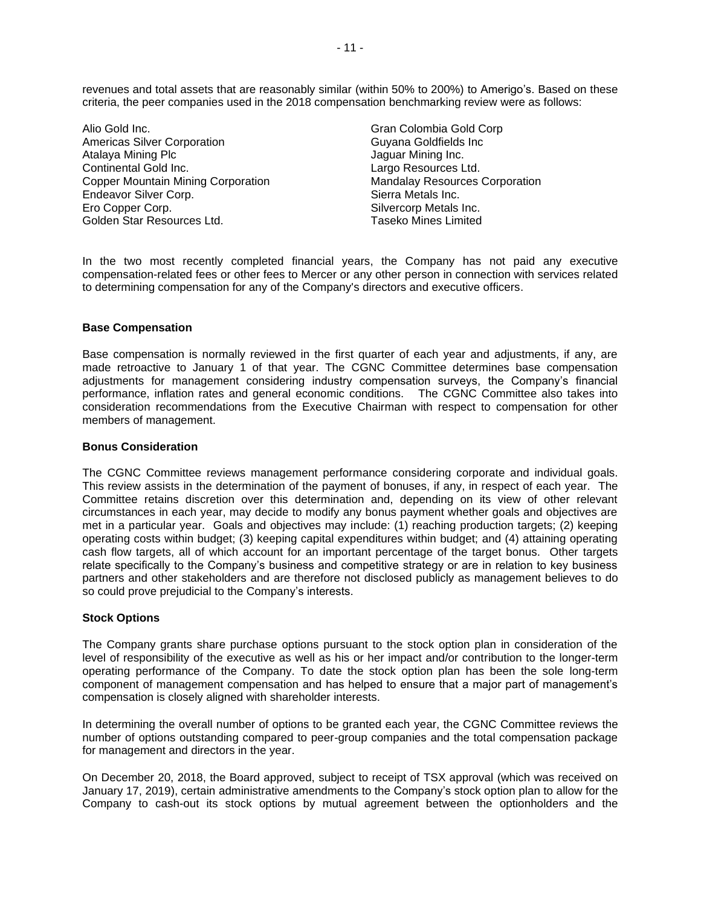revenues and total assets that are reasonably similar (within 50% to 200%) to Amerigo's. Based on these criteria, the peer companies used in the 2018 compensation benchmarking review were as follows:

Alio Gold Inc.
Americas Silver Corporation
Atalaya Mining Plc
Continental Gold Inc.
Copper Mountain Mining Corporation
Endeavor Silver Corp.
Ero Copper Corp.
Golden Star Resources Ltd.
Gran Colombia Gold Corp
Guyana Goldfields Inc
Jaguar Mining Inc.
Largo Resources Ltd.
Mandalay Resources Corporation
Sierra Metals Inc.
Silvercorp Metals Inc.
Taseko Mines Limited

In the two most recently completed financial years, the Company has not paid any executive compensation-related fees or other fees to Mercer or any other person in connection with services related to determining compensation for any of the Company's directors and executive officers.

**Base Compensation**

Base compensation is normally reviewed in the first quarter of each year and adjustments, if any, are made retroactive to January 1 of that year. The CGNC Committee determines base compensation adjustments for management considering industry compensation surveys, the Company's financial performance, inflation rates and general economic conditions. The CGNC Committee also takes into consideration recommendations from the Executive Chairman with respect to compensation for other members of management.

**Bonus Consideration**

The CGNC Committee reviews management performance considering corporate and individual goals. This review assists in the determination of the payment of bonuses, if any, in respect of each year. The Committee retains discretion over this determination and, depending on its view of other relevant circumstances in each year, may decide to modify any bonus payment whether goals and objectives are met in a particular year. Goals and objectives may include: (1) reaching production targets; (2) keeping operating costs within budget; (3) keeping capital expenditures within budget; and (4) attaining operating cash flow targets, all of which account for an important percentage of the target bonus. Other targets relate specifically to the Company's business and competitive strategy or are in relation to key business partners and other stakeholders and are therefore not disclosed publicly as management believes to do so could prove prejudicial to the Company's interests.

**Stock Options**

The Company grants share purchase options pursuant to the stock option plan in consideration of the level of responsibility of the executive as well as his or her impact and/or contribution to the longer-term operating performance of the Company. To date the stock option plan has been the sole long-term component of management compensation and has helped to ensure that a major part of management's compensation is closely aligned with shareholder interests.

In determining the overall number of options to be granted each year, the CGNC Committee reviews the number of options outstanding compared to peer-group companies and the total compensation package for management and directors in the year.

On December 20, 2018, the Board approved, subject to receipt of TSX approval (which was received on January 17, 2019), certain administrative amendments to the Company's stock option plan to allow for the Company to cash-out its stock options by mutual agreement between the optionholders and the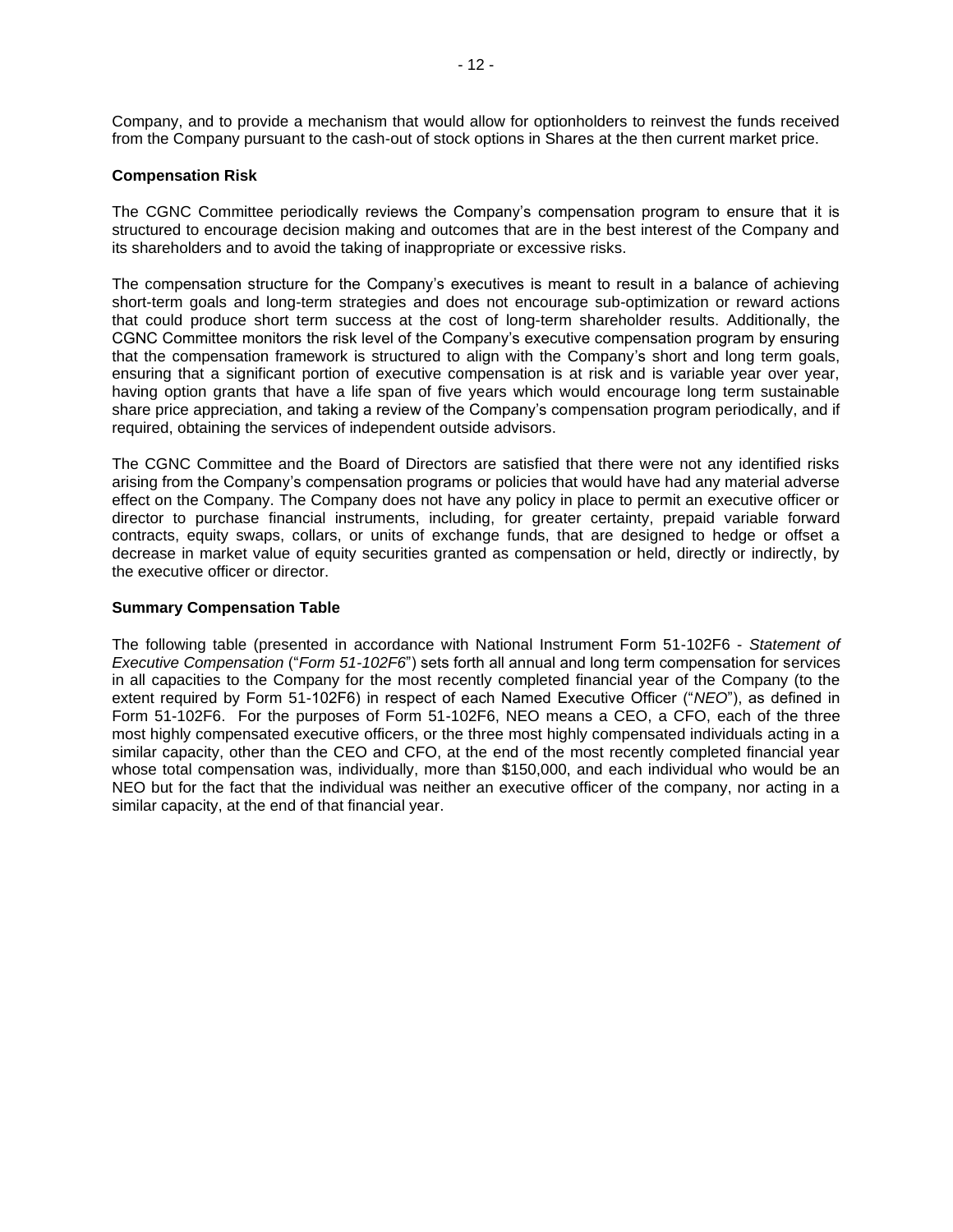Company, and to provide a mechanism that would allow for optionholders to reinvest the funds received from the Company pursuant to the cash-out of stock options in Shares at the then current market price.

**Compensation Risk**

The CGNC Committee periodically reviews the Company's compensation program to ensure that it is structured to encourage decision making and outcomes that are in the best interest of the Company and its shareholders and to avoid the taking of inappropriate or excessive risks.

The compensation structure for the Company's executives is meant to result in a balance of achieving short-term goals and long-term strategies and does not encourage sub-optimization or reward actions that could produce short term success at the cost of long-term shareholder results. Additionally, the CGNC Committee monitors the risk level of the Company's executive compensation program by ensuring that the compensation framework is structured to align with the Company's short and long term goals, ensuring that a significant portion of executive compensation is at risk and is variable year over year, having option grants that have a life span of five years which would encourage long term sustainable share price appreciation, and taking a review of the Company's compensation program periodically, and if required, obtaining the services of independent outside advisors.

The CGNC Committee and the Board of Directors are satisfied that there were not any identified risks arising from the Company's compensation programs or policies that would have had any material adverse effect on the Company. The Company does not have any policy in place to permit an executive officer or director to purchase financial instruments, including, for greater certainty, prepaid variable forward contracts, equity swaps, collars, or units of exchange funds, that are designed to hedge or offset a decrease in market value of equity securities granted as compensation or held, directly or indirectly, by the executive officer or director.

**Summary Compensation Table**

The following table (presented in accordance with National Instrument Form 51-102F6 - *Statement of Executive Compensation* ("*Form 51-102F6*") sets forth all annual and long term compensation for services in all capacities to the Company for the most recently completed financial year of the Company (to the extent required by Form 51-102F6) in respect of each Named Executive Officer ("*NEO*"), as defined in Form 51-102F6. For the purposes of Form 51-102F6, NEO means a CEO, a CFO, each of the three most highly compensated executive officers, or the three most highly compensated individuals acting in a similar capacity, other than the CEO and CFO, at the end of the most recently completed financial year whose total compensation was, individually, more than $150,000, and each individual who would be an NEO but for the fact that the individual was neither an executive officer of the company, nor acting in a similar capacity, at the end of that financial year.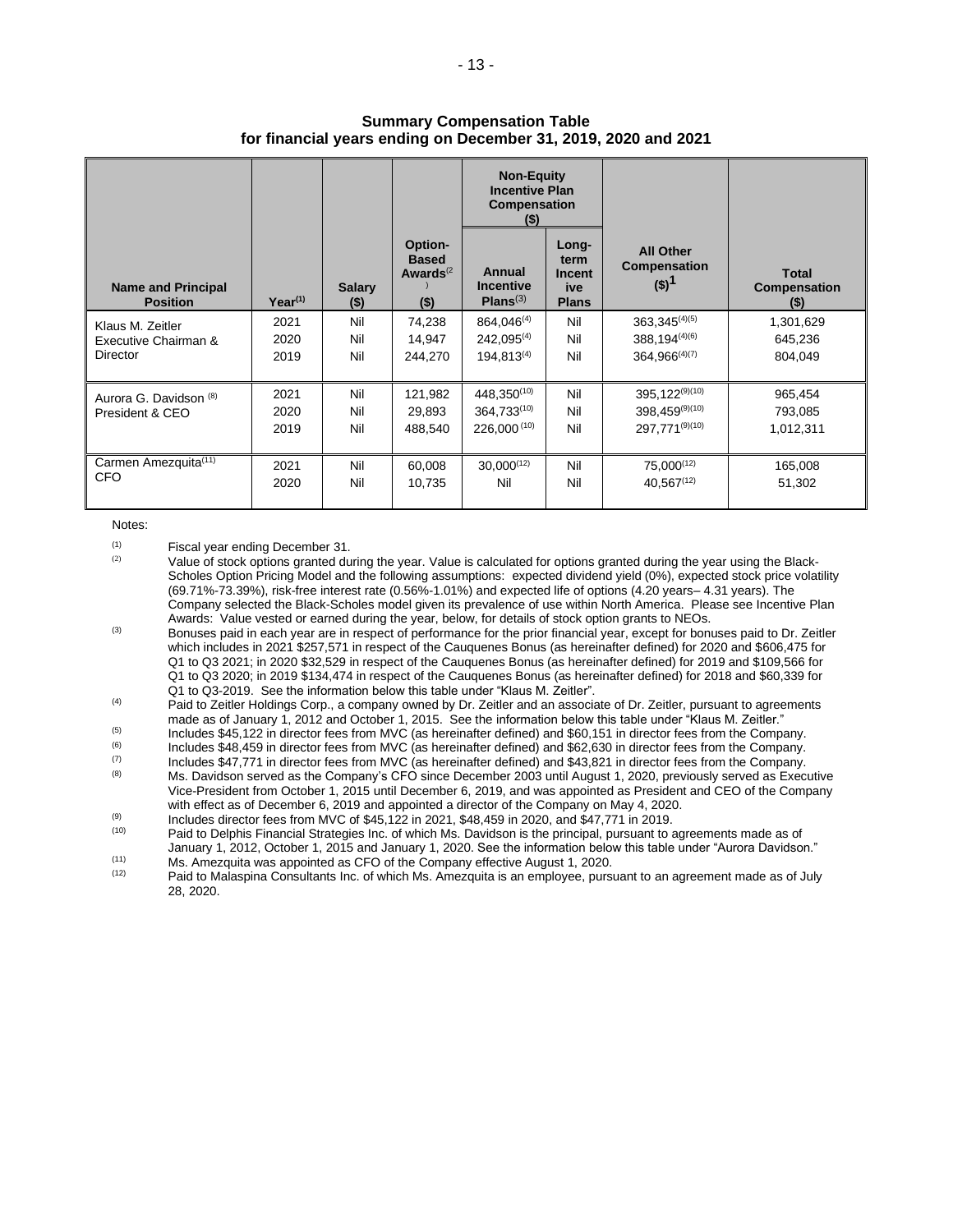**Summary Compensation Table**
**for financial years ending on December 31, 2019, 2020 and 2021**

| Name and Principal Position | Year[(1)] | Salary ($) | Option-Based Awards[(2)] ($) | Non-Equity Incentive Plan Compensation ($) | | All Other Compensation ($)[1] | Total Compensation ($) |
|---|---|---|---|---|---|---|---|
| | | | | Annual Incentive Plans[(3)] | Long-term Incentive Plans | | |
| Klaus M. Zeitler Executive Chairman & Director | 2021 | Nil | 74,238 | 864,046[(4)] | Nil | 363,345[(4)(5)] | 1,301,629 |
| | 2020 | Nil | 14,947 | 242,095[(4)] | Nil | 388,194[(4)(6)] | 645,236 |
| | 2019 | Nil | 244,270 | 194,813[(4)] | Nil | 364,966[(4)(7)] | 804,049 |
| Aurora G. Davidson [(8)] President & CEO | 2021 | Nil | 121,982 | 448,350[(10)] | Nil | 395,122[(9)(10)] | 965,454 |
| | 2020 | Nil | 29,893 | 364,733[(10)] | Nil | 398,459[(9)(10)] | 793,085 |
| | 2019 | Nil | 488,540 | 226,000[(10)] | Nil | 297,771[(9)(10)] | 1,012,311 |
| Carmen Amezquita[(11)] CFO | 2021 | Nil | 60,008 | 30,000[(12)] | Nil | 75,000[(12)] | 165,008 |
| | 2020 | Nil | 10,735 | Nil | Nil | 40,567[(12)] | 51,302 |

Notes:

(1) Fiscal year ending December 31.

(2) Value of stock options granted during the year. Value is calculated for options granted during the year using the Black-Scholes Option Pricing Model and the following assumptions: expected dividend yield (0%), expected stock price volatility (69.71%-73.39%), risk-free interest rate (0.56%-1.01%) and expected life of options (4.20 years– 4.31 years). The Company selected the Black-Scholes model given its prevalence of use within North America. Please see Incentive Plan Awards: Value vested or earned during the year, below, for details of stock option grants to NEOs.

(3) Bonuses paid in each year are in respect of performance for the prior financial year, except for bonuses paid to Dr. Zeitler which includes in 2021 $257,571 in respect of the Cauquenes Bonus (as hereinafter defined) for 2020 and $606,475 for Q1 to Q3 2021; in 2020 $32,529 in respect of the Cauquenes Bonus (as hereinafter defined) for 2019 and $109,566 for Q1 to Q3 2020; in 2019 $134,474 in respect of the Cauquenes Bonus (as hereinafter defined) for 2018 and $60,339 for Q1 to Q3-2019. See the information below this table under "Klaus M. Zeitler".

(4) Paid to Zeitler Holdings Corp., a company owned by Dr. Zeitler and an associate of Dr. Zeitler, pursuant to agreements made as of January 1, 2012 and October 1, 2015. See the information below this table under "Klaus M. Zeitler."

(5) Includes $45,122 in director fees from MVC (as hereinafter defined) and $60,151 in director fees from the Company.

(6) Includes $48,459 in director fees from MVC (as hereinafter defined) and $62,630 in director fees from the Company.

(7) Includes $47,771 in director fees from MVC (as hereinafter defined) and $43,821 in director fees from the Company.

(8) Ms. Davidson served as the Company's CFO since December 2003 until August 1, 2020, previously served as Executive Vice-President from October 1, 2015 until December 6, 2019, and was appointed as President and CEO of the Company with effect as of December 6, 2019 and appointed a director of the Company on May 4, 2020.

(9) Includes director fees from MVC of $45,122 in 2021, $48,459 in 2020, and $47,771 in 2019.

(10) Paid to Delphis Financial Strategies Inc. of which Ms. Davidson is the principal, pursuant to agreements made as of January 1, 2012, October 1, 2015 and January 1, 2020. See the information below this table under "Aurora Davidson."

(11) Ms. Amezquita was appointed as CFO of the Company effective August 1, 2020.

(12) Paid to Malaspina Consultants Inc. of which Ms. Amezquita is an employee, pursuant to an agreement made as of July 28, 2020.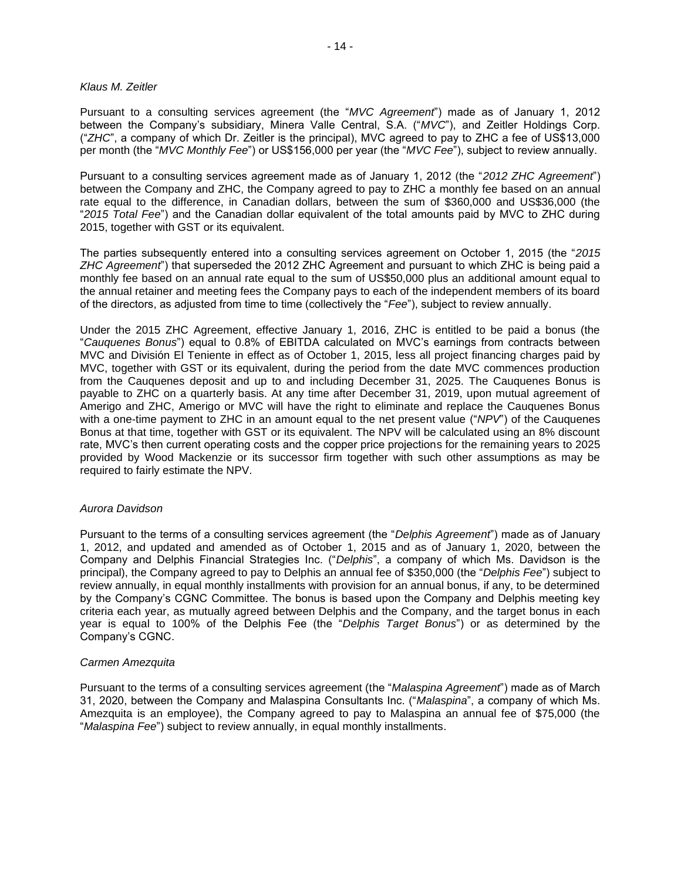*Klaus M. Zeitler*

Pursuant to a consulting services agreement (the "*MVC Agreement*") made as of January 1, 2012 between the Company's subsidiary, Minera Valle Central, S.A. ("*MVC*"), and Zeitler Holdings Corp. ("*ZHC*", a company of which Dr. Zeitler is the principal), MVC agreed to pay to ZHC a fee of US$13,000 per month (the "*MVC Monthly Fee*") or US$156,000 per year (the "*MVC Fee*"), subject to review annually.

Pursuant to a consulting services agreement made as of January 1, 2012 (the "*2012 ZHC Agreement*") between the Company and ZHC, the Company agreed to pay to ZHC a monthly fee based on an annual rate equal to the difference, in Canadian dollars, between the sum of $360,000 and US$36,000 (the "*2015 Total Fee*") and the Canadian dollar equivalent of the total amounts paid by MVC to ZHC during 2015, together with GST or its equivalent.

The parties subsequently entered into a consulting services agreement on October 1, 2015 (the "*2015 ZHC Agreement*") that superseded the 2012 ZHC Agreement and pursuant to which ZHC is being paid a monthly fee based on an annual rate equal to the sum of US$50,000 plus an additional amount equal to the annual retainer and meeting fees the Company pays to each of the independent members of its board of the directors, as adjusted from time to time (collectively the "*Fee*"), subject to review annually.

Under the 2015 ZHC Agreement, effective January 1, 2016, ZHC is entitled to be paid a bonus (the "*Cauquenes Bonus*") equal to 0.8% of EBITDA calculated on MVC's earnings from contracts between MVC and División El Teniente in effect as of October 1, 2015, less all project financing charges paid by MVC, together with GST or its equivalent, during the period from the date MVC commences production from the Cauquenes deposit and up to and including December 31, 2025. The Cauquenes Bonus is payable to ZHC on a quarterly basis. At any time after December 31, 2019, upon mutual agreement of Amerigo and ZHC, Amerigo or MVC will have the right to eliminate and replace the Cauquenes Bonus with a one-time payment to ZHC in an amount equal to the net present value ("*NPV*") of the Cauquenes Bonus at that time, together with GST or its equivalent. The NPV will be calculated using an 8% discount rate, MVC's then current operating costs and the copper price projections for the remaining years to 2025 provided by Wood Mackenzie or its successor firm together with such other assumptions as may be required to fairly estimate the NPV.

*Aurora Davidson*

Pursuant to the terms of a consulting services agreement (the "*Delphis Agreement*") made as of January 1, 2012, and updated and amended as of October 1, 2015 and as of January 1, 2020, between the Company and Delphis Financial Strategies Inc. ("*Delphis*", a company of which Ms. Davidson is the principal), the Company agreed to pay to Delphis an annual fee of $350,000 (the "*Delphis Fee*") subject to review annually, in equal monthly installments with provision for an annual bonus, if any, to be determined by the Company's CGNC Committee. The bonus is based upon the Company and Delphis meeting key criteria each year, as mutually agreed between Delphis and the Company, and the target bonus in each year is equal to 100% of the Delphis Fee (the "*Delphis Target Bonus*") or as determined by the Company's CGNC.

*Carmen Amezquita*

Pursuant to the terms of a consulting services agreement (the "*Malaspina Agreement*") made as of March 31, 2020, between the Company and Malaspina Consultants Inc. ("*Malaspina*", a company of which Ms. Amezquita is an employee), the Company agreed to pay to Malaspina an annual fee of $75,000 (the "*Malaspina Fee*") subject to review annually, in equal monthly installments.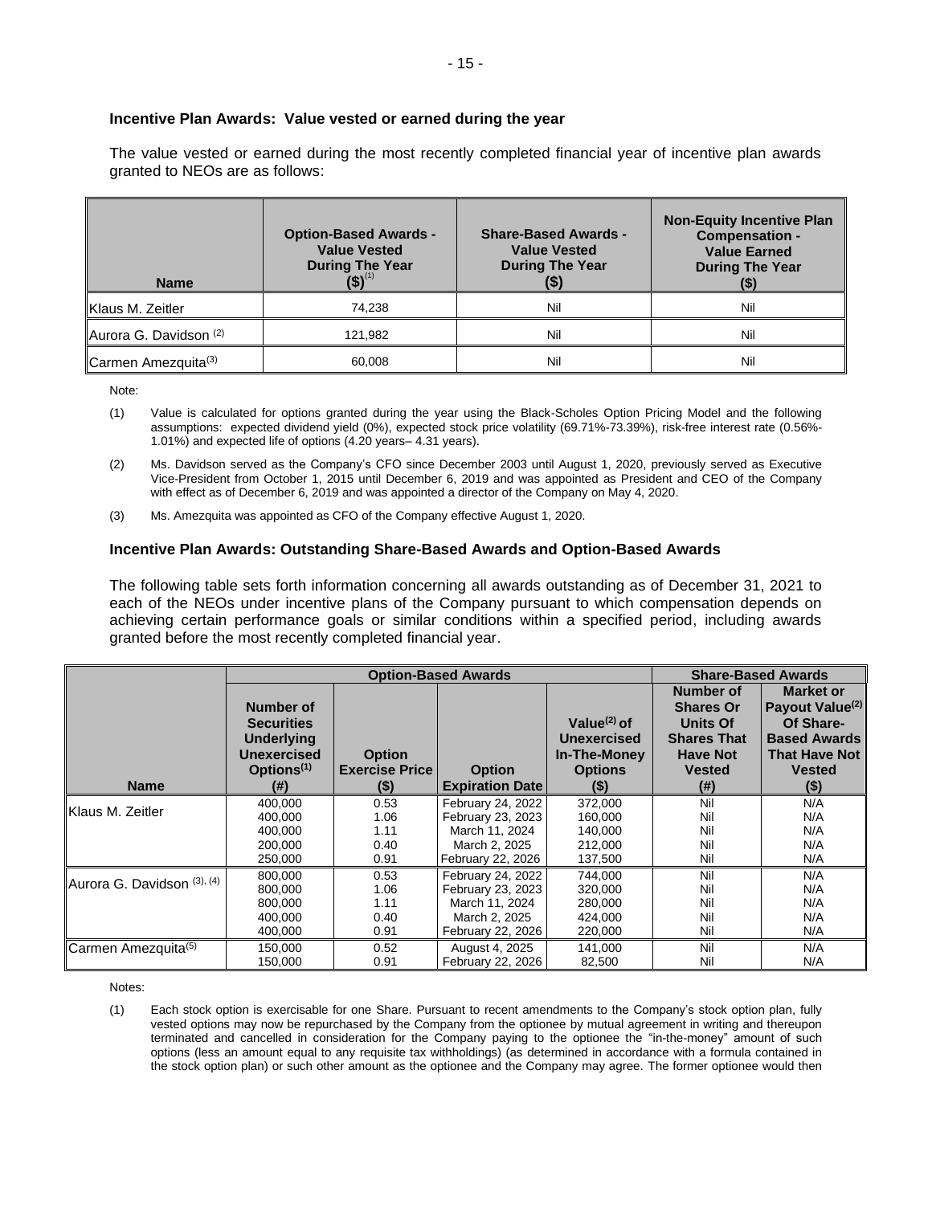**Incentive Plan Awards: Value vested or earned during the year**

The value vested or earned during the most recently completed financial year of incentive plan awards granted to NEOs are as follows:

| Name | Option-Based Awards - Value Vested During The Year ($)[1] | Share-Based Awards - Value Vested During The Year ($) | Non-Equity Incentive Plan Compensation - Value Earned During The Year ($) |
|---|---|---|---|
| Klaus M. Zeitler | 74,238 | Nil | Nil |
| Aurora G. Davidson [2] | 121,982 | Nil | Nil |
| Carmen Amezquita[3] | 60,008 | Nil | Nil |

Note:

(1) Value is calculated for options granted during the year using the Black-Scholes Option Pricing Model and the following assumptions: expected dividend yield (0%), expected stock price volatility (69.71%-73.39%), risk-free interest rate (0.56%-1.01%) and expected life of options (4.20 years– 4.31 years).

(2) Ms. Davidson served as the Company's CFO since December 2003 until August 1, 2020, previously served as Executive Vice-President from October 1, 2015 until December 6, 2019 and was appointed as President and CEO of the Company with effect as of December 6, 2019 and was appointed a director of the Company on May 4, 2020.

(3) Ms. Amezquita was appointed as CFO of the Company effective August 1, 2020.

**Incentive Plan Awards: Outstanding Share-Based Awards and Option-Based Awards**

The following table sets forth information concerning all awards outstanding as of December 31, 2021 to each of the NEOs under incentive plans of the Company pursuant to which compensation depends on achieving certain performance goals or similar conditions within a specified period, including awards granted before the most recently completed financial year.

| | Option-Based Awards | | | | Share-Based Awards | |
|---|---|---|---|---|---|---|
| Name | Number of Securities Underlying Unexercised Options[1] (#) | Option Exercise Price ($) | Option Expiration Date | Value[2] of Unexercised In-The-Money Options ($) | Number of Shares Or Units Of Shares That Have Not Vested (#) | Market or Payout Value[2] Of Share-Based Awards That Have Not Vested ($) |
| Klaus M. Zeitler | 400,000 | 0.53 | February 24, 2022 | 372,000 | Nil | N/A |
| | 400,000 | 1.06 | February 23, 2023 | 160,000 | Nil | N/A |
| | 400,000 | 1.11 | March 11, 2024 | 140,000 | Nil | N/A |
| | 200,000 | 0.40 | March 2, 2025 | 212,000 | Nil | N/A |
| | 250,000 | 0.91 | February 22, 2026 | 137,500 | Nil | N/A |
| Aurora G. Davidson [3], [4] | 800,000 | 0.53 | February 24, 2022 | 744,000 | Nil | N/A |
| | 800,000 | 1.06 | February 23, 2023 | 320,000 | Nil | N/A |
| | 800,000 | 1.11 | March 11, 2024 | 280,000 | Nil | N/A |
| | 400,000 | 0.40 | March 2, 2025 | 424,000 | Nil | N/A |
| | 400,000 | 0.91 | February 22, 2026 | 220,000 | Nil | N/A |
| Carmen Amezquita[5] | 150,000 | 0.52 | August 4, 2025 | 141,000 | Nil | N/A |
| | 150,000 | 0.91 | February 22, 2026 | 82,500 | Nil | N/A |

Notes:

(1) Each stock option is exercisable for one Share. Pursuant to recent amendments to the Company's stock option plan, fully vested options may now be repurchased by the Company from the optionee by mutual agreement in writing and thereupon terminated and cancelled in consideration for the Company paying to the optionee the "in-the-money" amount of such options (less an amount equal to any requisite tax withholdings) (as determined in accordance with a formula contained in the stock option plan) or such other amount as the optionee and the Company may agree. The former optionee would then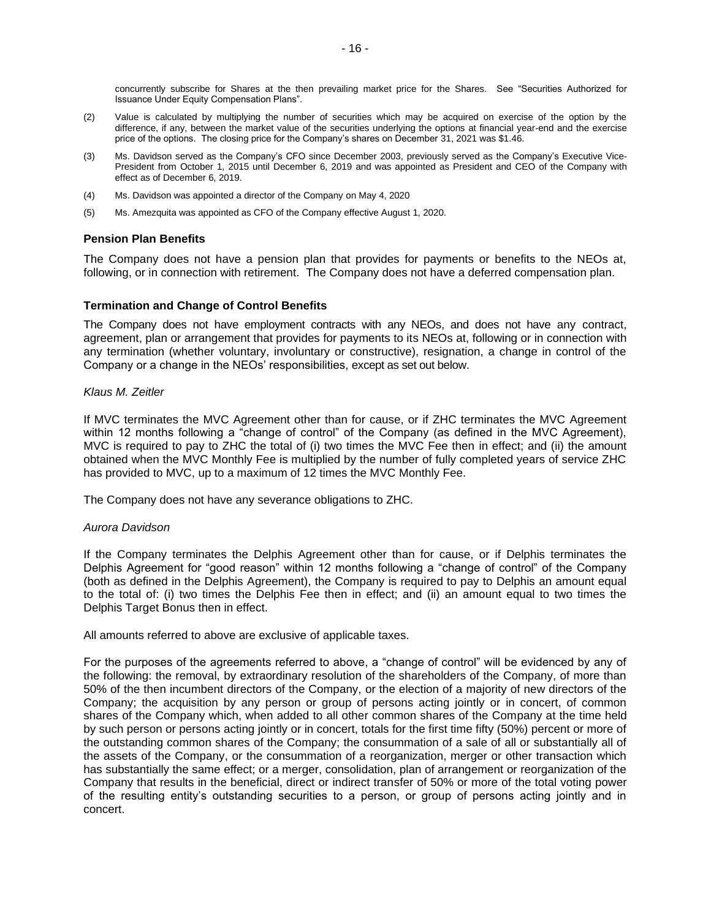concurrently subscribe for Shares at the then prevailing market price for the Shares. See "Securities Authorized for Issuance Under Equity Compensation Plans".

(2) Value is calculated by multiplying the number of securities which may be acquired on exercise of the option by the difference, if any, between the market value of the securities underlying the options at financial year-end and the exercise price of the options. The closing price for the Company's shares on December 31, 2021 was $1.46.

(3) Ms. Davidson served as the Company's CFO since December 2003, previously served as the Company's Executive Vice-President from October 1, 2015 until December 6, 2019 and was appointed as President and CEO of the Company with effect as of December 6, 2019.

(4) Ms. Davidson was appointed a director of the Company on May 4, 2020

(5) Ms. Amezquita was appointed as CFO of the Company effective August 1, 2020.

### Pension Plan Benefits

The Company does not have a pension plan that provides for payments or benefits to the NEOs at, following, or in connection with retirement. The Company does not have a deferred compensation plan.

### Termination and Change of Control Benefits

The Company does not have employment contracts with any NEOs, and does not have any contract, agreement, plan or arrangement that provides for payments to its NEOs at, following or in connection with any termination (whether voluntary, involuntary or constructive), resignation, a change in control of the Company or a change in the NEOs' responsibilities, except as set out below.

*Klaus M. Zeitler*

If MVC terminates the MVC Agreement other than for cause, or if ZHC terminates the MVC Agreement within 12 months following a "change of control" of the Company (as defined in the MVC Agreement), MVC is required to pay to ZHC the total of (i) two times the MVC Fee then in effect; and (ii) the amount obtained when the MVC Monthly Fee is multiplied by the number of fully completed years of service ZHC has provided to MVC, up to a maximum of 12 times the MVC Monthly Fee.

The Company does not have any severance obligations to ZHC.

*Aurora Davidson*

If the Company terminates the Delphis Agreement other than for cause, or if Delphis terminates the Delphis Agreement for "good reason" within 12 months following a "change of control" of the Company (both as defined in the Delphis Agreement), the Company is required to pay to Delphis an amount equal to the total of: (i) two times the Delphis Fee then in effect; and (ii) an amount equal to two times the Delphis Target Bonus then in effect.

All amounts referred to above are exclusive of applicable taxes.

For the purposes of the agreements referred to above, a "change of control" will be evidenced by any of the following: the removal, by extraordinary resolution of the shareholders of the Company, of more than 50% of the then incumbent directors of the Company, or the election of a majority of new directors of the Company; the acquisition by any person or group of persons acting jointly or in concert, of common shares of the Company which, when added to all other common shares of the Company at the time held by such person or persons acting jointly or in concert, totals for the first time fifty (50%) percent or more of the outstanding common shares of the Company; the consummation of a sale of all or substantially all of the assets of the Company, or the consummation of a reorganization, merger or other transaction which has substantially the same effect; or a merger, consolidation, plan of arrangement or reorganization of the Company that results in the beneficial, direct or indirect transfer of 50% or more of the total voting power of the resulting entity's outstanding securities to a person, or group of persons acting jointly and in concert.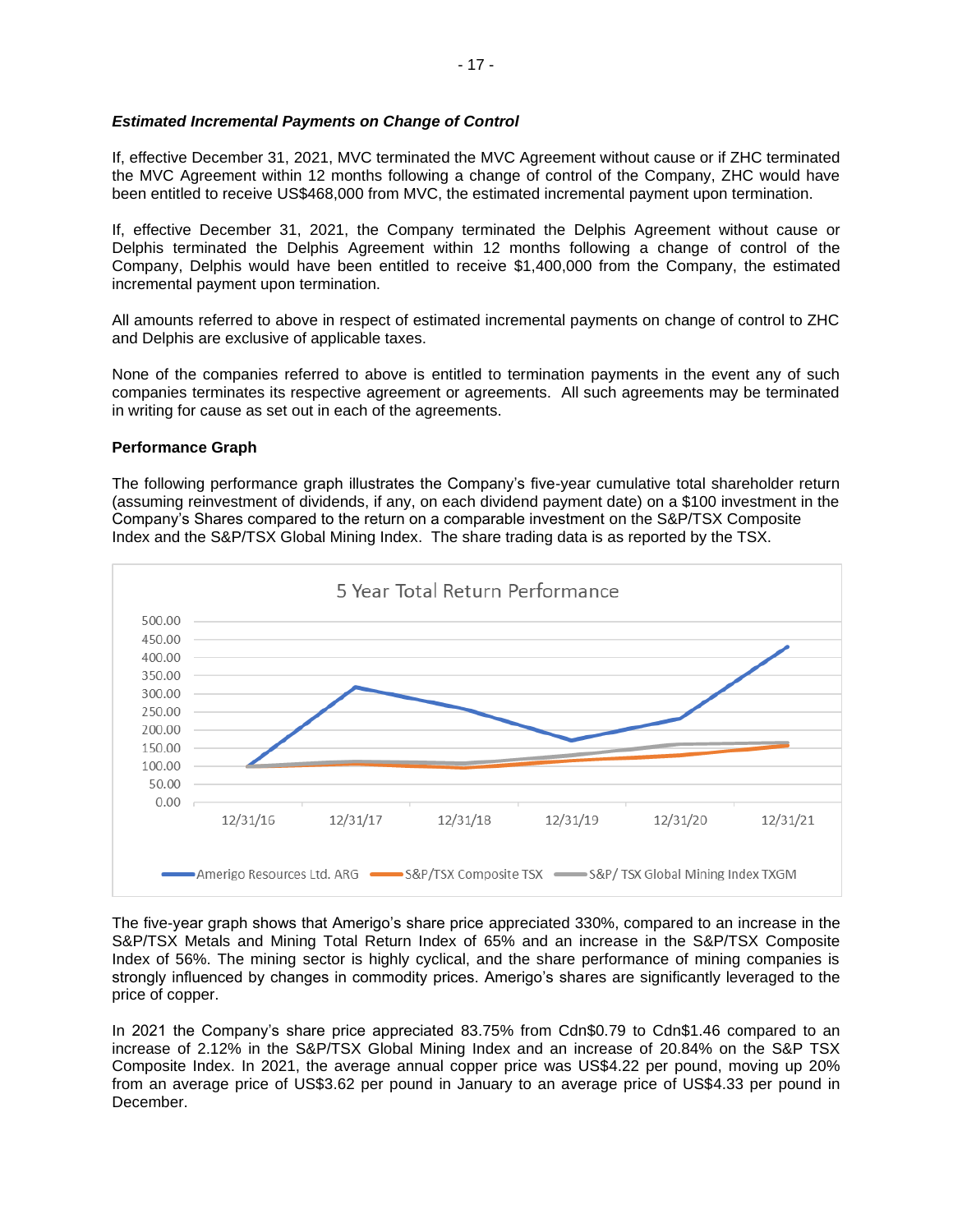***Estimated Incremental Payments on Change of Control***

If, effective December 31, 2021, MVC terminated the MVC Agreement without cause or if ZHC terminated the MVC Agreement within 12 months following a change of control of the Company, ZHC would have been entitled to receive US$468,000 from MVC, the estimated incremental payment upon termination.

If, effective December 31, 2021, the Company terminated the Delphis Agreement without cause or Delphis terminated the Delphis Agreement within 12 months following a change of control of the Company, Delphis would have been entitled to receive $1,400,000 from the Company, the estimated incremental payment upon termination.

All amounts referred to above in respect of estimated incremental payments on change of control to ZHC and Delphis are exclusive of applicable taxes.

None of the companies referred to above is entitled to termination payments in the event any of such companies terminates its respective agreement or agreements. All such agreements may be terminated in writing for cause as set out in each of the agreements.

**Performance Graph**

The following performance graph illustrates the Company's five-year cumulative total shareholder return (assuming reinvestment of dividends, if any, on each dividend payment date) on a $100 investment in the Company's Shares compared to the return on a comparable investment on the S&P/TSX Composite Index and the S&P/TSX Global Mining Index. The share trading data is as reported by the TSX.

5 Year Total Return Performance

Legend: Amerigo Resources Ltd. ARG; S&P/TSX Composite TSX; S&P/ TSX Global Mining Index TXGM

The five-year graph shows that Amerigo's share price appreciated 330%, compared to an increase in the S&P/TSX Metals and Mining Total Return Index of 65% and an increase in the S&P/TSX Composite Index of 56%. The mining sector is highly cyclical, and the share performance of mining companies is strongly influenced by changes in commodity prices. Amerigo's shares are significantly leveraged to the price of copper.

In 2021 the Company's share price appreciated 83.75% from Cdn$0.79 to Cdn$1.46 compared to an increase of 2.12% in the S&P/TSX Global Mining Index and an increase of 20.84% on the S&P TSX Composite Index. In 2021, the average annual copper price was US$4.22 per pound, moving up 20% from an average price of US$3.62 per pound in January to an average price of US$4.33 per pound in December.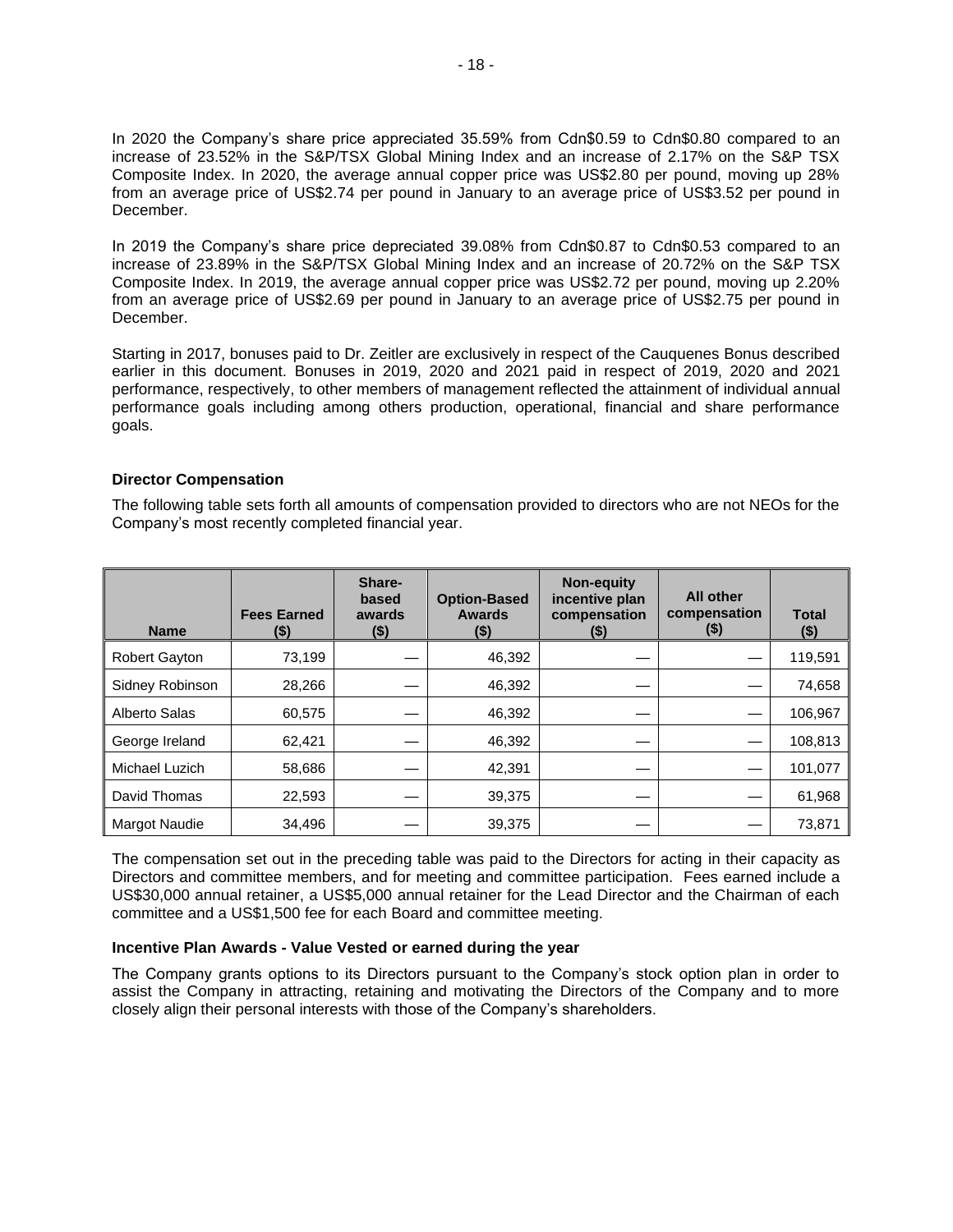In 2020 the Company's share price appreciated 35.59% from Cdn$0.59 to Cdn$0.80 compared to an increase of 23.52% in the S&P/TSX Global Mining Index and an increase of 2.17% on the S&P TSX Composite Index. In 2020, the average annual copper price was US$2.80 per pound, moving up 28% from an average price of US$2.74 per pound in January to an average price of US$3.52 per pound in December.

In 2019 the Company's share price depreciated 39.08% from Cdn$0.87 to Cdn$0.53 compared to an increase of 23.89% in the S&P/TSX Global Mining Index and an increase of 20.72% on the S&P TSX Composite Index. In 2019, the average annual copper price was US$2.72 per pound, moving up 2.20% from an average price of US$2.69 per pound in January to an average price of US$2.75 per pound in December.

Starting in 2017, bonuses paid to Dr. Zeitler are exclusively in respect of the Cauquenes Bonus described earlier in this document. Bonuses in 2019, 2020 and 2021 paid in respect of 2019, 2020 and 2021 performance, respectively, to other members of management reflected the attainment of individual annual performance goals including among others production, operational, financial and share performance goals.

### Director Compensation

The following table sets forth all amounts of compensation provided to directors who are not NEOs for the Company's most recently completed financial year.

| Name | Fees Earned ($) | Share-based awards ($) | Option-Based Awards ($) | Non-equity incentive plan compensation ($) | All other compensation ($) | Total ($) |
|---|---|---|---|---|---|---|
| Robert Gayton | 73,199 | — | 46,392 | — | — | 119,591 |
| Sidney Robinson | 28,266 | — | 46,392 | — | — | 74,658 |
| Alberto Salas | 60,575 | — | 46,392 | — | — | 106,967 |
| George Ireland | 62,421 | — | 46,392 | — | — | 108,813 |
| Michael Luzich | 58,686 | — | 42,391 | — | — | 101,077 |
| David Thomas | 22,593 | — | 39,375 | — | — | 61,968 |
| Margot Naudie | 34,496 | — | 39,375 | — | — | 73,871 |

The compensation set out in the preceding table was paid to the Directors for acting in their capacity as Directors and committee members, and for meeting and committee participation. Fees earned include a US$30,000 annual retainer, a US$5,000 annual retainer for the Lead Director and the Chairman of each committee and a US$1,500 fee for each Board and committee meeting.

### Incentive Plan Awards - Value Vested or earned during the year

The Company grants options to its Directors pursuant to the Company's stock option plan in order to assist the Company in attracting, retaining and motivating the Directors of the Company and to more closely align their personal interests with those of the Company's shareholders.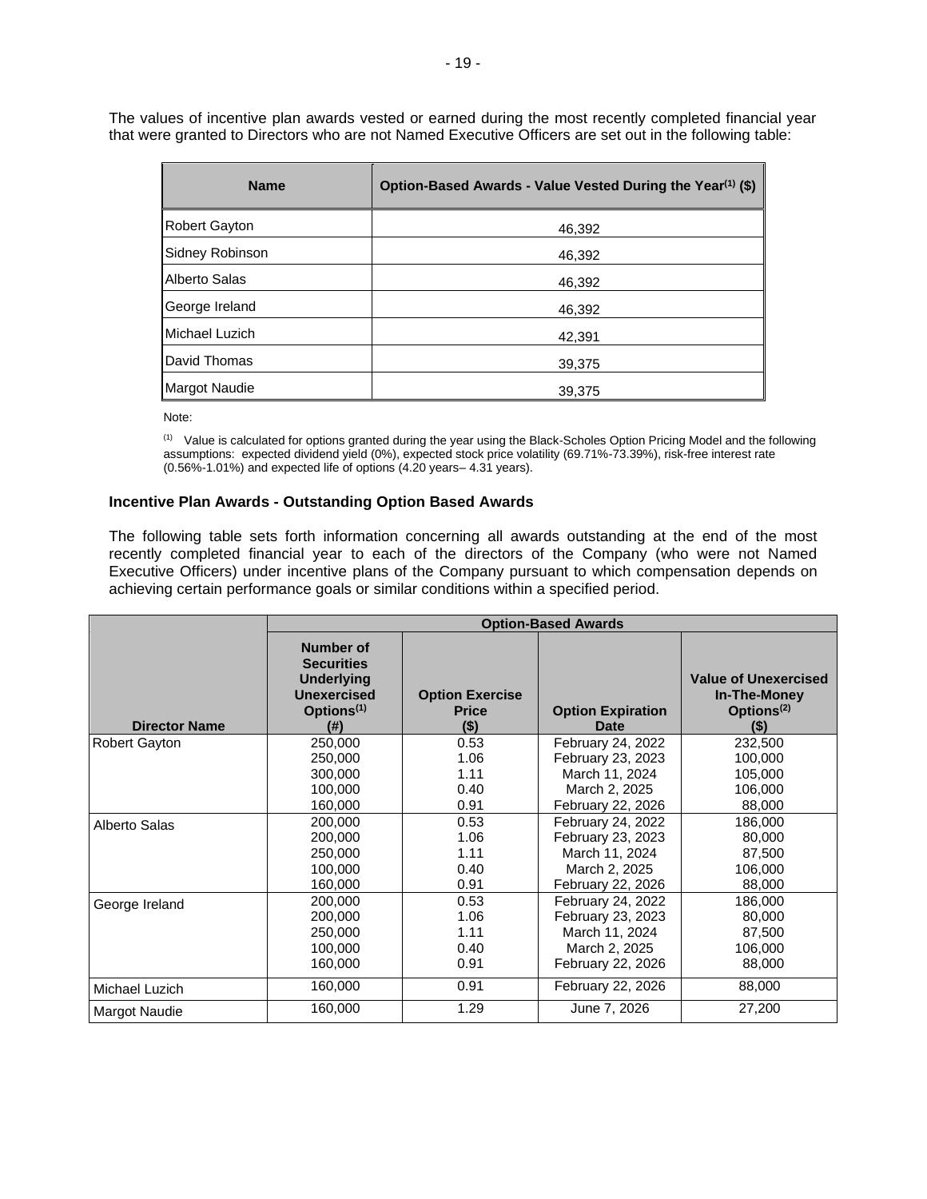The values of incentive plan awards vested or earned during the most recently completed financial year that were granted to Directors who are not Named Executive Officers are set out in the following table:

| Name | Option-Based Awards - Value Vested During the Year[(1)] ($) |
|---|---|
| Robert Gayton | 46,392 |
| Sidney Robinson | 46,392 |
| Alberto Salas | 46,392 |
| George Ireland | 46,392 |
| Michael Luzich | 42,391 |
| David Thomas | 39,375 |
| Margot Naudie | 39,375 |

Note:

(1) Value is calculated for options granted during the year using the Black-Scholes Option Pricing Model and the following assumptions: expected dividend yield (0%), expected stock price volatility (69.71%-73.39%), risk-free interest rate (0.56%-1.01%) and expected life of options (4.20 years– 4.31 years).

**Incentive Plan Awards - Outstanding Option Based Awards**

The following table sets forth information concerning all awards outstanding at the end of the most recently completed financial year to each of the directors of the Company (who were not Named Executive Officers) under incentive plans of the Company pursuant to which compensation depends on achieving certain performance goals or similar conditions within a specified period.

| | Option-Based Awards | | | |
|---|---|---|---|---|
| Director Name | Number of Securities Underlying Unexercised Options[(1)] (#) | Option Exercise Price ($) | Option Expiration Date | Value of Unexercised In-The-Money Options[(2)] ($) |
| Robert Gayton | 250,000 | 0.53 | February 24, 2022 | 232,500 |
| | 250,000 | 1.06 | February 23, 2023 | 100,000 |
| | 300,000 | 1.11 | March 11, 2024 | 105,000 |
| | 100,000 | 0.40 | March 2, 2025 | 106,000 |
| | 160,000 | 0.91 | February 22, 2026 | 88,000 |
| Alberto Salas | 200,000 | 0.53 | February 24, 2022 | 186,000 |
| | 200,000 | 1.06 | February 23, 2023 | 80,000 |
| | 250,000 | 1.11 | March 11, 2024 | 87,500 |
| | 100,000 | 0.40 | March 2, 2025 | 106,000 |
| | 160,000 | 0.91 | February 22, 2026 | 88,000 |
| George Ireland | 200,000 | 0.53 | February 24, 2022 | 186,000 |
| | 200,000 | 1.06 | February 23, 2023 | 80,000 |
| | 250,000 | 1.11 | March 11, 2024 | 87,500 |
| | 100,000 | 0.40 | March 2, 2025 | 106,000 |
| | 160,000 | 0.91 | February 22, 2026 | 88,000 |
| Michael Luzich | 160,000 | 0.91 | February 22, 2026 | 88,000 |
| Margot Naudie | 160,000 | 1.29 | June 7, 2026 | 27,200 |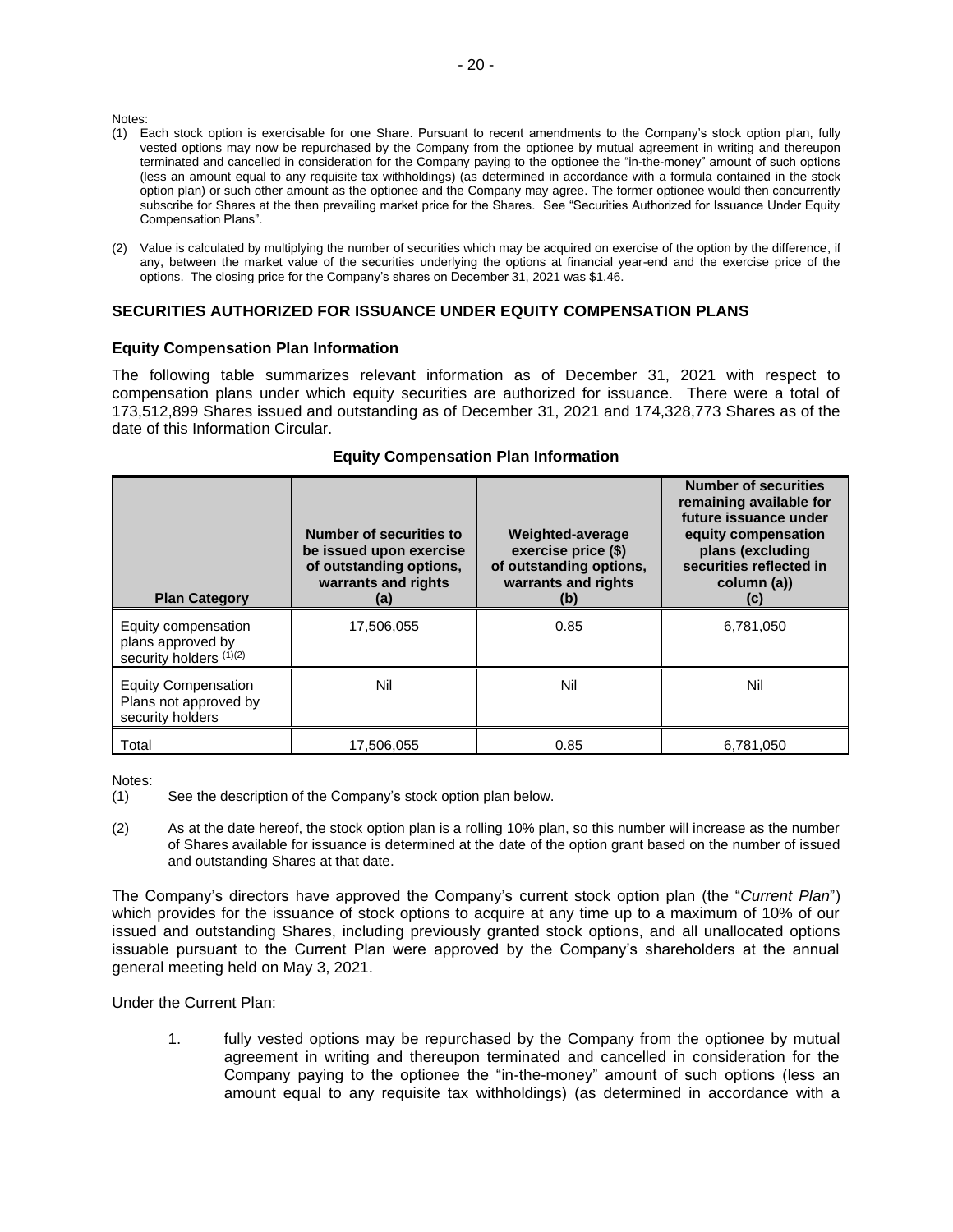Notes:

(1) Each stock option is exercisable for one Share. Pursuant to recent amendments to the Company's stock option plan, fully vested options may now be repurchased by the Company from the optionee by mutual agreement in writing and thereupon terminated and cancelled in consideration for the Company paying to the optionee the "in-the-money" amount of such options (less an amount equal to any requisite tax withholdings) (as determined in accordance with a formula contained in the stock option plan) or such other amount as the optionee and the Company may agree. The former optionee would then concurrently subscribe for Shares at the then prevailing market price for the Shares. See "Securities Authorized for Issuance Under Equity Compensation Plans".

(2) Value is calculated by multiplying the number of securities which may be acquired on exercise of the option by the difference, if any, between the market value of the securities underlying the options at financial year-end and the exercise price of the options. The closing price for the Company's shares on December 31, 2021 was $1.46.

## SECURITIES AUTHORIZED FOR ISSUANCE UNDER EQUITY COMPENSATION PLANS

### Equity Compensation Plan Information

The following table summarizes relevant information as of December 31, 2021 with respect to compensation plans under which equity securities are authorized for issuance. There were a total of 173,512,899 Shares issued and outstanding as of December 31, 2021 and 174,328,773 Shares as of the date of this Information Circular.

**Equity Compensation Plan Information**

| Plan Category | Number of securities to be issued upon exercise of outstanding options, warrants and rights (a) | Weighted-average exercise price ($) of outstanding options, warrants and rights (b) | Number of securities remaining available for future issuance under equity compensation plans (excluding securities reflected in column (a)) (c) |
|---|---|---|---|
| Equity compensation plans approved by security holders (1)(2) | 17,506,055 | 0.85 | 6,781,050 |
| Equity Compensation Plans not approved by security holders | Nil | Nil | Nil |
| Total | 17,506,055 | 0.85 | 6,781,050 |

Notes:

(1) See the description of the Company's stock option plan below.

(2) As at the date hereof, the stock option plan is a rolling 10% plan, so this number will increase as the number of Shares available for issuance is determined at the date of the option grant based on the number of issued and outstanding Shares at that date.

The Company's directors have approved the Company's current stock option plan (the "*Current Plan*") which provides for the issuance of stock options to acquire at any time up to a maximum of 10% of our issued and outstanding Shares, including previously granted stock options, and all unallocated options issuable pursuant to the Current Plan were approved by the Company's shareholders at the annual general meeting held on May 3, 2021.

Under the Current Plan:

1. fully vested options may be repurchased by the Company from the optionee by mutual agreement in writing and thereupon terminated and cancelled in consideration for the Company paying to the optionee the "in-the-money" amount of such options (less an amount equal to any requisite tax withholdings) (as determined in accordance with a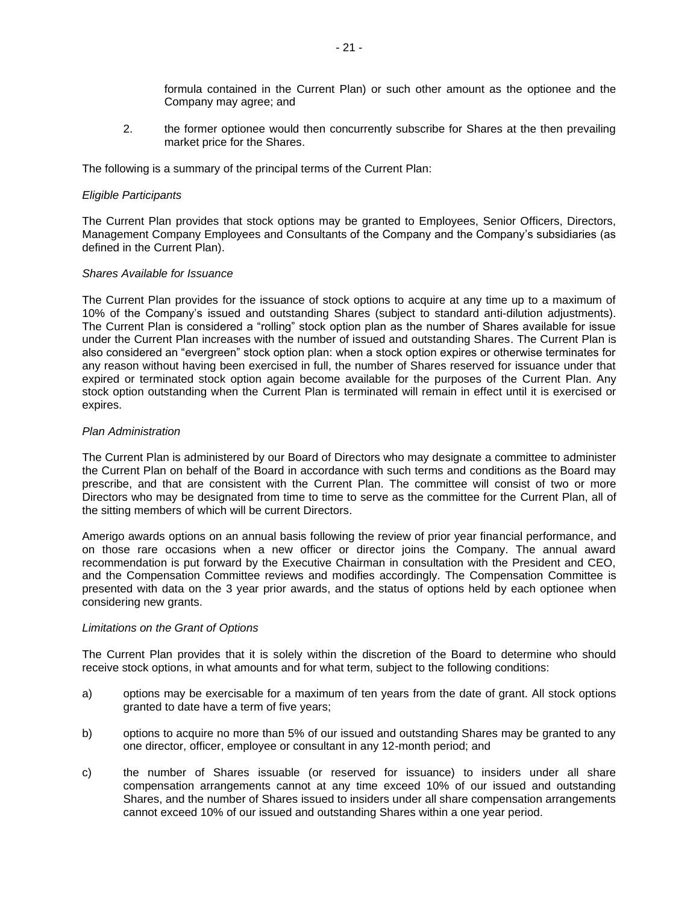formula contained in the Current Plan) or such other amount as the optionee and the Company may agree; and

2. the former optionee would then concurrently subscribe for Shares at the then prevailing market price for the Shares.

The following is a summary of the principal terms of the Current Plan:

*Eligible Participants*

The Current Plan provides that stock options may be granted to Employees, Senior Officers, Directors, Management Company Employees and Consultants of the Company and the Company's subsidiaries (as defined in the Current Plan).

*Shares Available for Issuance*

The Current Plan provides for the issuance of stock options to acquire at any time up to a maximum of 10% of the Company's issued and outstanding Shares (subject to standard anti-dilution adjustments). The Current Plan is considered a "rolling" stock option plan as the number of Shares available for issue under the Current Plan increases with the number of issued and outstanding Shares. The Current Plan is also considered an "evergreen" stock option plan: when a stock option expires or otherwise terminates for any reason without having been exercised in full, the number of Shares reserved for issuance under that expired or terminated stock option again become available for the purposes of the Current Plan. Any stock option outstanding when the Current Plan is terminated will remain in effect until it is exercised or expires.

*Plan Administration*

The Current Plan is administered by our Board of Directors who may designate a committee to administer the Current Plan on behalf of the Board in accordance with such terms and conditions as the Board may prescribe, and that are consistent with the Current Plan. The committee will consist of two or more Directors who may be designated from time to time to serve as the committee for the Current Plan, all of the sitting members of which will be current Directors.

Amerigo awards options on an annual basis following the review of prior year financial performance, and on those rare occasions when a new officer or director joins the Company. The annual award recommendation is put forward by the Executive Chairman in consultation with the President and CEO, and the Compensation Committee reviews and modifies accordingly. The Compensation Committee is presented with data on the 3 year prior awards, and the status of options held by each optionee when considering new grants.

*Limitations on the Grant of Options*

The Current Plan provides that it is solely within the discretion of the Board to determine who should receive stock options, in what amounts and for what term, subject to the following conditions:

a) options may be exercisable for a maximum of ten years from the date of grant. All stock options granted to date have a term of five years;

b) options to acquire no more than 5% of our issued and outstanding Shares may be granted to any one director, officer, employee or consultant in any 12-month period; and

c) the number of Shares issuable (or reserved for issuance) to insiders under all share compensation arrangements cannot at any time exceed 10% of our issued and outstanding Shares, and the number of Shares issued to insiders under all share compensation arrangements cannot exceed 10% of our issued and outstanding Shares within a one year period.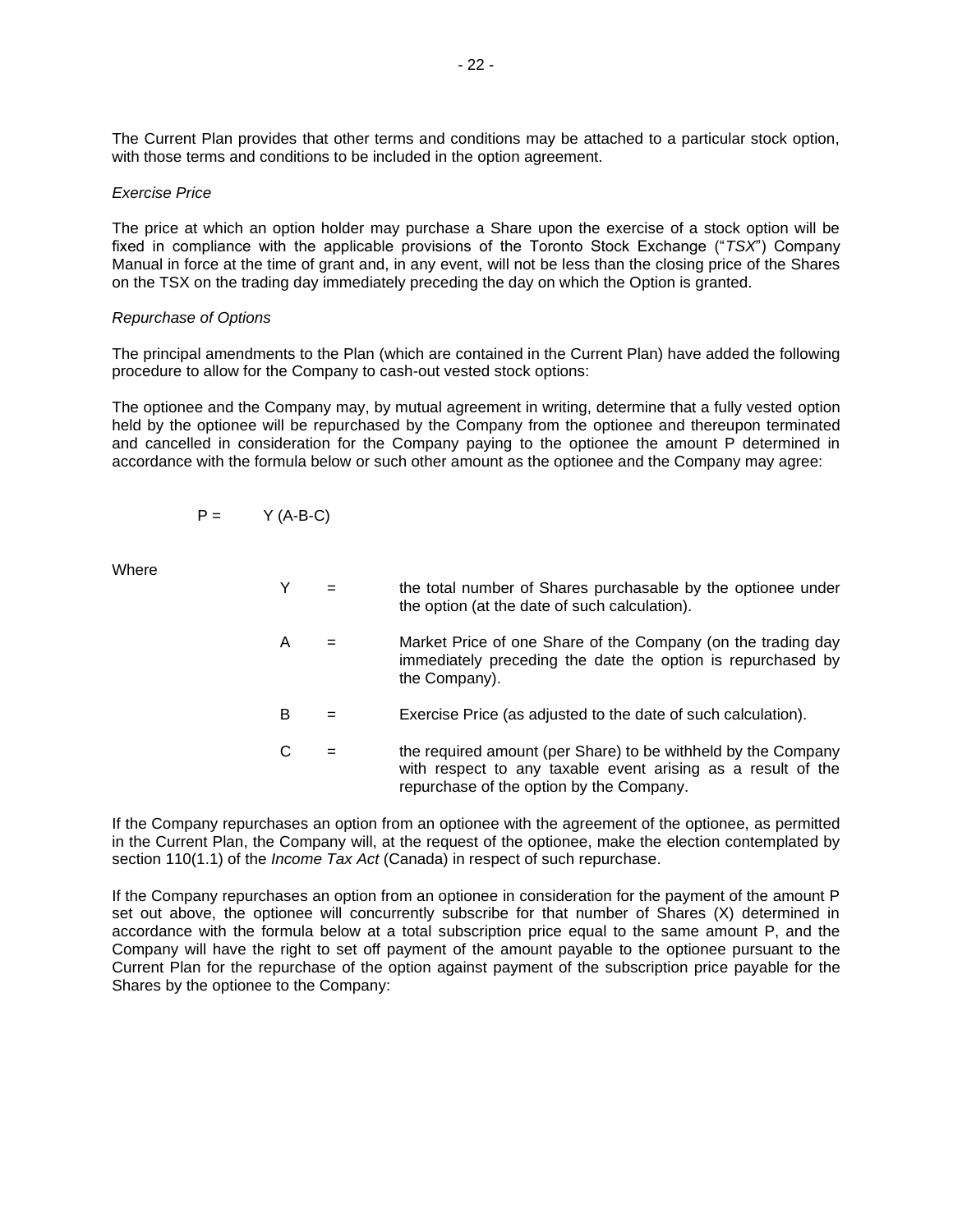The Current Plan provides that other terms and conditions may be attached to a particular stock option, with those terms and conditions to be included in the option agreement.

*Exercise Price*

The price at which an option holder may purchase a Share upon the exercise of a stock option will be fixed in compliance with the applicable provisions of the Toronto Stock Exchange ("*TSX*") Company Manual in force at the time of grant and, in any event, will not be less than the closing price of the Shares on the TSX on the trading day immediately preceding the day on which the Option is granted.

*Repurchase of Options*

The principal amendments to the Plan (which are contained in the Current Plan) have added the following procedure to allow for the Company to cash-out vested stock options:

The optionee and the Company may, by mutual agreement in writing, determine that a fully vested option held by the optionee will be repurchased by the Company from the optionee and thereupon terminated and cancelled in consideration for the Company paying to the optionee the amount P determined in accordance with the formula below or such other amount as the optionee and the Company may agree:

$$P = Y(A-B-C)$$

Where

| | | |
|---|---|---|
| Y | = | the total number of Shares purchasable by the optionee under the option (at the date of such calculation). |
| A | = | Market Price of one Share of the Company (on the trading day immediately preceding the date the option is repurchased by the Company). |
| B | = | Exercise Price (as adjusted to the date of such calculation). |
| C | = | the required amount (per Share) to be withheld by the Company with respect to any taxable event arising as a result of the repurchase of the option by the Company. |

If the Company repurchases an option from an optionee with the agreement of the optionee, as permitted in the Current Plan, the Company will, at the request of the optionee, make the election contemplated by section 110(1.1) of the *Income Tax Act* (Canada) in respect of such repurchase.

If the Company repurchases an option from an optionee in consideration for the payment of the amount P set out above, the optionee will concurrently subscribe for that number of Shares (X) determined in accordance with the formula below at a total subscription price equal to the same amount P, and the Company will have the right to set off payment of the amount payable to the optionee pursuant to the Current Plan for the repurchase of the option against payment of the subscription price payable for the Shares by the optionee to the Company: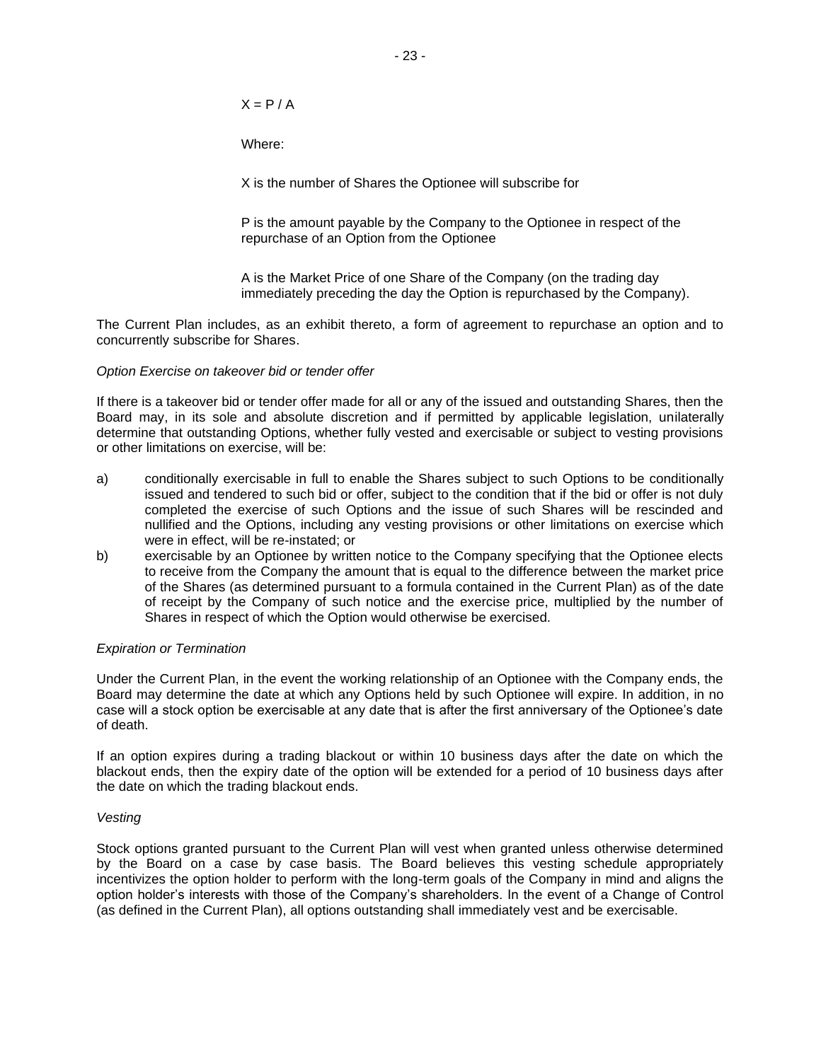$$X = P / A$$

Where:

X is the number of Shares the Optionee will subscribe for

P is the amount payable by the Company to the Optionee in respect of the repurchase of an Option from the Optionee

A is the Market Price of one Share of the Company (on the trading day immediately preceding the day the Option is repurchased by the Company).

The Current Plan includes, as an exhibit thereto, a form of agreement to repurchase an option and to concurrently subscribe for Shares.

*Option Exercise on takeover bid or tender offer*

If there is a takeover bid or tender offer made for all or any of the issued and outstanding Shares, then the Board may, in its sole and absolute discretion and if permitted by applicable legislation, unilaterally determine that outstanding Options, whether fully vested and exercisable or subject to vesting provisions or other limitations on exercise, will be:

a) conditionally exercisable in full to enable the Shares subject to such Options to be conditionally issued and tendered to such bid or offer, subject to the condition that if the bid or offer is not duly completed the exercise of such Options and the issue of such Shares will be rescinded and nullified and the Options, including any vesting provisions or other limitations on exercise which were in effect, will be re-instated; or
b) exercisable by an Optionee by written notice to the Company specifying that the Optionee elects to receive from the Company the amount that is equal to the difference between the market price of the Shares (as determined pursuant to a formula contained in the Current Plan) as of the date of receipt by the Company of such notice and the exercise price, multiplied by the number of Shares in respect of which the Option would otherwise be exercised.

*Expiration or Termination*

Under the Current Plan, in the event the working relationship of an Optionee with the Company ends, the Board may determine the date at which any Options held by such Optionee will expire. In addition, in no case will a stock option be exercisable at any date that is after the first anniversary of the Optionee's date of death.

If an option expires during a trading blackout or within 10 business days after the date on which the blackout ends, then the expiry date of the option will be extended for a period of 10 business days after the date on which the trading blackout ends.

*Vesting*

Stock options granted pursuant to the Current Plan will vest when granted unless otherwise determined by the Board on a case by case basis. The Board believes this vesting schedule appropriately incentivizes the option holder to perform with the long-term goals of the Company in mind and aligns the option holder's interests with those of the Company's shareholders. In the event of a Change of Control (as defined in the Current Plan), all options outstanding shall immediately vest and be exercisable.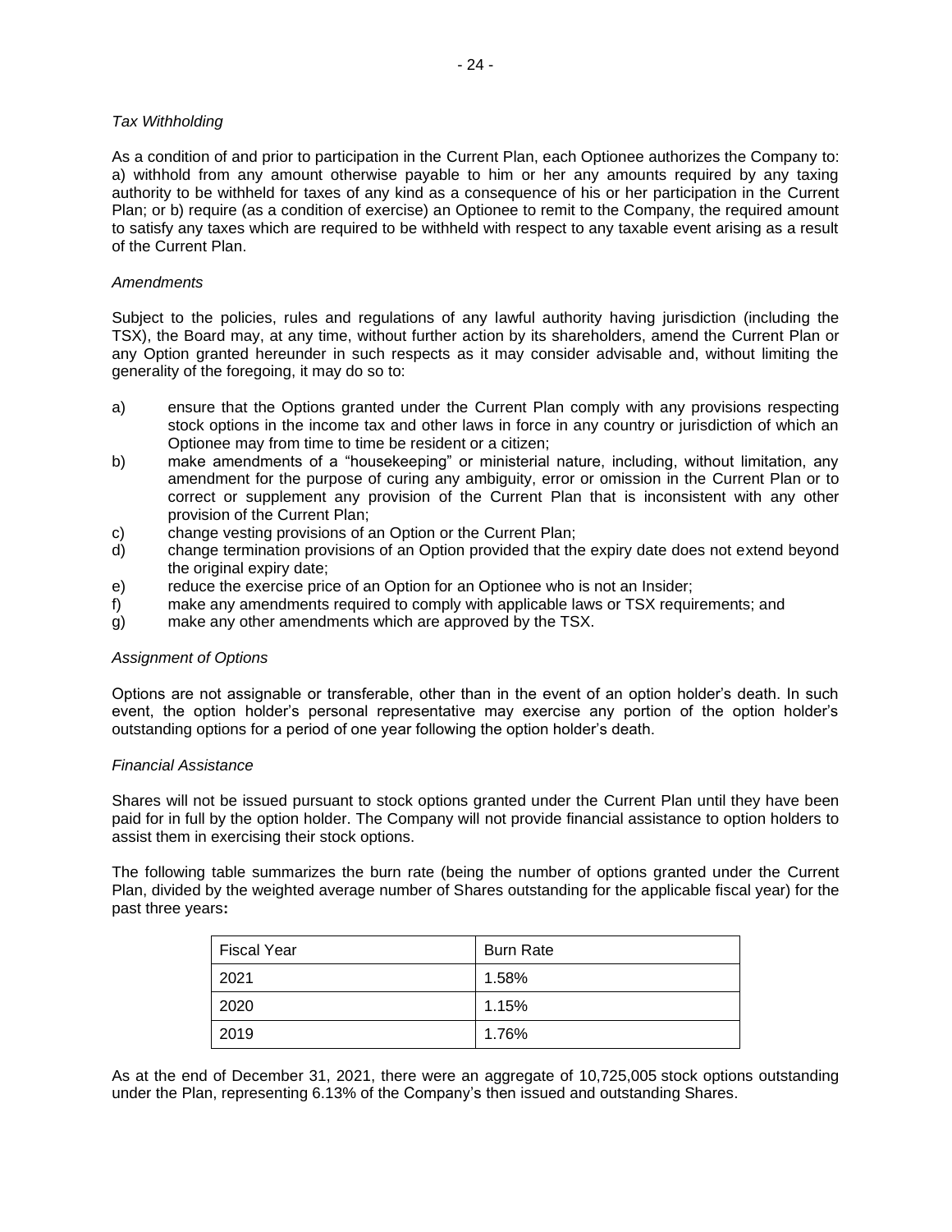*Tax Withholding*

As a condition of and prior to participation in the Current Plan, each Optionee authorizes the Company to: a) withhold from any amount otherwise payable to him or her any amounts required by any taxing authority to be withheld for taxes of any kind as a consequence of his or her participation in the Current Plan; or b) require (as a condition of exercise) an Optionee to remit to the Company, the required amount to satisfy any taxes which are required to be withheld with respect to any taxable event arising as a result of the Current Plan.

*Amendments*

Subject to the policies, rules and regulations of any lawful authority having jurisdiction (including the TSX), the Board may, at any time, without further action by its shareholders, amend the Current Plan or any Option granted hereunder in such respects as it may consider advisable and, without limiting the generality of the foregoing, it may do so to:

a) ensure that the Options granted under the Current Plan comply with any provisions respecting stock options in the income tax and other laws in force in any country or jurisdiction of which an Optionee may from time to time be resident or a citizen;
b) make amendments of a "housekeeping" or ministerial nature, including, without limitation, any amendment for the purpose of curing any ambiguity, error or omission in the Current Plan or to correct or supplement any provision of the Current Plan that is inconsistent with any other provision of the Current Plan;
c) change vesting provisions of an Option or the Current Plan;
d) change termination provisions of an Option provided that the expiry date does not extend beyond the original expiry date;
e) reduce the exercise price of an Option for an Optionee who is not an Insider;
f) make any amendments required to comply with applicable laws or TSX requirements; and
g) make any other amendments which are approved by the TSX.

*Assignment of Options*

Options are not assignable or transferable, other than in the event of an option holder's death. In such event, the option holder's personal representative may exercise any portion of the option holder's outstanding options for a period of one year following the option holder's death.

*Financial Assistance*

Shares will not be issued pursuant to stock options granted under the Current Plan until they have been paid for in full by the option holder. The Company will not provide financial assistance to option holders to assist them in exercising their stock options.

The following table summarizes the burn rate (being the number of options granted under the Current Plan, divided by the weighted average number of Shares outstanding for the applicable fiscal year) for the past three years**:**

| Fiscal Year | Burn Rate |
|---|---|
| 2021 | 1.58% |
| 2020 | 1.15% |
| 2019 | 1.76% |

As at the end of December 31, 2021, there were an aggregate of 10,725,005 stock options outstanding under the Plan, representing 6.13% of the Company's then issued and outstanding Shares.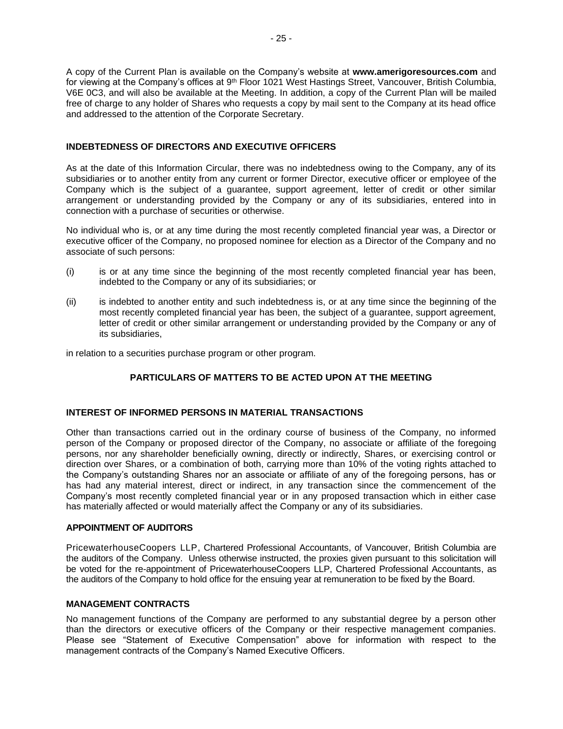A copy of the Current Plan is available on the Company's website at **www.amerigoresources.com** and for viewing at the Company's offices at 9th Floor 1021 West Hastings Street, Vancouver, British Columbia, V6E 0C3, and will also be available at the Meeting. In addition, a copy of the Current Plan will be mailed free of charge to any holder of Shares who requests a copy by mail sent to the Company at its head office and addressed to the attention of the Corporate Secretary.

## INDEBTEDNESS OF DIRECTORS AND EXECUTIVE OFFICERS

As at the date of this Information Circular, there was no indebtedness owing to the Company, any of its subsidiaries or to another entity from any current or former Director, executive officer or employee of the Company which is the subject of a guarantee, support agreement, letter of credit or other similar arrangement or understanding provided by the Company or any of its subsidiaries, entered into in connection with a purchase of securities or otherwise.

No individual who is, or at any time during the most recently completed financial year was, a Director or executive officer of the Company, no proposed nominee for election as a Director of the Company and no associate of such persons:

(i) is or at any time since the beginning of the most recently completed financial year has been, indebted to the Company or any of its subsidiaries; or

(ii) is indebted to another entity and such indebtedness is, or at any time since the beginning of the most recently completed financial year has been, the subject of a guarantee, support agreement, letter of credit or other similar arrangement or understanding provided by the Company or any of its subsidiaries,

in relation to a securities purchase program or other program.

# PARTICULARS OF MATTERS TO BE ACTED UPON AT THE MEETING

## INTEREST OF INFORMED PERSONS IN MATERIAL TRANSACTIONS

Other than transactions carried out in the ordinary course of business of the Company, no informed person of the Company or proposed director of the Company, no associate or affiliate of the foregoing persons, nor any shareholder beneficially owning, directly or indirectly, Shares, or exercising control or direction over Shares, or a combination of both, carrying more than 10% of the voting rights attached to the Company's outstanding Shares nor an associate or affiliate of any of the foregoing persons, has or has had any material interest, direct or indirect, in any transaction since the commencement of the Company's most recently completed financial year or in any proposed transaction which in either case has materially affected or would materially affect the Company or any of its subsidiaries.

## APPOINTMENT OF AUDITORS

PricewaterhouseCoopers LLP, Chartered Professional Accountants, of Vancouver, British Columbia are the auditors of the Company. Unless otherwise instructed, the proxies given pursuant to this solicitation will be voted for the re-appointment of PricewaterhouseCoopers LLP, Chartered Professional Accountants, as the auditors of the Company to hold office for the ensuing year at remuneration to be fixed by the Board.

## MANAGEMENT CONTRACTS

No management functions of the Company are performed to any substantial degree by a person other than the directors or executive officers of the Company or their respective management companies. Please see "Statement of Executive Compensation" above for information with respect to the management contracts of the Company's Named Executive Officers.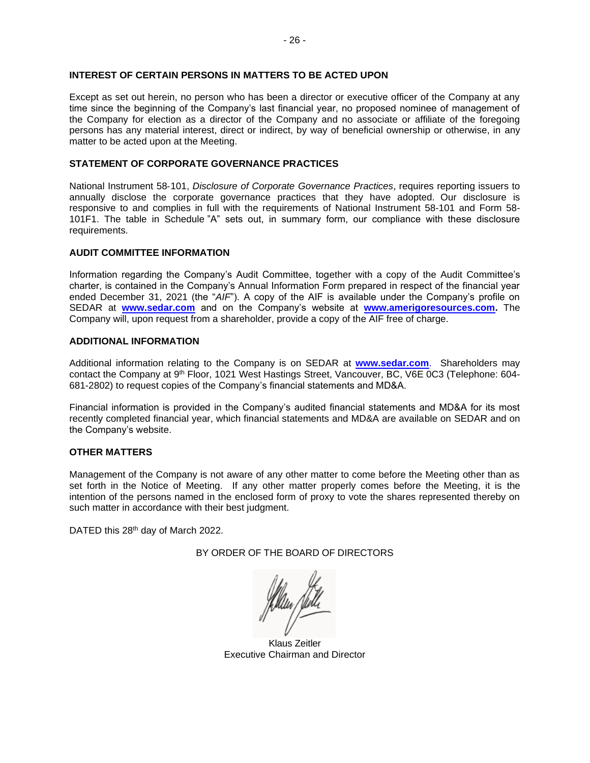## INTEREST OF CERTAIN PERSONS IN MATTERS TO BE ACTED UPON

Except as set out herein, no person who has been a director or executive officer of the Company at any time since the beginning of the Company's last financial year, no proposed nominee of management of the Company for election as a director of the Company and no associate or affiliate of the foregoing persons has any material interest, direct or indirect, by way of beneficial ownership or otherwise, in any matter to be acted upon at the Meeting.

## STATEMENT OF CORPORATE GOVERNANCE PRACTICES

National Instrument 58-101, *Disclosure of Corporate Governance Practices*, requires reporting issuers to annually disclose the corporate governance practices that they have adopted. Our disclosure is responsive to and complies in full with the requirements of National Instrument 58-101 and Form 58-101F1. The table in Schedule "A" sets out, in summary form, our compliance with these disclosure requirements.

## AUDIT COMMITTEE INFORMATION

Information regarding the Company's Audit Committee, together with a copy of the Audit Committee's charter, is contained in the Company's Annual Information Form prepared in respect of the financial year ended December 31, 2021 (the "*AIF*"). A copy of the AIF is available under the Company's profile on SEDAR at **www.sedar.com** and on the Company's website at **www.amerigoresources.com.** The Company will, upon request from a shareholder, provide a copy of the AIF free of charge.

## ADDITIONAL INFORMATION

Additional information relating to the Company is on SEDAR at **www.sedar.com**. Shareholders may contact the Company at 9th Floor, 1021 West Hastings Street, Vancouver, BC, V6E 0C3 (Telephone: 604-681-2802) to request copies of the Company's financial statements and MD&A.

Financial information is provided in the Company's audited financial statements and MD&A for its most recently completed financial year, which financial statements and MD&A are available on SEDAR and on the Company's website.

## OTHER MATTERS

Management of the Company is not aware of any other matter to come before the Meeting other than as set forth in the Notice of Meeting. If any other matter properly comes before the Meeting, it is the intention of the persons named in the enclosed form of proxy to vote the shares represented thereby on such matter in accordance with their best judgment.

DATED this 28th day of March 2022.

BY ORDER OF THE BOARD OF DIRECTORS

Klaus Zeitler
Executive Chairman and Director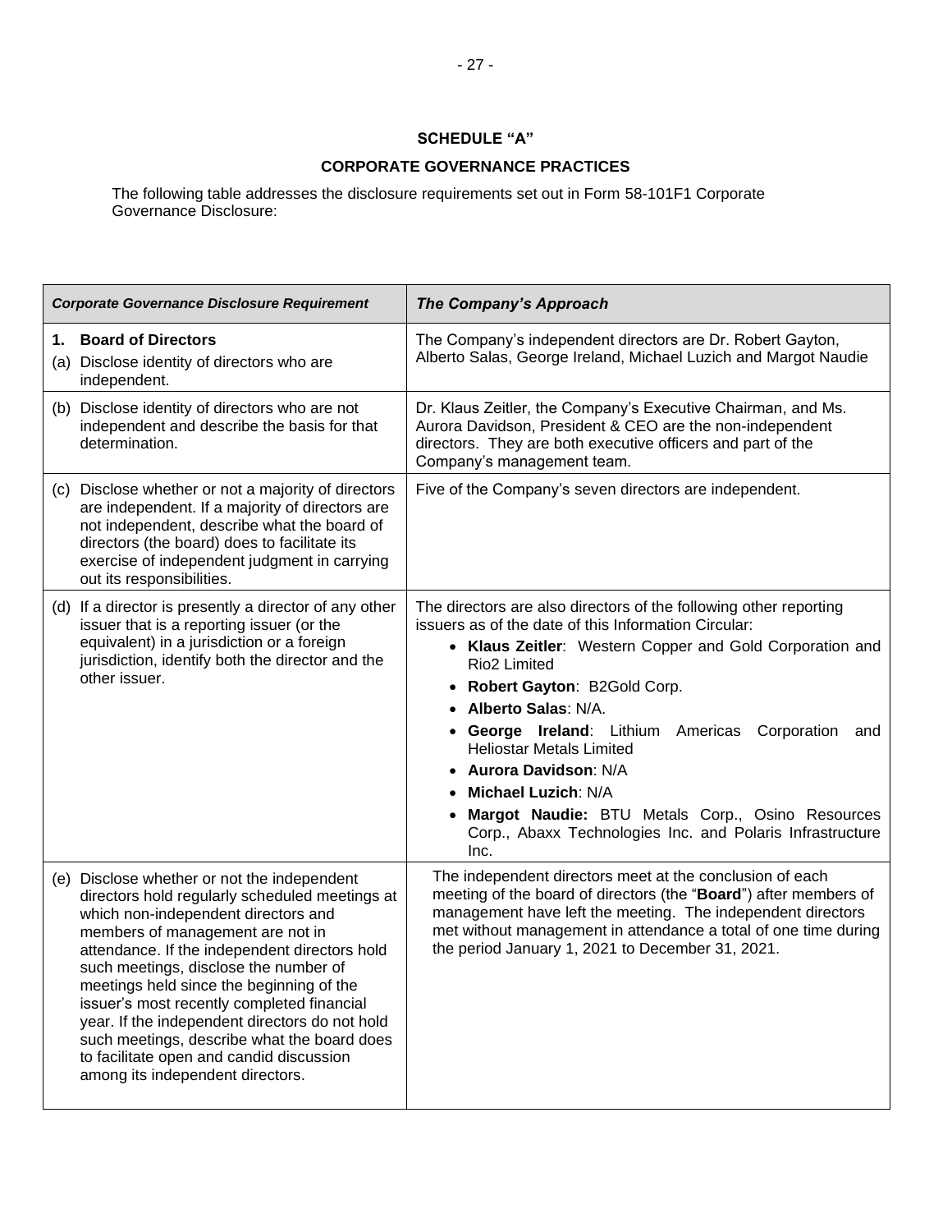## SCHEDULE "A"

## CORPORATE GOVERNANCE PRACTICES

The following table addresses the disclosure requirements set out in Form 58-101F1 Corporate Governance Disclosure:

| ***Corporate Governance Disclosure Requirement*** | ***The Company's Approach*** |
|---|---|
| **1. Board of Directors**<br>(a) Disclose identity of directors who are independent. | The Company's independent directors are Dr. Robert Gayton, Alberto Salas, George Ireland, Michael Luzich and Margot Naudie |
| (b) Disclose identity of directors who are not independent and describe the basis for that determination. | Dr. Klaus Zeitler, the Company's Executive Chairman, and Ms. Aurora Davidson, President & CEO are the non-independent directors. They are both executive officers and part of the Company's management team. |
| (c) Disclose whether or not a majority of directors are independent. If a majority of directors are not independent, describe what the board of directors (the board) does to facilitate its exercise of independent judgment in carrying out its responsibilities. | Five of the Company's seven directors are independent. |
| (d) If a director is presently a director of any other issuer that is a reporting issuer (or the equivalent) in a jurisdiction or a foreign jurisdiction, identify both the director and the other issuer. | The directors are also directors of the following other reporting issuers as of the date of this Information Circular:<br>• **Klaus Zeitler**: Western Copper and Gold Corporation and Rio2 Limited<br>• **Robert Gayton**: B2Gold Corp.<br>• **Alberto Salas**: N/A.<br>• **George Ireland**: Lithium Americas Corporation and Heliostar Metals Limited<br>• **Aurora Davidson**: N/A<br>• **Michael Luzich**: N/A<br>• **Margot Naudie:** BTU Metals Corp., Osino Resources Corp., Abaxx Technologies Inc. and Polaris Infrastructure Inc. |
| (e) Disclose whether or not the independent directors hold regularly scheduled meetings at which non-independent directors and members of management are not in attendance. If the independent directors hold such meetings, disclose the number of meetings held since the beginning of the issuer's most recently completed financial year. If the independent directors do not hold such meetings, describe what the board does to facilitate open and candid discussion among its independent directors. | The independent directors meet at the conclusion of each meeting of the board of directors (the "**Board**") after members of management have left the meeting. The independent directors met without management in attendance a total of one time during the period January 1, 2021 to December 31, 2021. |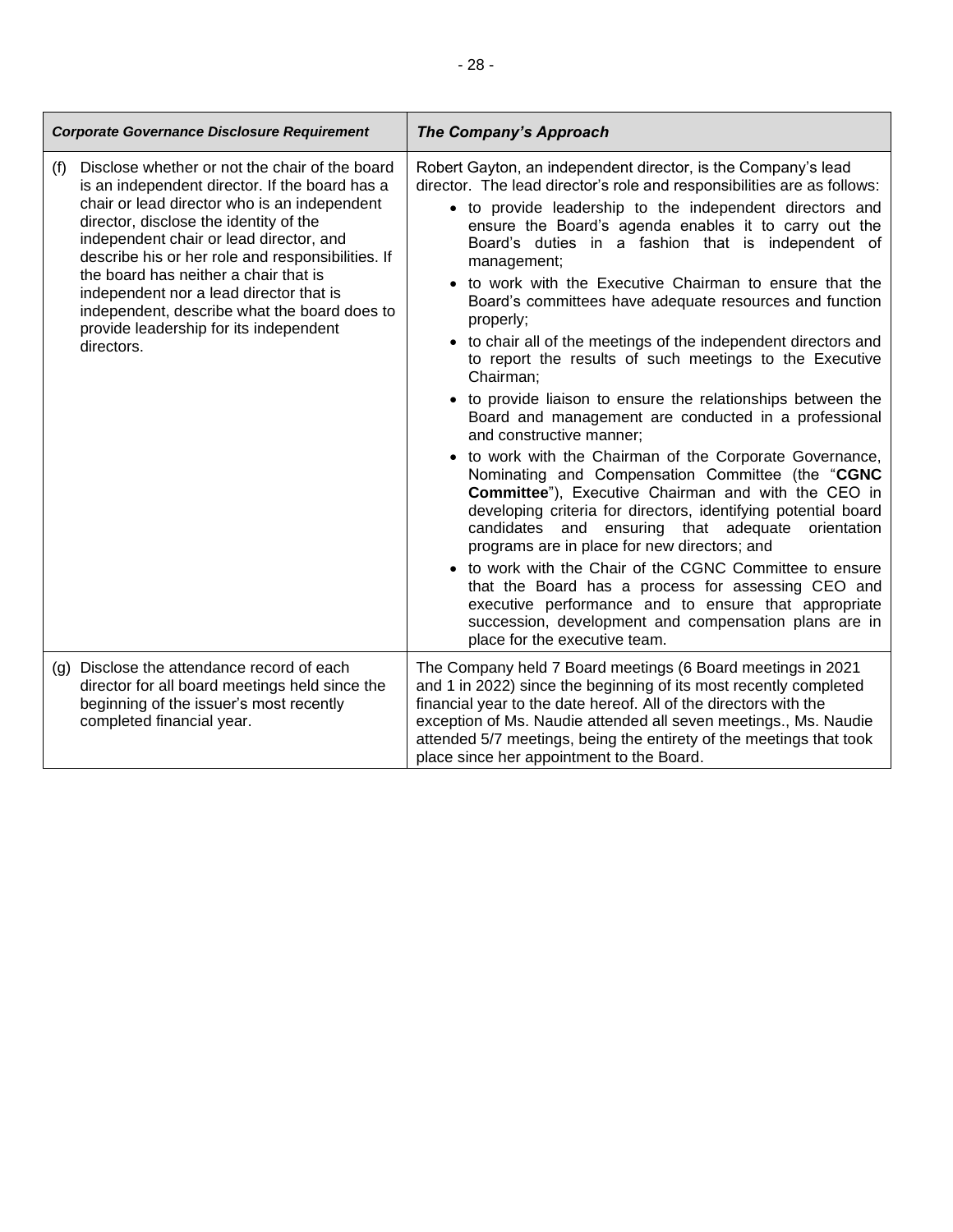| *Corporate Governance Disclosure Requirement* | *The Company's Approach* |
|---|---|
| (f) Disclose whether or not the chair of the board is an independent director. If the board has a chair or lead director who is an independent director, disclose the identity of the independent chair or lead director, and describe his or her role and responsibilities. If the board has neither a chair that is independent nor a lead director that is independent, describe what the board does to provide leadership for its independent directors. | Robert Gayton, an independent director, is the Company's lead director. The lead director's role and responsibilities are as follows:<br>• to provide leadership to the independent directors and ensure the Board's agenda enables it to carry out the Board's duties in a fashion that is independent of management;<br>• to work with the Executive Chairman to ensure that the Board's committees have adequate resources and function properly;<br>• to chair all of the meetings of the independent directors and to report the results of such meetings to the Executive Chairman;<br>• to provide liaison to ensure the relationships between the Board and management are conducted in a professional and constructive manner;<br>• to work with the Chairman of the Corporate Governance, Nominating and Compensation Committee (the "**CGNC Committee**"), Executive Chairman and with the CEO in developing criteria for directors, identifying potential board candidates and ensuring that adequate orientation programs are in place for new directors; and<br>• to work with the Chair of the CGNC Committee to ensure that the Board has a process for assessing CEO and executive performance and to ensure that appropriate succession, development and compensation plans are in place for the executive team. |
| (g) Disclose the attendance record of each director for all board meetings held since the beginning of the issuer's most recently completed financial year. | The Company held 7 Board meetings (6 Board meetings in 2021 and 1 in 2022) since the beginning of its most recently completed financial year to the date hereof. All of the directors with the exception of Ms. Naudie attended all seven meetings., Ms. Naudie attended 5/7 meetings, being the entirety of the meetings that took place since her appointment to the Board. |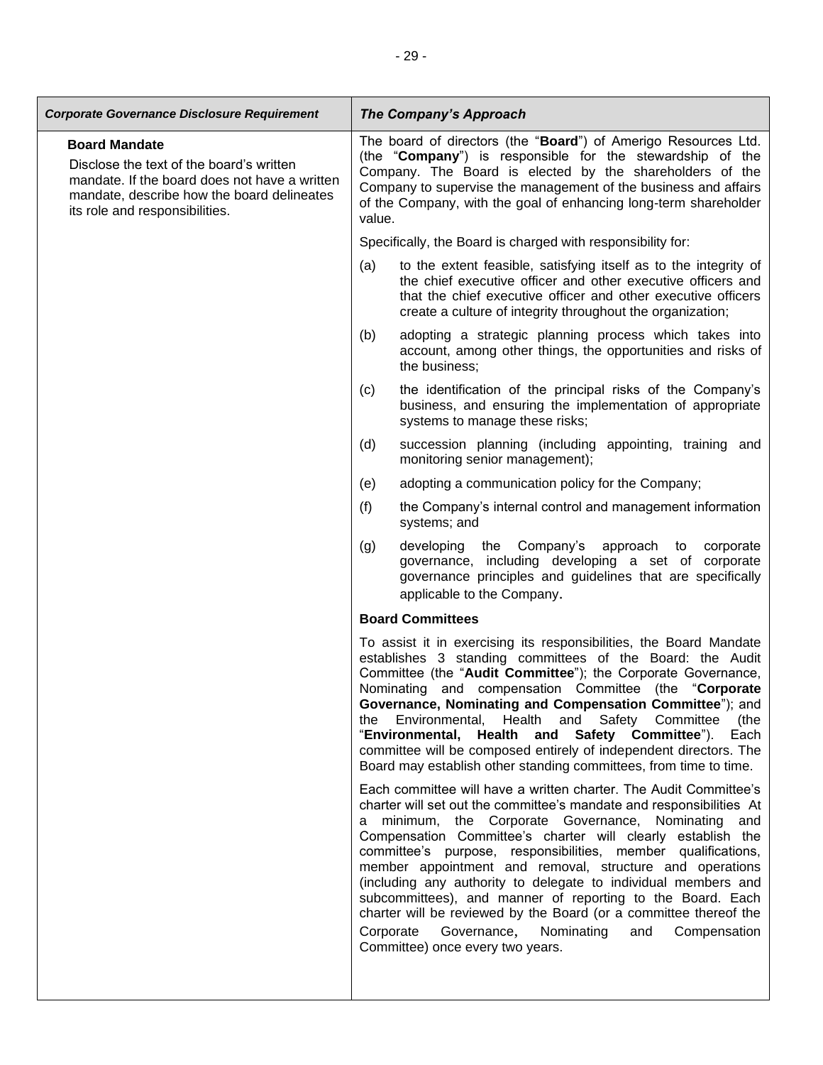| *Corporate Governance Disclosure Requirement* | *The Company's Approach* |
|---|---|
| **Board Mandate**<br><br>Disclose the text of the board's written mandate. If the board does not have a written mandate, describe how the board delineates its role and responsibilities. | The board of directors (the "**Board**") of Amerigo Resources Ltd. (the "**Company**") is responsible for the stewardship of the Company. The Board is elected by the shareholders of the Company to supervise the management of the business and affairs of the Company, with the goal of enhancing long-term shareholder value.<br><br>Specifically, the Board is charged with responsibility for:<br><br>(a) to the extent feasible, satisfying itself as to the integrity of the chief executive officer and other executive officers and that the chief executive officer and other executive officers create a culture of integrity throughout the organization;<br><br>(b) adopting a strategic planning process which takes into account, among other things, the opportunities and risks of the business;<br><br>(c) the identification of the principal risks of the Company's business, and ensuring the implementation of appropriate systems to manage these risks;<br><br>(d) succession planning (including appointing, training and monitoring senior management);<br><br>(e) adopting a communication policy for the Company;<br><br>(f) the Company's internal control and management information systems; and<br><br>(g) developing the Company's approach to corporate governance, including developing a set of corporate governance principles and guidelines that are specifically applicable to the Company.<br><br>**Board Committees**<br><br>To assist it in exercising its responsibilities, the Board Mandate establishes 3 standing committees of the Board: the Audit Committee (the "**Audit Committee**"); the Corporate Governance, Nominating and compensation Committee (the "**Corporate Governance, Nominating and Compensation Committee**"); and the Environmental, Health and Safety Committee (the "**Environmental, Health and Safety Committee**"). Each committee will be composed entirely of independent directors. The Board may establish other standing committees, from time to time.<br><br>Each committee will have a written charter. The Audit Committee's charter will set out the committee's mandate and responsibilities At a minimum, the Corporate Governance, Nominating and Compensation Committee's charter will clearly establish the committee's purpose, responsibilities, member qualifications, member appointment and removal, structure and operations (including any authority to delegate to individual members and subcommittees), and manner of reporting to the Board. Each charter will be reviewed by the Board (or a committee thereof the Corporate Governance, Nominating and Compensation Committee) once every two years. |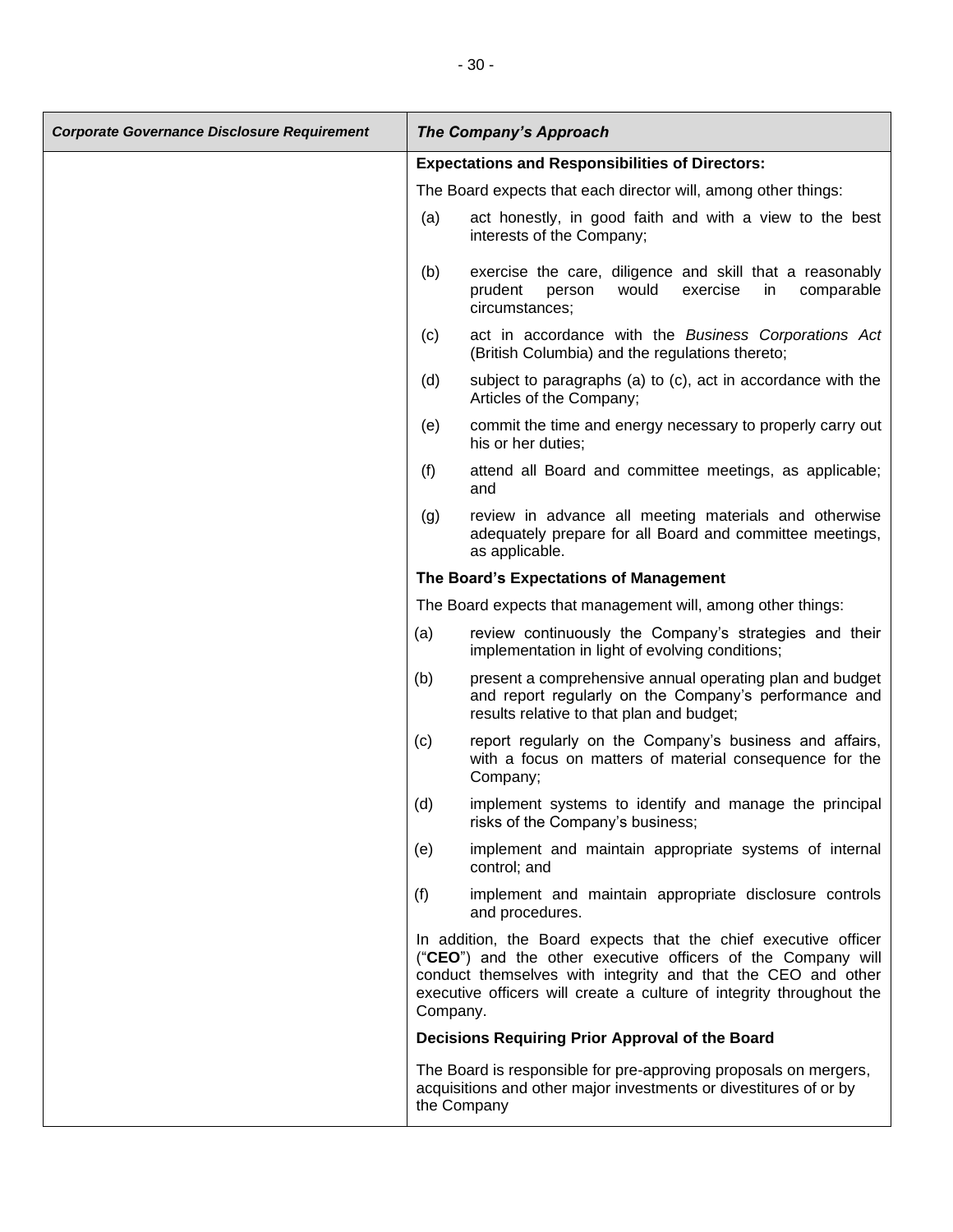| *Corporate Governance Disclosure Requirement* | *The Company's Approach* |
|---|---|
| | **Expectations and Responsibilities of Directors:**<br><br>The Board expects that each director will, among other things:<br><br>(a) act honestly, in good faith and with a view to the best interests of the Company;<br><br>(b) exercise the care, diligence and skill that a reasonably prudent person would exercise in comparable circumstances;<br><br>(c) act in accordance with the *Business Corporations Act* (British Columbia) and the regulations thereto;<br><br>(d) subject to paragraphs (a) to (c), act in accordance with the Articles of the Company;<br><br>(e) commit the time and energy necessary to properly carry out his or her duties;<br><br>(f) attend all Board and committee meetings, as applicable; and<br><br>(g) review in advance all meeting materials and otherwise adequately prepare for all Board and committee meetings, as applicable.<br><br>**The Board's Expectations of Management**<br><br>The Board expects that management will, among other things:<br><br>(a) review continuously the Company's strategies and their implementation in light of evolving conditions;<br><br>(b) present a comprehensive annual operating plan and budget and report regularly on the Company's performance and results relative to that plan and budget;<br><br>(c) report regularly on the Company's business and affairs, with a focus on matters of material consequence for the Company;<br><br>(d) implement systems to identify and manage the principal risks of the Company's business;<br><br>(e) implement and maintain appropriate systems of internal control; and<br><br>(f) implement and maintain appropriate disclosure controls and procedures.<br><br>In addition, the Board expects that the chief executive officer ("**CEO**") and the other executive officers of the Company will conduct themselves with integrity and that the CEO and other executive officers will create a culture of integrity throughout the Company.<br><br>**Decisions Requiring Prior Approval of the Board**<br><br>The Board is responsible for pre-approving proposals on mergers, acquisitions and other major investments or divestitures of or by the Company |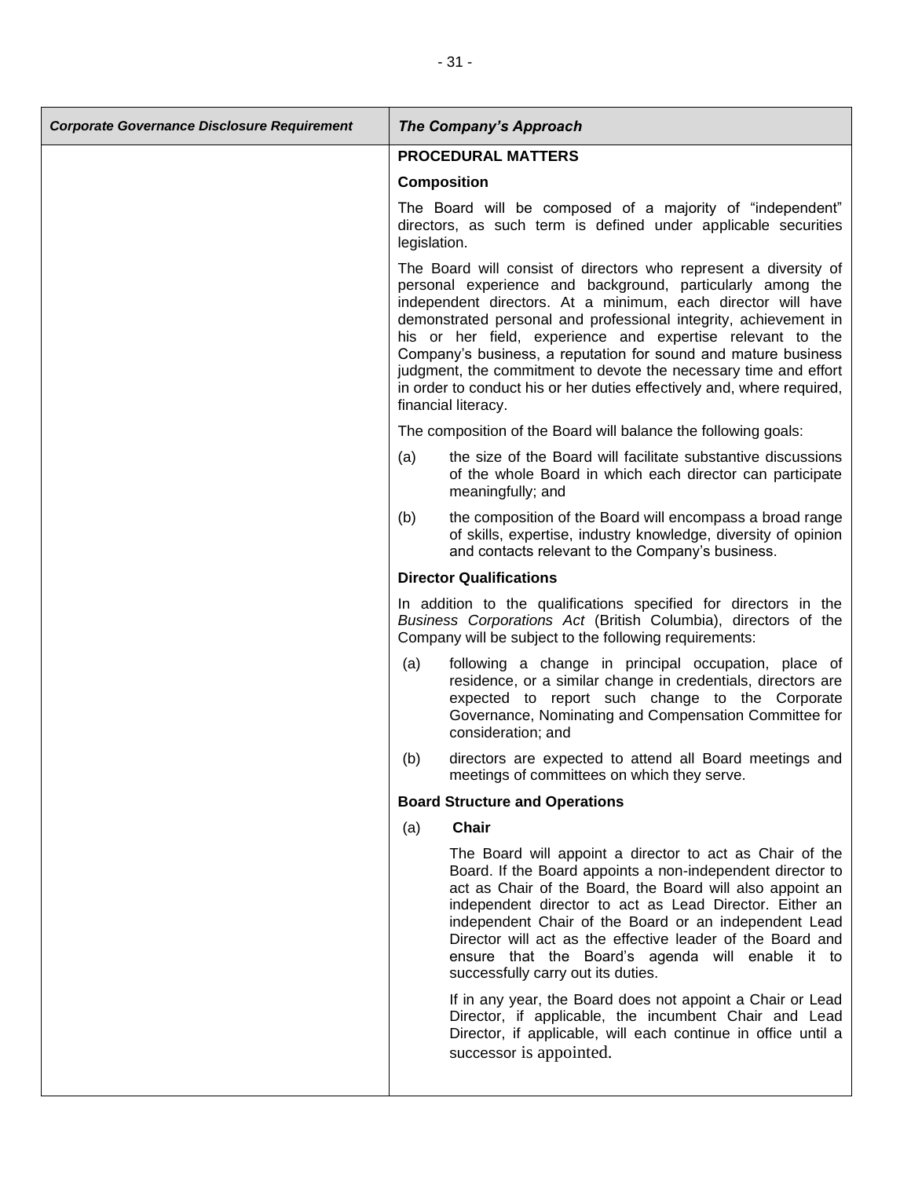| *Corporate Governance Disclosure Requirement* | *The Company's Approach* |
|---|---|
| | **PROCEDURAL MATTERS**<br><br>**Composition**<br><br>The Board will be composed of a majority of "independent" directors, as such term is defined under applicable securities legislation.<br><br>The Board will consist of directors who represent a diversity of personal experience and background, particularly among the independent directors. At a minimum, each director will have demonstrated personal and professional integrity, achievement in his or her field, experience and expertise relevant to the Company's business, a reputation for sound and mature business judgment, the commitment to devote the necessary time and effort in order to conduct his or her duties effectively and, where required, financial literacy.<br><br>The composition of the Board will balance the following goals:<br><br>(a) the size of the Board will facilitate substantive discussions of the whole Board in which each director can participate meaningfully; and<br><br>(b) the composition of the Board will encompass a broad range of skills, expertise, industry knowledge, diversity of opinion and contacts relevant to the Company's business.<br><br>**Director Qualifications**<br><br>In addition to the qualifications specified for directors in the *Business Corporations Act* (British Columbia), directors of the Company will be subject to the following requirements:<br><br>(a) following a change in principal occupation, place of residence, or a similar change in credentials, directors are expected to report such change to the Corporate Governance, Nominating and Compensation Committee for consideration; and<br><br>(b) directors are expected to attend all Board meetings and meetings of committees on which they serve.<br><br>**Board Structure and Operations**<br><br>(a) **Chair**<br><br>The Board will appoint a director to act as Chair of the Board. If the Board appoints a non-independent director to act as Chair of the Board, the Board will also appoint an independent director to act as Lead Director. Either an independent Chair of the Board or an independent Lead Director will act as the effective leader of the Board and ensure that the Board's agenda will enable it to successfully carry out its duties.<br><br>If in any year, the Board does not appoint a Chair or Lead Director, if applicable, the incumbent Chair and Lead Director, if applicable, will each continue in office until a successor is appointed. |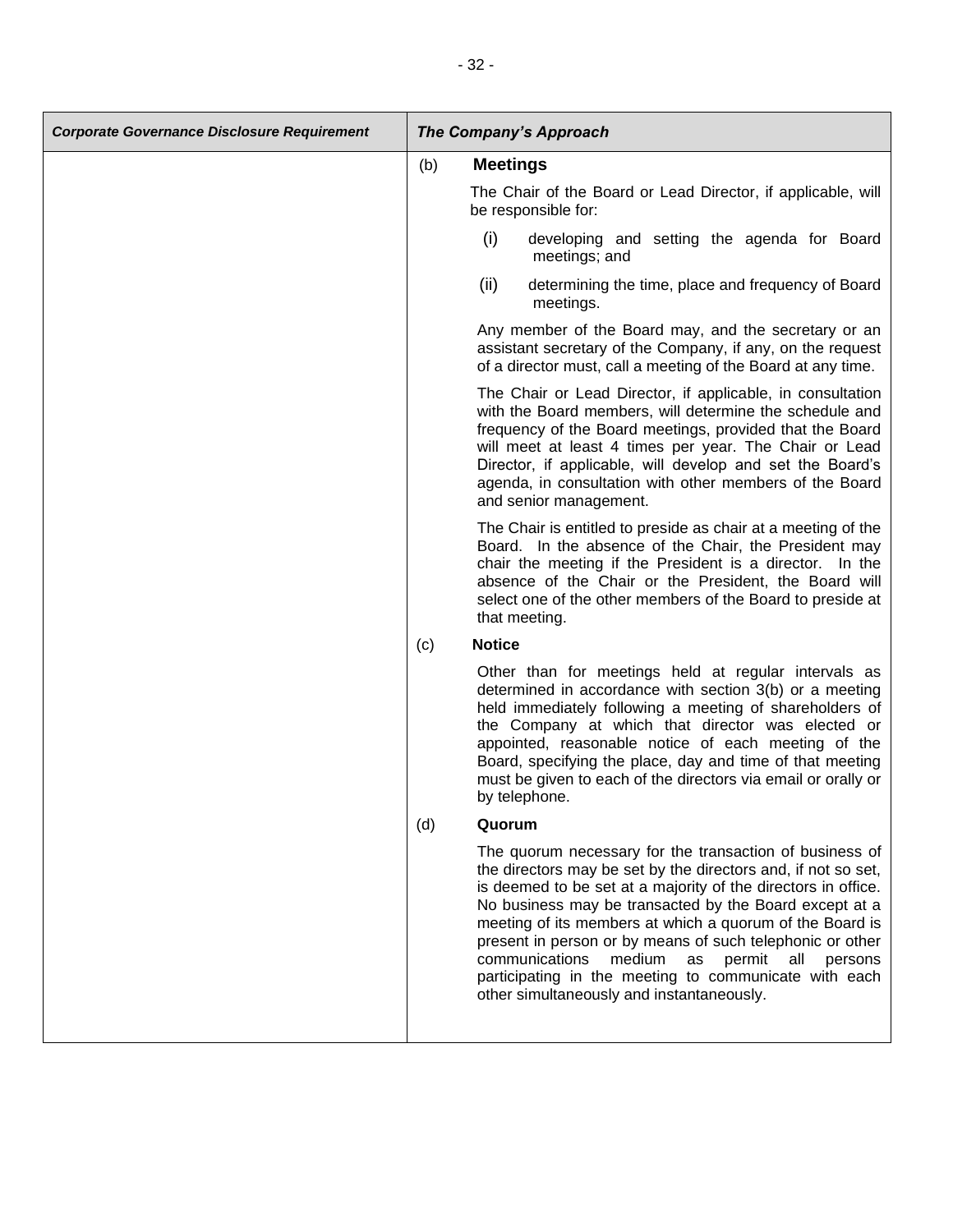| *Corporate Governance Disclosure Requirement* | *The Company's Approach* |
| --- | --- |
| | (b) **Meetings**<br><br>The Chair of the Board or Lead Director, if applicable, will be responsible for:<br><br>(i) developing and setting the agenda for Board meetings; and<br><br>(ii) determining the time, place and frequency of Board meetings.<br><br>Any member of the Board may, and the secretary or an assistant secretary of the Company, if any, on the request of a director must, call a meeting of the Board at any time.<br><br>The Chair or Lead Director, if applicable, in consultation with the Board members, will determine the schedule and frequency of the Board meetings, provided that the Board will meet at least 4 times per year. The Chair or Lead Director, if applicable, will develop and set the Board's agenda, in consultation with other members of the Board and senior management.<br><br>The Chair is entitled to preside as chair at a meeting of the Board. In the absence of the Chair, the President may chair the meeting if the President is a director. In the absence of the Chair or the President, the Board will select one of the other members of the Board to preside at that meeting.<br><br>(c) **Notice**<br><br>Other than for meetings held at regular intervals as determined in accordance with section 3(b) or a meeting held immediately following a meeting of shareholders of the Company at which that director was elected or appointed, reasonable notice of each meeting of the Board, specifying the place, day and time of that meeting must be given to each of the directors via email or orally or by telephone.<br><br>(d) **Quorum**<br><br>The quorum necessary for the transaction of business of the directors may be set by the directors and, if not so set, is deemed to be set at a majority of the directors in office. No business may be transacted by the Board except at a meeting of its members at which a quorum of the Board is present in person or by means of such telephonic or other communications medium as permit all persons participating in the meeting to communicate with each other simultaneously and instantaneously. |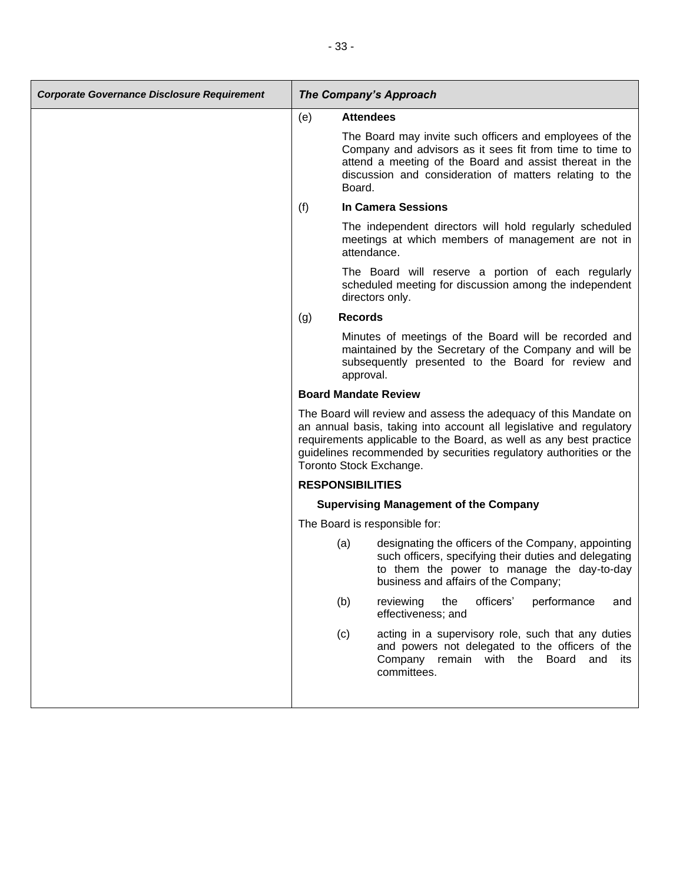| *Corporate Governance Disclosure Requirement* | *The Company's Approach* |
|---|---|
| | (e) **Attendees**<br><br>The Board may invite such officers and employees of the Company and advisors as it sees fit from time to time to attend a meeting of the Board and assist thereat in the discussion and consideration of matters relating to the Board.<br><br>(f) **In Camera Sessions**<br><br>The independent directors will hold regularly scheduled meetings at which members of management are not in attendance.<br><br>The Board will reserve a portion of each regularly scheduled meeting for discussion among the independent directors only.<br><br>(g) **Records**<br><br>Minutes of meetings of the Board will be recorded and maintained by the Secretary of the Company and will be subsequently presented to the Board for review and approval.<br><br>**Board Mandate Review**<br><br>The Board will review and assess the adequacy of this Mandate on an annual basis, taking into account all legislative and regulatory requirements applicable to the Board, as well as any best practice guidelines recommended by securities regulatory authorities or the Toronto Stock Exchange.<br><br>**RESPONSIBILITIES**<br><br>**Supervising Management of the Company**<br><br>The Board is responsible for:<br><br>(a) designating the officers of the Company, appointing such officers, specifying their duties and delegating to them the power to manage the day-to-day business and affairs of the Company;<br><br>(b) reviewing the officers' performance and effectiveness; and<br><br>(c) acting in a supervisory role, such that any duties and powers not delegated to the officers of the Company remain with the Board and its committees. |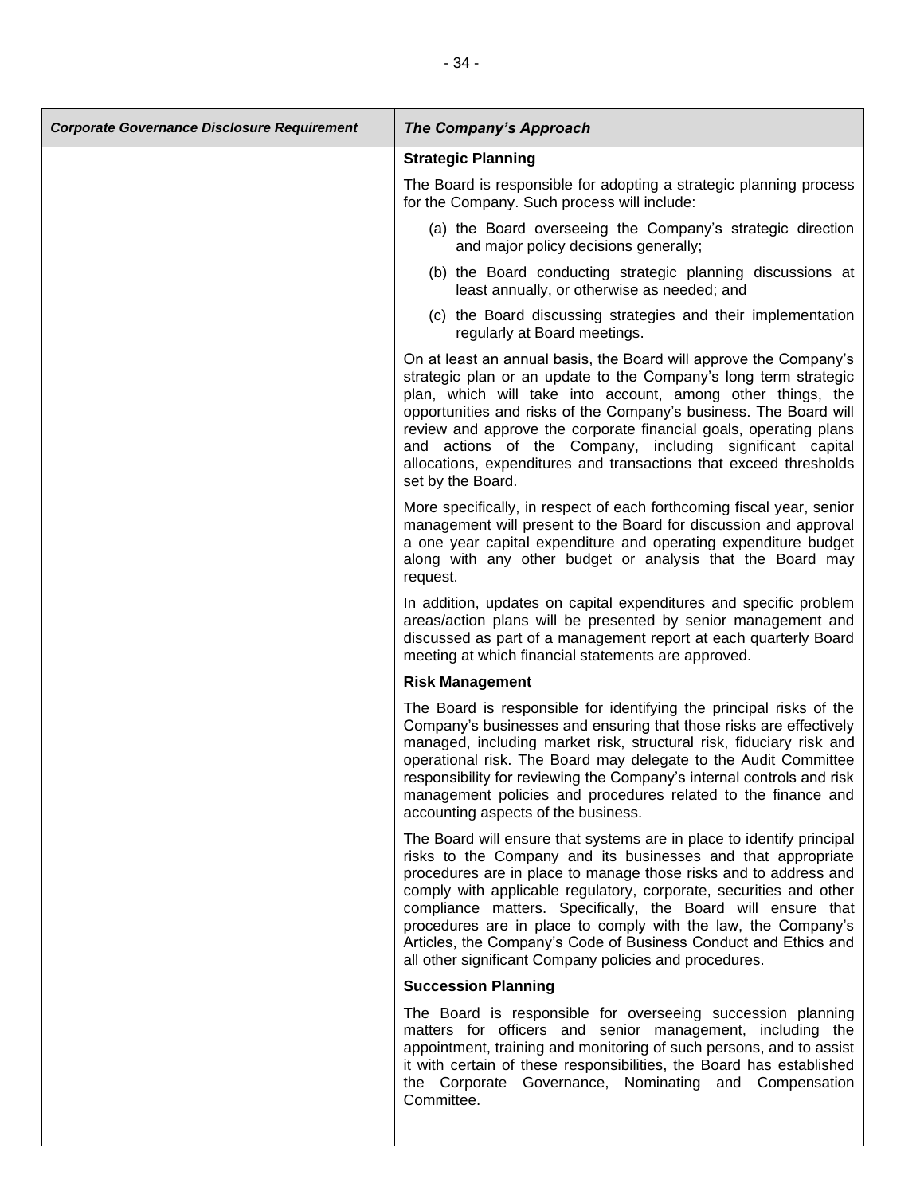| Corporate Governance Disclosure Requirement | The Company's Approach |
| --- | --- |
| | **Strategic Planning**<br><br>The Board is responsible for adopting a strategic planning process for the Company. Such process will include:<br><br>(a) the Board overseeing the Company's strategic direction and major policy decisions generally;<br><br>(b) the Board conducting strategic planning discussions at least annually, or otherwise as needed; and<br><br>(c) the Board discussing strategies and their implementation regularly at Board meetings.<br><br>On at least an annual basis, the Board will approve the Company's strategic plan or an update to the Company's long term strategic plan, which will take into account, among other things, the opportunities and risks of the Company's business. The Board will review and approve the corporate financial goals, operating plans and actions of the Company, including significant capital allocations, expenditures and transactions that exceed thresholds set by the Board.<br><br>More specifically, in respect of each forthcoming fiscal year, senior management will present to the Board for discussion and approval a one year capital expenditure and operating expenditure budget along with any other budget or analysis that the Board may request.<br><br>In addition, updates on capital expenditures and specific problem areas/action plans will be presented by senior management and discussed as part of a management report at each quarterly Board meeting at which financial statements are approved.<br><br>**Risk Management**<br><br>The Board is responsible for identifying the principal risks of the Company's businesses and ensuring that those risks are effectively managed, including market risk, structural risk, fiduciary risk and operational risk. The Board may delegate to the Audit Committee responsibility for reviewing the Company's internal controls and risk management policies and procedures related to the finance and accounting aspects of the business.<br><br>The Board will ensure that systems are in place to identify principal risks to the Company and its businesses and that appropriate procedures are in place to manage those risks and to address and comply with applicable regulatory, corporate, securities and other compliance matters. Specifically, the Board will ensure that procedures are in place to comply with the law, the Company's Articles, the Company's Code of Business Conduct and Ethics and all other significant Company policies and procedures.<br><br>**Succession Planning**<br><br>The Board is responsible for overseeing succession planning matters for officers and senior management, including the appointment, training and monitoring of such persons, and to assist it with certain of these responsibilities, the Board has established the Corporate Governance, Nominating and Compensation Committee. |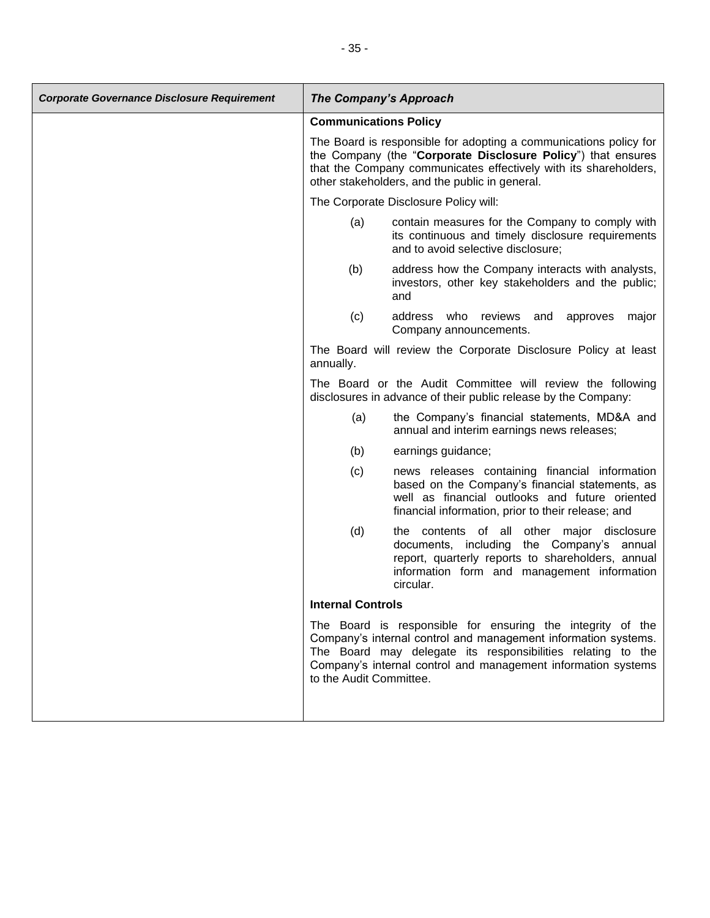| *Corporate Governance Disclosure Requirement* | *The Company's Approach* |
|---|---|
| | **Communications Policy**<br><br>The Board is responsible for adopting a communications policy for the Company (the "**Corporate Disclosure Policy**") that ensures that the Company communicates effectively with its shareholders, other stakeholders, and the public in general.<br><br>The Corporate Disclosure Policy will:<br><br>(a) contain measures for the Company to comply with its continuous and timely disclosure requirements and to avoid selective disclosure;<br><br>(b) address how the Company interacts with analysts, investors, other key stakeholders and the public; and<br><br>(c) address who reviews and approves major Company announcements.<br><br>The Board will review the Corporate Disclosure Policy at least annually.<br><br>The Board or the Audit Committee will review the following disclosures in advance of their public release by the Company:<br><br>(a) the Company's financial statements, MD&A and annual and interim earnings news releases;<br><br>(b) earnings guidance;<br><br>(c) news releases containing financial information based on the Company's financial statements, as well as financial outlooks and future oriented financial information, prior to their release; and<br><br>(d) the contents of all other major disclosure documents, including the Company's annual report, quarterly reports to shareholders, annual information form and management information circular.<br><br>**Internal Controls**<br><br>The Board is responsible for ensuring the integrity of the Company's internal control and management information systems. The Board may delegate its responsibilities relating to the Company's internal control and management information systems to the Audit Committee. |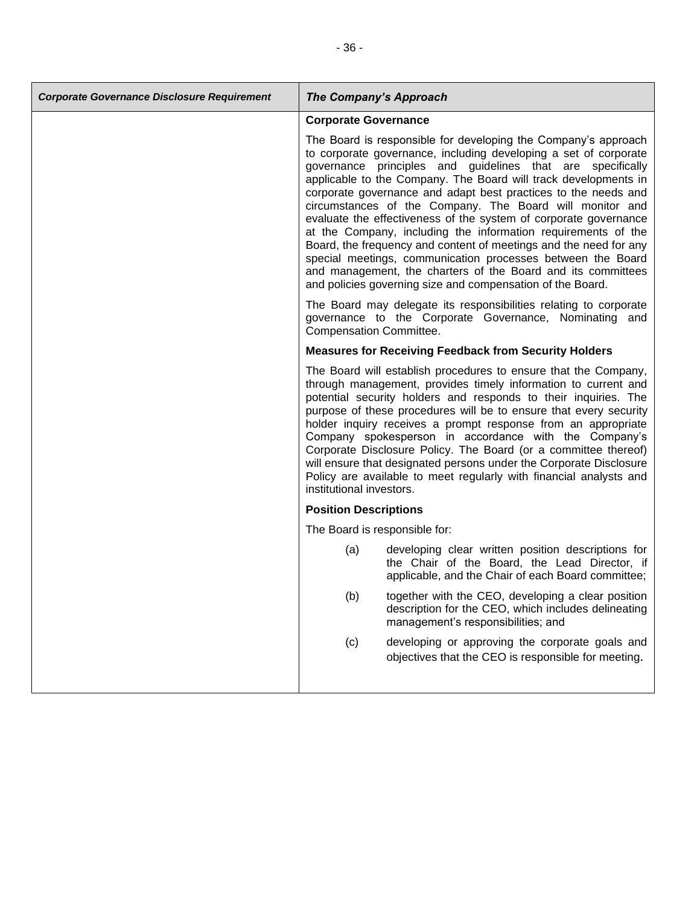| *Corporate Governance Disclosure Requirement* | *The Company's Approach* |
|---|---|
| | **Corporate Governance**<br><br>The Board is responsible for developing the Company's approach to corporate governance, including developing a set of corporate governance principles and guidelines that are specifically applicable to the Company. The Board will track developments in corporate governance and adapt best practices to the needs and circumstances of the Company. The Board will monitor and evaluate the effectiveness of the system of corporate governance at the Company, including the information requirements of the Board, the frequency and content of meetings and the need for any special meetings, communication processes between the Board and management, the charters of the Board and its committees and policies governing size and compensation of the Board.<br><br>The Board may delegate its responsibilities relating to corporate governance to the Corporate Governance, Nominating and Compensation Committee.<br><br>**Measures for Receiving Feedback from Security Holders**<br><br>The Board will establish procedures to ensure that the Company, through management, provides timely information to current and potential security holders and responds to their inquiries. The purpose of these procedures will be to ensure that every security holder inquiry receives a prompt response from an appropriate Company spokesperson in accordance with the Company's Corporate Disclosure Policy. The Board (or a committee thereof) will ensure that designated persons under the Corporate Disclosure Policy are available to meet regularly with financial analysts and institutional investors.<br><br>**Position Descriptions**<br><br>The Board is responsible for:<br><br>(a) developing clear written position descriptions for the Chair of the Board, the Lead Director, if applicable, and the Chair of each Board committee;<br><br>(b) together with the CEO, developing a clear position description for the CEO, which includes delineating management's responsibilities; and<br><br>(c) developing or approving the corporate goals and objectives that the CEO is responsible for meeting. |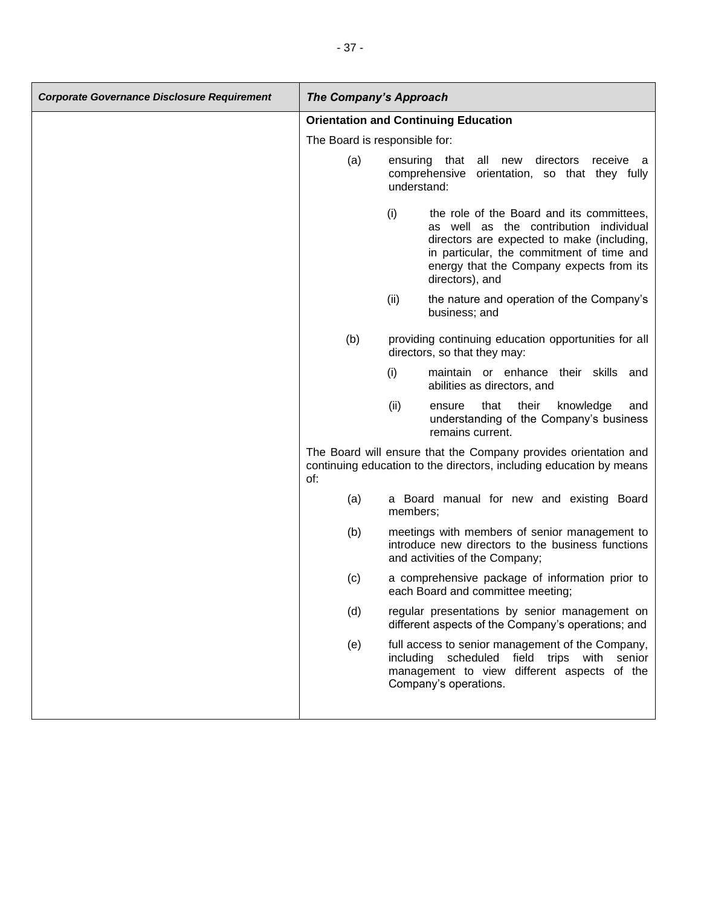| *Corporate Governance Disclosure Requirement* | *The Company's Approach* |
|---|---|
| | **Orientation and Continuing Education**<br><br>The Board is responsible for:<br><br>(a) ensuring that all new directors receive a comprehensive orientation, so that they fully understand:<br><br>(i) the role of the Board and its committees, as well as the contribution individual directors are expected to make (including, in particular, the commitment of time and energy that the Company expects from its directors), and<br><br>(ii) the nature and operation of the Company's business; and<br><br>(b) providing continuing education opportunities for all directors, so that they may:<br><br>(i) maintain or enhance their skills and abilities as directors, and<br><br>(ii) ensure that their knowledge and understanding of the Company's business remains current.<br><br>The Board will ensure that the Company provides orientation and continuing education to the directors, including education by means of:<br><br>(a) a Board manual for new and existing Board members;<br><br>(b) meetings with members of senior management to introduce new directors to the business functions and activities of the Company;<br><br>(c) a comprehensive package of information prior to each Board and committee meeting;<br><br>(d) regular presentations by senior management on different aspects of the Company's operations; and<br><br>(e) full access to senior management of the Company, including scheduled field trips with senior management to view different aspects of the Company's operations. |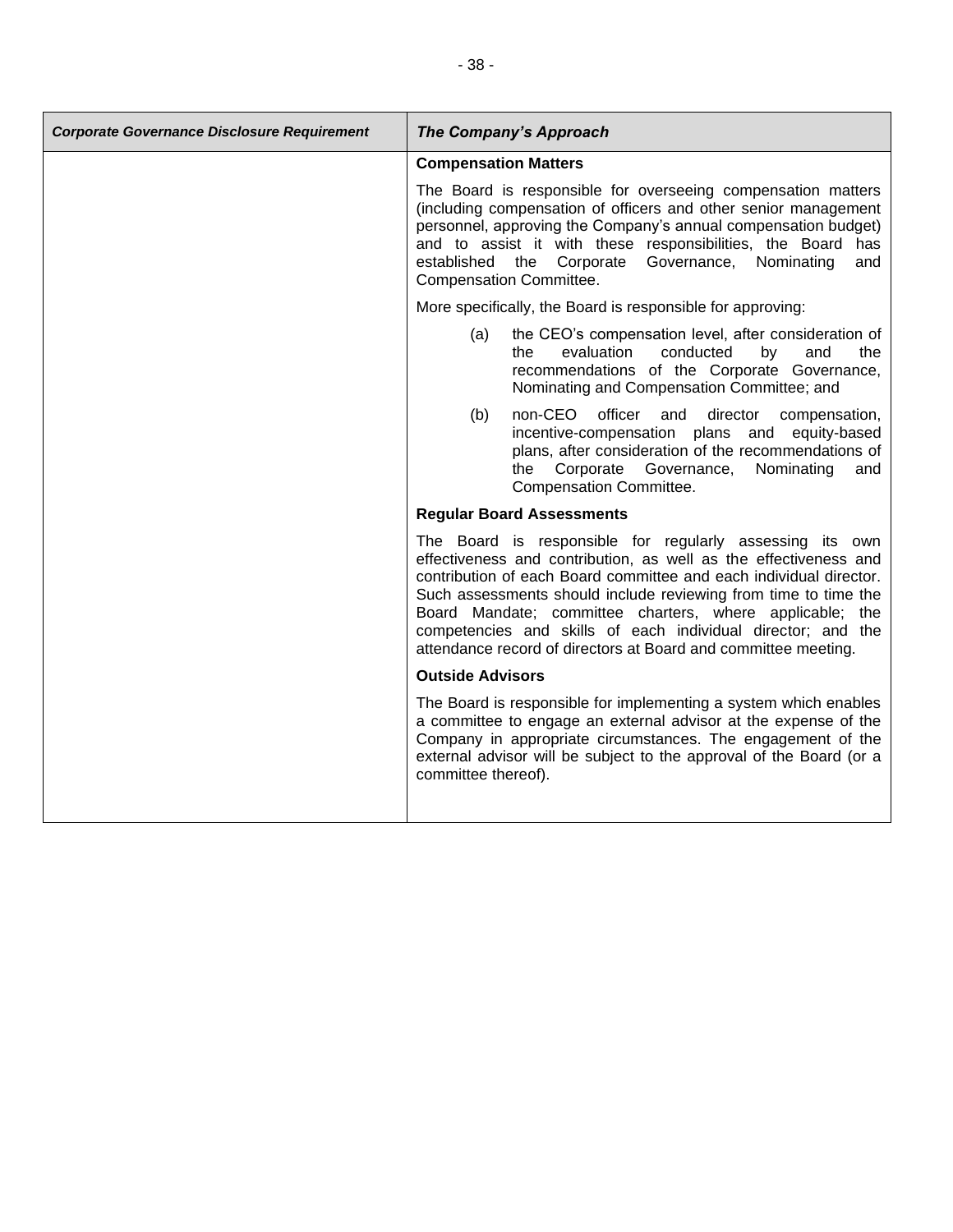| *Corporate Governance Disclosure Requirement* | *The Company's Approach* |
|---|---|
| | **Compensation Matters**<br><br>The Board is responsible for overseeing compensation matters (including compensation of officers and other senior management personnel, approving the Company's annual compensation budget) and to assist it with these responsibilities, the Board has established the Corporate Governance, Nominating and Compensation Committee.<br><br>More specifically, the Board is responsible for approving:<br><br>(a) the CEO's compensation level, after consideration of the evaluation conducted by and the recommendations of the Corporate Governance, Nominating and Compensation Committee; and<br><br>(b) non-CEO officer and director compensation, incentive-compensation plans and equity-based plans, after consideration of the recommendations of the Corporate Governance, Nominating and Compensation Committee.<br><br>**Regular Board Assessments**<br><br>The Board is responsible for regularly assessing its own effectiveness and contribution, as well as the effectiveness and contribution of each Board committee and each individual director. Such assessments should include reviewing from time to time the Board Mandate; committee charters, where applicable; the competencies and skills of each individual director; and the attendance record of directors at Board and committee meeting.<br><br>**Outside Advisors**<br><br>The Board is responsible for implementing a system which enables a committee to engage an external advisor at the expense of the Company in appropriate circumstances. The engagement of the external advisor will be subject to the approval of the Board (or a committee thereof). |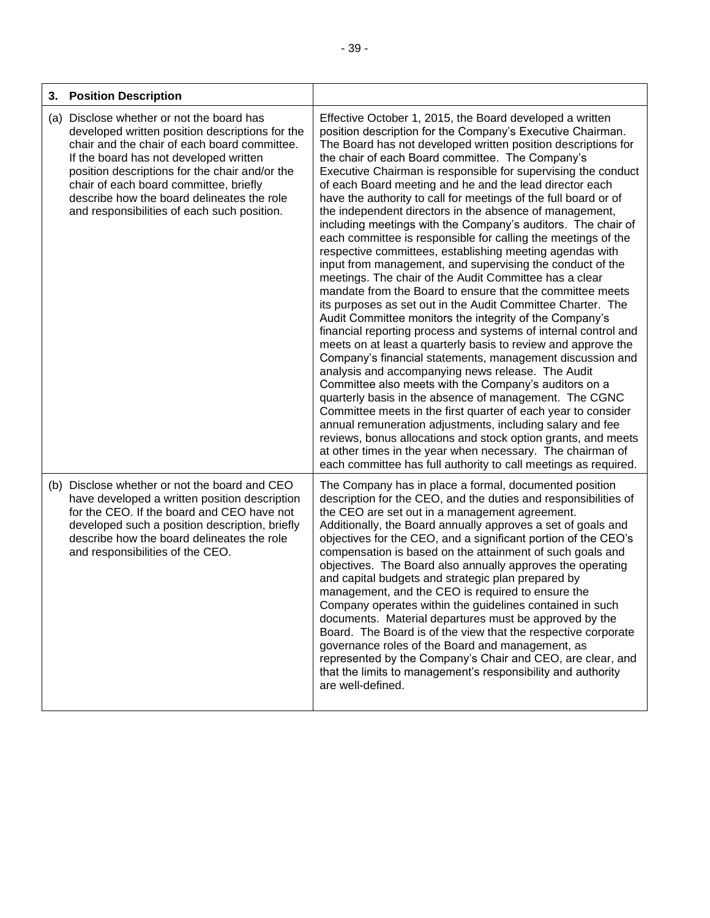| 3. Position Description | |
|---|---|
| (a) Disclose whether or not the board has developed written position descriptions for the chair and the chair of each board committee. If the board has not developed written position descriptions for the chair and/or the chair of each board committee, briefly describe how the board delineates the role and responsibilities of each such position. | Effective October 1, 2015, the Board developed a written position description for the Company's Executive Chairman. The Board has not developed written position descriptions for the chair of each Board committee. The Company's Executive Chairman is responsible for supervising the conduct of each Board meeting and he and the lead director each have the authority to call for meetings of the full board or of the independent directors in the absence of management, including meetings with the Company's auditors. The chair of each committee is responsible for calling the meetings of the respective committees, establishing meeting agendas with input from management, and supervising the conduct of the meetings. The chair of the Audit Committee has a clear mandate from the Board to ensure that the committee meets its purposes as set out in the Audit Committee Charter. The Audit Committee monitors the integrity of the Company's financial reporting process and systems of internal control and meets on at least a quarterly basis to review and approve the Company's financial statements, management discussion and analysis and accompanying news release. The Audit Committee also meets with the Company's auditors on a quarterly basis in the absence of management. The CGNC Committee meets in the first quarter of each year to consider annual remuneration adjustments, including salary and fee reviews, bonus allocations and stock option grants, and meets at other times in the year when necessary. The chairman of each committee has full authority to call meetings as required. |
| (b) Disclose whether or not the board and CEO have developed a written position description for the CEO. If the board and CEO have not developed such a position description, briefly describe how the board delineates the role and responsibilities of the CEO. | The Company has in place a formal, documented position description for the CEO, and the duties and responsibilities of the CEO are set out in a management agreement. Additionally, the Board annually approves a set of goals and objectives for the CEO, and a significant portion of the CEO's compensation is based on the attainment of such goals and objectives. The Board also annually approves the operating and capital budgets and strategic plan prepared by management, and the CEO is required to ensure the Company operates within the guidelines contained in such documents. Material departures must be approved by the Board. The Board is of the view that the respective corporate governance roles of the Board and management, as represented by the Company's Chair and CEO, are clear, and that the limits to management's responsibility and authority are well-defined. |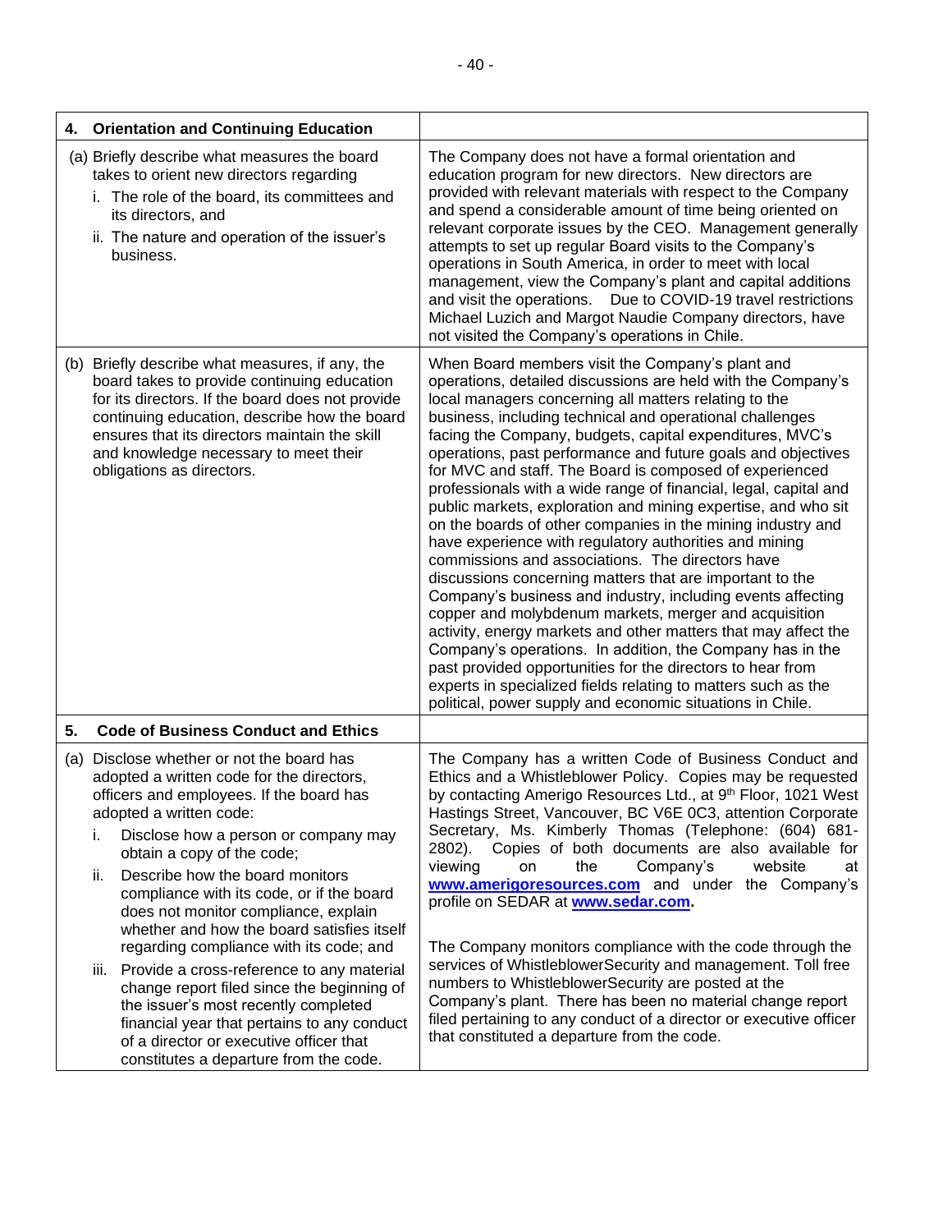| 4. Orientation and Continuing Education | |
|---|---|
| (a) Briefly describe what measures the board takes to orient new directors regarding<br>i. The role of the board, its committees and its directors, and<br>ii. The nature and operation of the issuer's business. | The Company does not have a formal orientation and education program for new directors. New directors are provided with relevant materials with respect to the Company and spend a considerable amount of time being oriented on relevant corporate issues by the CEO. Management generally attempts to set up regular Board visits to the Company's operations in South America, in order to meet with local management, view the Company's plant and capital additions and visit the operations. Due to COVID-19 travel restrictions Michael Luzich and Margot Naudie Company directors, have not visited the Company's operations in Chile. |
| (b) Briefly describe what measures, if any, the board takes to provide continuing education for its directors. If the board does not provide continuing education, describe how the board ensures that its directors maintain the skill and knowledge necessary to meet their obligations as directors. | When Board members visit the Company's plant and operations, detailed discussions are held with the Company's local managers concerning all matters relating to the business, including technical and operational challenges facing the Company, budgets, capital expenditures, MVC's operations, past performance and future goals and objectives for MVC and staff. The Board is composed of experienced professionals with a wide range of financial, legal, capital and public markets, exploration and mining expertise, and who sit on the boards of other companies in the mining industry and have experience with regulatory authorities and mining commissions and associations. The directors have discussions concerning matters that are important to the Company's business and industry, including events affecting copper and molybdenum markets, merger and acquisition activity, energy markets and other matters that may affect the Company's operations. In addition, the Company has in the past provided opportunities for the directors to hear from experts in specialized fields relating to matters such as the political, power supply and economic situations in Chile. |
| **5. Code of Business Conduct and Ethics** | |
| (a) Disclose whether or not the board has adopted a written code for the directors, officers and employees. If the board has adopted a written code:<br>i. Disclose how a person or company may obtain a copy of the code;<br>ii. Describe how the board monitors compliance with its code, or if the board does not monitor compliance, explain whether and how the board satisfies itself regarding compliance with its code; and<br>iii. Provide a cross-reference to any material change report filed since the beginning of the issuer's most recently completed financial year that pertains to any conduct of a director or executive officer that constitutes a departure from the code. | The Company has a written Code of Business Conduct and Ethics and a Whistleblower Policy. Copies may be requested by contacting Amerigo Resources Ltd., at 9th Floor, 1021 West Hastings Street, Vancouver, BC V6E 0C3, attention Corporate Secretary, Ms. Kimberly Thomas (Telephone: (604) 681-2802). Copies of both documents are also available for viewing on the Company's website at **www.amerigoresources.com** and under the Company's profile on SEDAR at **www.sedar.com**.<br><br>The Company monitors compliance with the code through the services of WhistleblowerSecurity and management. Toll free numbers to WhistleblowerSecurity are posted at the Company's plant. There has been no material change report filed pertaining to any conduct of a director or executive officer that constituted a departure from the code. |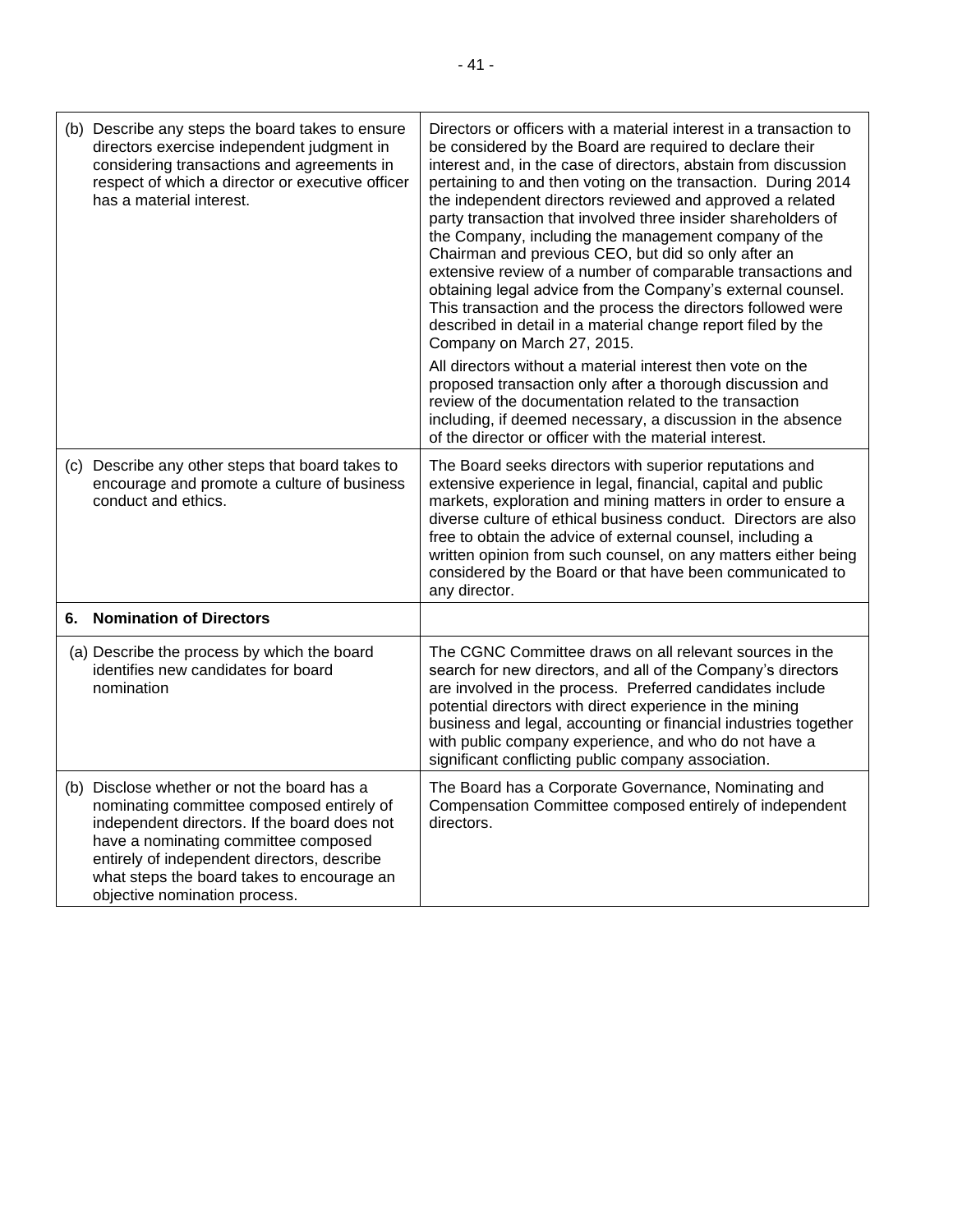| | |
|---|---|
| (b) Describe any steps the board takes to ensure directors exercise independent judgment in considering transactions and agreements in respect of which a director or executive officer has a material interest. | Directors or officers with a material interest in a transaction to be considered by the Board are required to declare their interest and, in the case of directors, abstain from discussion pertaining to and then voting on the transaction. During 2014 the independent directors reviewed and approved a related party transaction that involved three insider shareholders of the Company, including the management company of the Chairman and previous CEO, but did so only after an extensive review of a number of comparable transactions and obtaining legal advice from the Company's external counsel. This transaction and the process the directors followed were described in detail in a material change report filed by the Company on March 27, 2015.<br><br>All directors without a material interest then vote on the proposed transaction only after a thorough discussion and review of the documentation related to the transaction including, if deemed necessary, a discussion in the absence of the director or officer with the material interest. |
| (c) Describe any other steps that board takes to encourage and promote a culture of business conduct and ethics. | The Board seeks directors with superior reputations and extensive experience in legal, financial, capital and public markets, exploration and mining matters in order to ensure a diverse culture of ethical business conduct. Directors are also free to obtain the advice of external counsel, including a written opinion from such counsel, on any matters either being considered by the Board or that have been communicated to any director. |
| **6. Nomination of Directors** | |
| (a) Describe the process by which the board identifies new candidates for board nomination | The CGNC Committee draws on all relevant sources in the search for new directors, and all of the Company's directors are involved in the process. Preferred candidates include potential directors with direct experience in the mining business and legal, accounting or financial industries together with public company experience, and who do not have a significant conflicting public company association. |
| (b) Disclose whether or not the board has a nominating committee composed entirely of independent directors. If the board does not have a nominating committee composed entirely of independent directors, describe what steps the board takes to encourage an objective nomination process. | The Board has a Corporate Governance, Nominating and Compensation Committee composed entirely of independent directors. |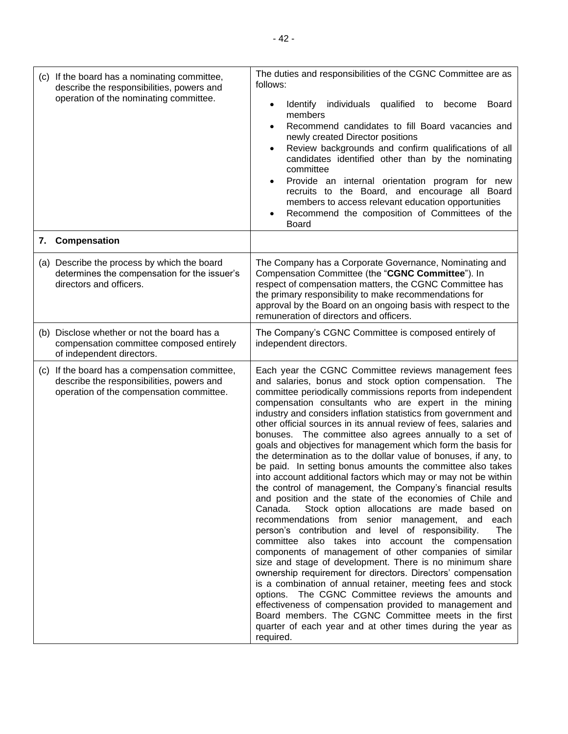| | |
|---|---|
| (c) If the board has a nominating committee, describe the responsibilities, powers and operation of the nominating committee. | The duties and responsibilities of the CGNC Committee are as follows:<br>• Identify individuals qualified to become Board members<br>• Recommend candidates to fill Board vacancies and newly created Director positions<br>• Review backgrounds and confirm qualifications of all candidates identified other than by the nominating committee<br>• Provide an internal orientation program for new recruits to the Board, and encourage all Board members to access relevant education opportunities<br>• Recommend the composition of Committees of the Board |
| **7. Compensation** | |
| (a) Describe the process by which the board determines the compensation for the issuer's directors and officers. | The Company has a Corporate Governance, Nominating and Compensation Committee (the "**CGNC Committee**"). In respect of compensation matters, the CGNC Committee has the primary responsibility to make recommendations for approval by the Board on an ongoing basis with respect to the remuneration of directors and officers. |
| (b) Disclose whether or not the board has a compensation committee composed entirely of independent directors. | The Company's CGNC Committee is composed entirely of independent directors. |
| (c) If the board has a compensation committee, describe the responsibilities, powers and operation of the compensation committee. | Each year the CGNC Committee reviews management fees and salaries, bonus and stock option compensation. The committee periodically commissions reports from independent compensation consultants who are expert in the mining industry and considers inflation statistics from government and other official sources in its annual review of fees, salaries and bonuses. The committee also agrees annually to a set of goals and objectives for management which form the basis for the determination as to the dollar value of bonuses, if any, to be paid. In setting bonus amounts the committee also takes into account additional factors which may or may not be within the control of management, the Company's financial results and position and the state of the economies of Chile and Canada. Stock option allocations are made based on recommendations from senior management, and each person's contribution and level of responsibility. The committee also takes into account the compensation components of management of other companies of similar size and stage of development. There is no minimum share ownership requirement for directors. Directors' compensation is a combination of annual retainer, meeting fees and stock options. The CGNC Committee reviews the amounts and effectiveness of compensation provided to management and Board members. The CGNC Committee meets in the first quarter of each year and at other times during the year as required. |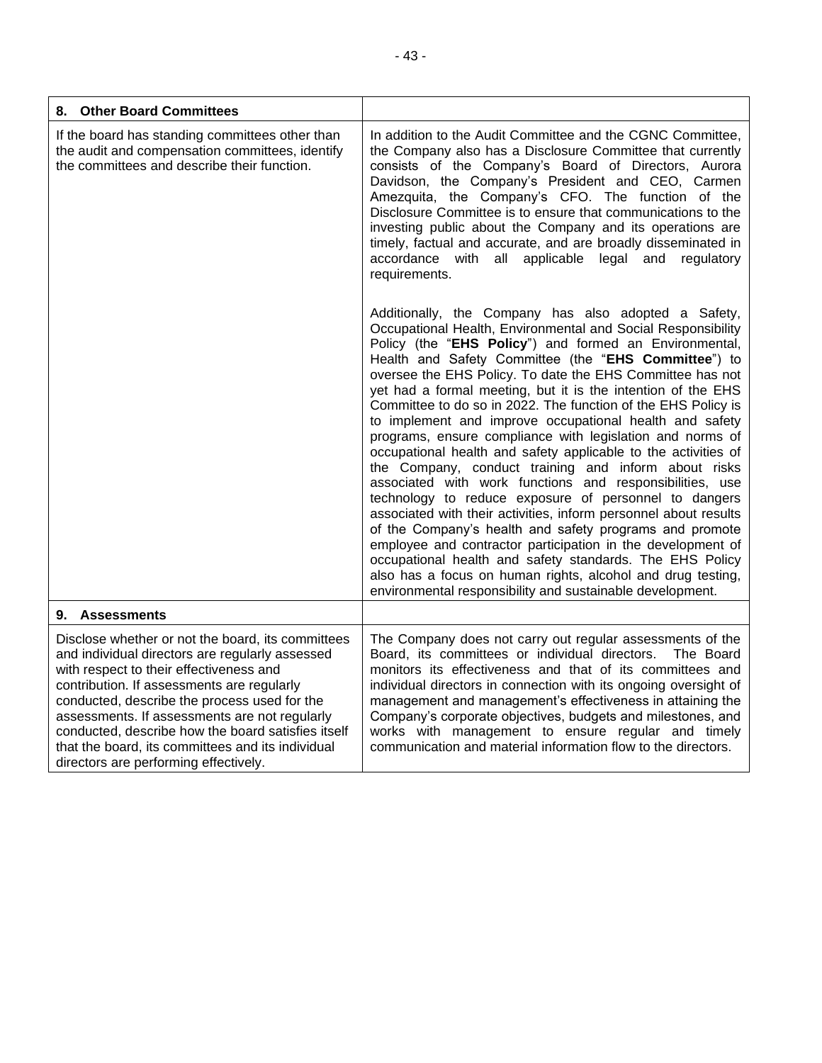| **8. Other Board Committees** | |
|---|---|
| If the board has standing committees other than the audit and compensation committees, identify the committees and describe their function. | In addition to the Audit Committee and the CGNC Committee, the Company also has a Disclosure Committee that currently consists of the Company's Board of Directors, Aurora Davidson, the Company's President and CEO, Carmen Amezquita, the Company's CFO. The function of the Disclosure Committee is to ensure that communications to the investing public about the Company and its operations are timely, factual and accurate, and are broadly disseminated in accordance with all applicable legal and regulatory requirements.<br><br>Additionally, the Company has also adopted a Safety, Occupational Health, Environmental and Social Responsibility Policy (the "**EHS Policy**") and formed an Environmental, Health and Safety Committee (the "**EHS Committee**") to oversee the EHS Policy. To date the EHS Committee has not yet had a formal meeting, but it is the intention of the EHS Committee to do so in 2022. The function of the EHS Policy is to implement and improve occupational health and safety programs, ensure compliance with legislation and norms of occupational health and safety applicable to the activities of the Company, conduct training and inform about risks associated with work functions and responsibilities, use technology to reduce exposure of personnel to dangers associated with their activities, inform personnel about results of the Company's health and safety programs and promote employee and contractor participation in the development of occupational health and safety standards. The EHS Policy also has a focus on human rights, alcohol and drug testing, environmental responsibility and sustainable development. |
| **9. Assessments** | |
| Disclose whether or not the board, its committees and individual directors are regularly assessed with respect to their effectiveness and contribution. If assessments are regularly conducted, describe the process used for the assessments. If assessments are not regularly conducted, describe how the board satisfies itself that the board, its committees and its individual directors are performing effectively. | The Company does not carry out regular assessments of the Board, its committees or individual directors. The Board monitors its effectiveness and that of its committees and individual directors in connection with its ongoing oversight of management and management's effectiveness in attaining the Company's corporate objectives, budgets and milestones, and works with management to ensure regular and timely communication and material information flow to the directors. |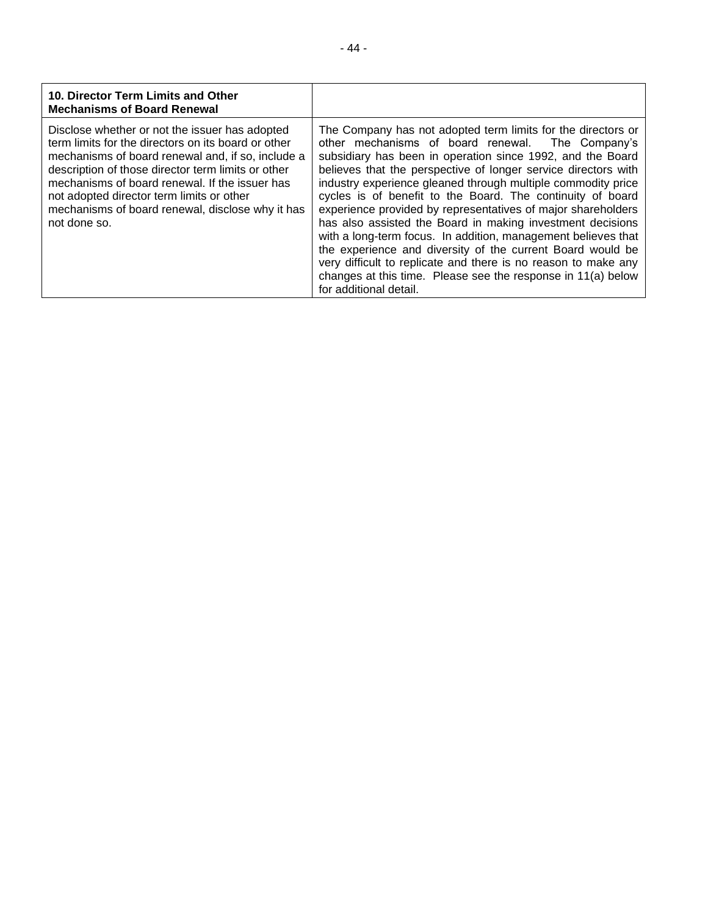| **10. Director Term Limits and Other Mechanisms of Board Renewal** | |
| --- | --- |
| Disclose whether or not the issuer has adopted term limits for the directors on its board or other mechanisms of board renewal and, if so, include a description of those director term limits or other mechanisms of board renewal. If the issuer has not adopted director term limits or other mechanisms of board renewal, disclose why it has not done so. | The Company has not adopted term limits for the directors or other mechanisms of board renewal. The Company's subsidiary has been in operation since 1992, and the Board believes that the perspective of longer service directors with industry experience gleaned through multiple commodity price cycles is of benefit to the Board. The continuity of board experience provided by representatives of major shareholders has also assisted the Board in making investment decisions with a long-term focus. In addition, management believes that the experience and diversity of the current Board would be very difficult to replicate and there is no reason to make any changes at this time. Please see the response in 11(a) below for additional detail. |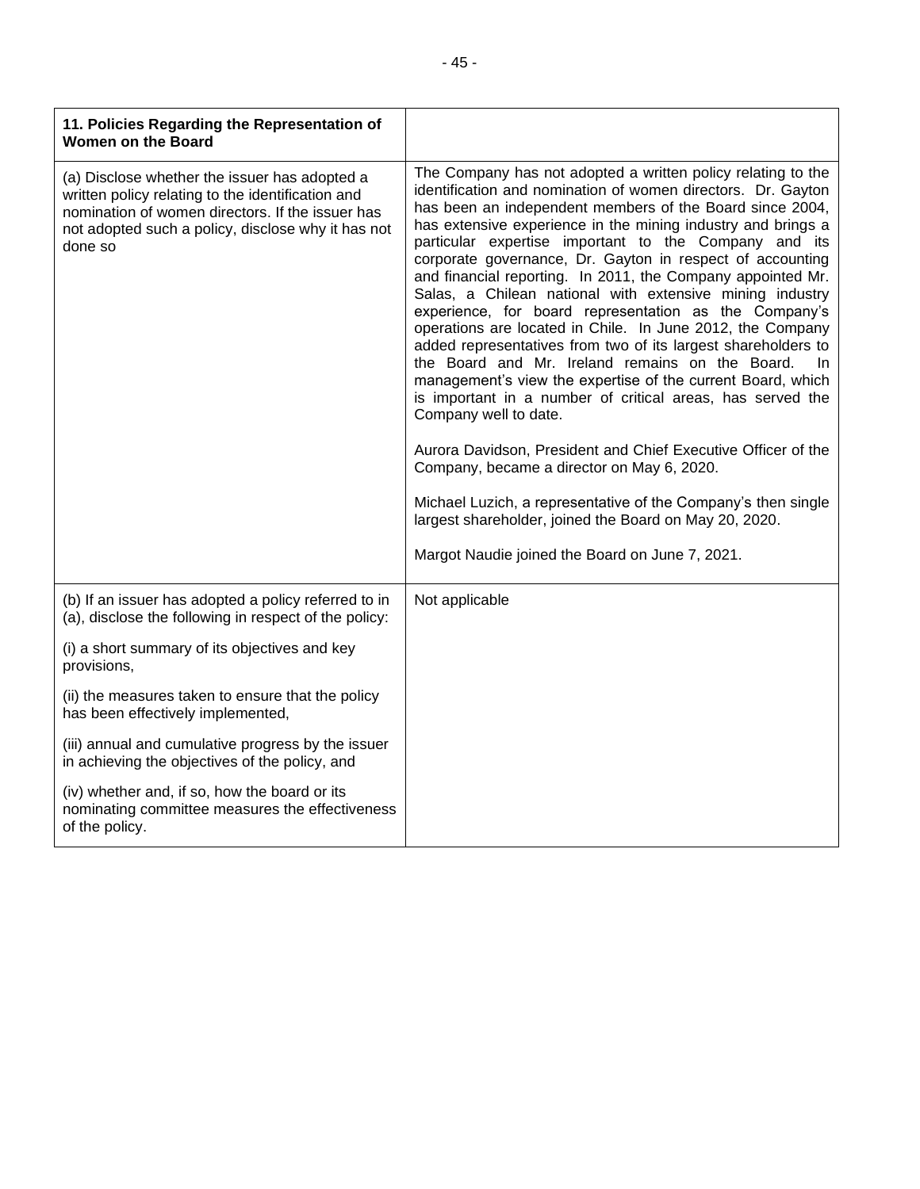| **11. Policies Regarding the Representation of Women on the Board** | |
|---|---|
| (a) Disclose whether the issuer has adopted a written policy relating to the identification and nomination of women directors. If the issuer has not adopted such a policy, disclose why it has not done so | The Company has not adopted a written policy relating to the identification and nomination of women directors. Dr. Gayton has been an independent members of the Board since 2004, has extensive experience in the mining industry and brings a particular expertise important to the Company and its corporate governance, Dr. Gayton in respect of accounting and financial reporting. In 2011, the Company appointed Mr. Salas, a Chilean national with extensive mining industry experience, for board representation as the Company's operations are located in Chile. In June 2012, the Company added representatives from two of its largest shareholders to the Board and Mr. Ireland remains on the Board. In management's view the expertise of the current Board, which is important in a number of critical areas, has served the Company well to date.<br><br>Aurora Davidson, President and Chief Executive Officer of the Company, became a director on May 6, 2020.<br><br>Michael Luzich, a representative of the Company's then single largest shareholder, joined the Board on May 20, 2020.<br><br>Margot Naudie joined the Board on June 7, 2021. |
| (b) If an issuer has adopted a policy referred to in (a), disclose the following in respect of the policy:<br><br>(i) a short summary of its objectives and key provisions,<br><br>(ii) the measures taken to ensure that the policy has been effectively implemented,<br><br>(iii) annual and cumulative progress by the issuer in achieving the objectives of the policy, and<br><br>(iv) whether and, if so, how the board or its nominating committee measures the effectiveness of the policy. | Not applicable |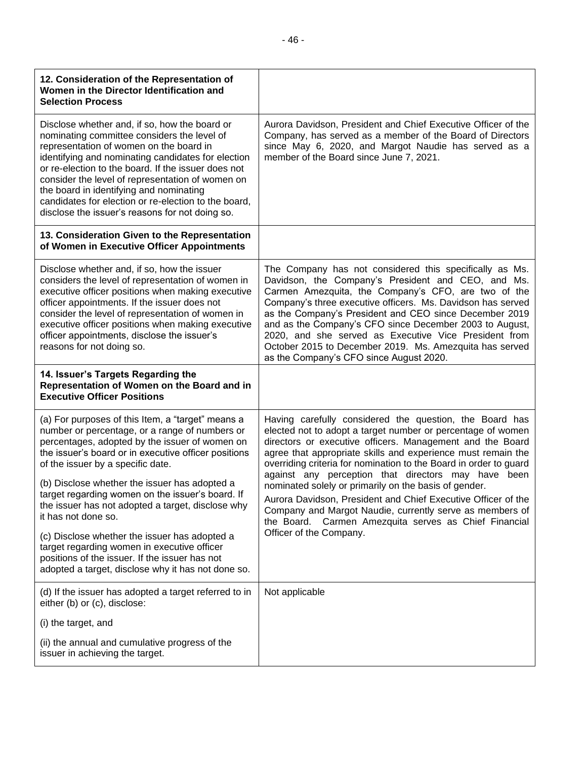| **12. Consideration of the Representation of Women in the Director Identification and Selection Process** | |
|---|---|
| Disclose whether and, if so, how the board or nominating committee considers the level of representation of women on the board in identifying and nominating candidates for election or re-election to the board. If the issuer does not consider the level of representation of women on the board in identifying and nominating candidates for election or re-election to the board, disclose the issuer's reasons for not doing so. | Aurora Davidson, President and Chief Executive Officer of the Company, has served as a member of the Board of Directors since May 6, 2020, and Margot Naudie has served as a member of the Board since June 7, 2021. |
| **13. Consideration Given to the Representation of Women in Executive Officer Appointments** | |
| Disclose whether and, if so, how the issuer considers the level of representation of women in executive officer positions when making executive officer appointments. If the issuer does not consider the level of representation of women in executive officer positions when making executive officer appointments, disclose the issuer's reasons for not doing so. | The Company has not considered this specifically as Ms. Davidson, the Company's President and CEO, and Ms. Carmen Amezquita, the Company's CFO, are two of the Company's three executive officers. Ms. Davidson has served as the Company's President and CEO since December 2019 and as the Company's CFO since December 2003 to August, 2020, and she served as Executive Vice President from October 2015 to December 2019. Ms. Amezquita has served as the Company's CFO since August 2020. |
| **14. Issuer's Targets Regarding the Representation of Women on the Board and in Executive Officer Positions** | |
| (a) For purposes of this Item, a "target" means a number or percentage, or a range of numbers or percentages, adopted by the issuer of women on the issuer's board or in executive officer positions of the issuer by a specific date.<br><br>(b) Disclose whether the issuer has adopted a target regarding women on the issuer's board. If the issuer has not adopted a target, disclose why it has not done so.<br><br>(c) Disclose whether the issuer has adopted a target regarding women in executive officer positions of the issuer. If the issuer has not adopted a target, disclose why it has not done so. | Having carefully considered the question, the Board has elected not to adopt a target number or percentage of women directors or executive officers. Management and the Board agree that appropriate skills and experience must remain the overriding criteria for nomination to the Board in order to guard against any perception that directors may have been nominated solely or primarily on the basis of gender.<br><br>Aurora Davidson, President and Chief Executive Officer of the Company and Margot Naudie, currently serve as members of the Board. Carmen Amezquita serves as Chief Financial Officer of the Company. |
| (d) If the issuer has adopted a target referred to in either (b) or (c), disclose:<br><br>(i) the target, and<br><br>(ii) the annual and cumulative progress of the issuer in achieving the target. | Not applicable |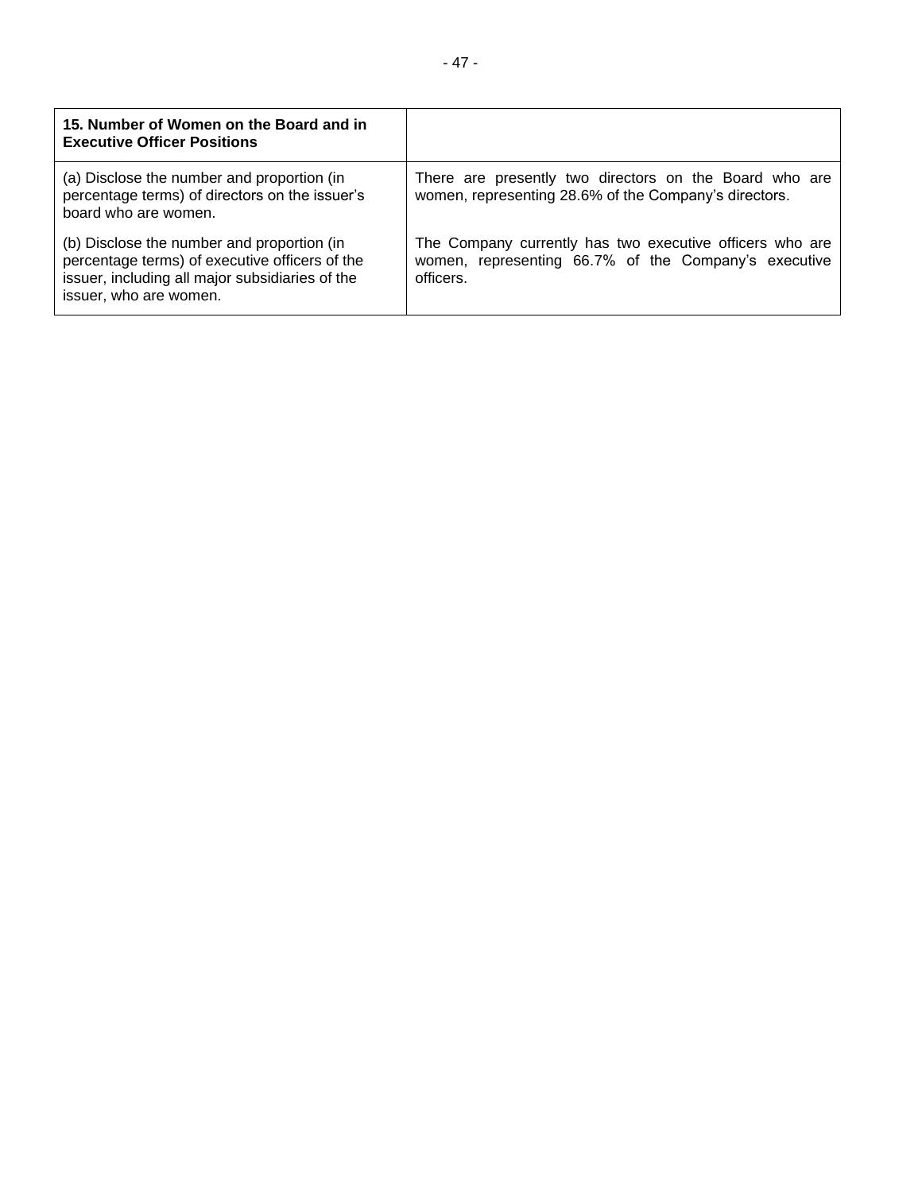| 15. Number of Women on the Board and in Executive Officer Positions | |
|---|---|
| (a) Disclose the number and proportion (in percentage terms) of directors on the issuer's board who are women. | There are presently two directors on the Board who are women, representing 28.6% of the Company's directors. |
| (b) Disclose the number and proportion (in percentage terms) of executive officers of the issuer, including all major subsidiaries of the issuer, who are women. | The Company currently has two executive officers who are women, representing 66.7% of the Company's executive officers. |